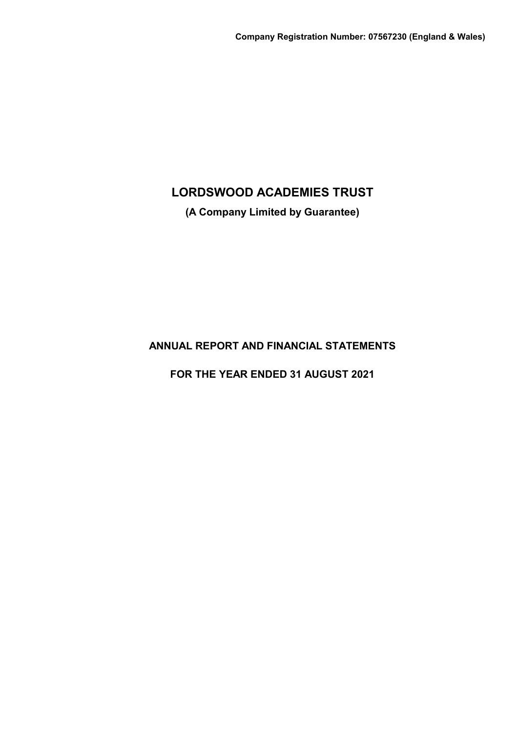**Company Registration Number: 07567230 (England & Wales)**

# LORDSWOOD ACADEMIES TRUST

**(A Company Limited by Guarantee)**

## ANNUAL REPORT AND FINANCIAL STATEMENTS

## FOR THE YEAR ENDED 31 AUGUST 2021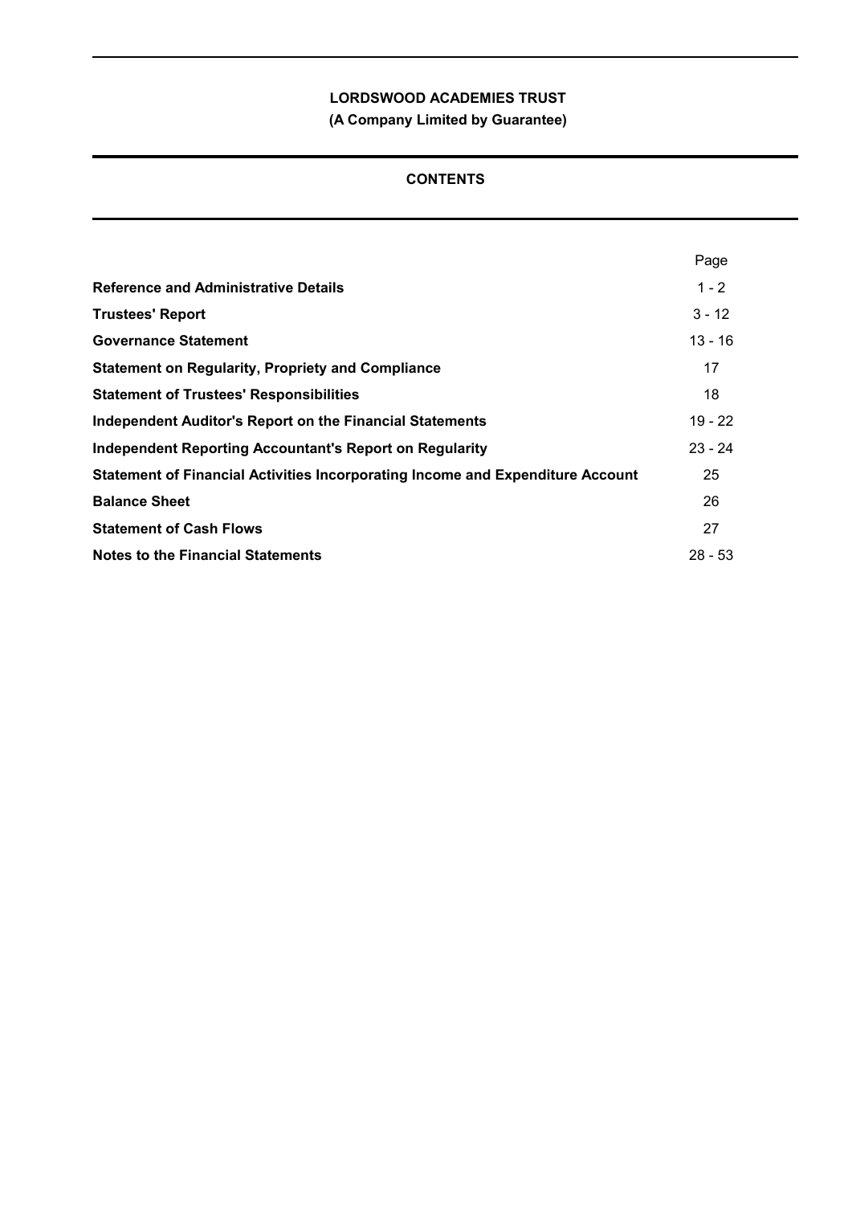**LORDSWOOD ACADEMIES TRUST**

**(A Company Limited by Guarantee)**

**CONTENTS**

| | Page |
|---|---|
| **Reference and Administrative Details** | 1 - 2 |
| **Trustees' Report** | 3 - 12 |
| **Governance Statement** | 13 - 16 |
| **Statement on Regularity, Propriety and Compliance** | 17 |
| **Statement of Trustees' Responsibilities** | 18 |
| **Independent Auditor's Report on the Financial Statements** | 19 - 22 |
| **Independent Reporting Accountant's Report on Regularity** | 23 - 24 |
| **Statement of Financial Activities Incorporating Income and Expenditure Account** | 25 |
| **Balance Sheet** | 26 |
| **Statement of Cash Flows** | 27 |
| **Notes to the Financial Statements** | 28 - 53 |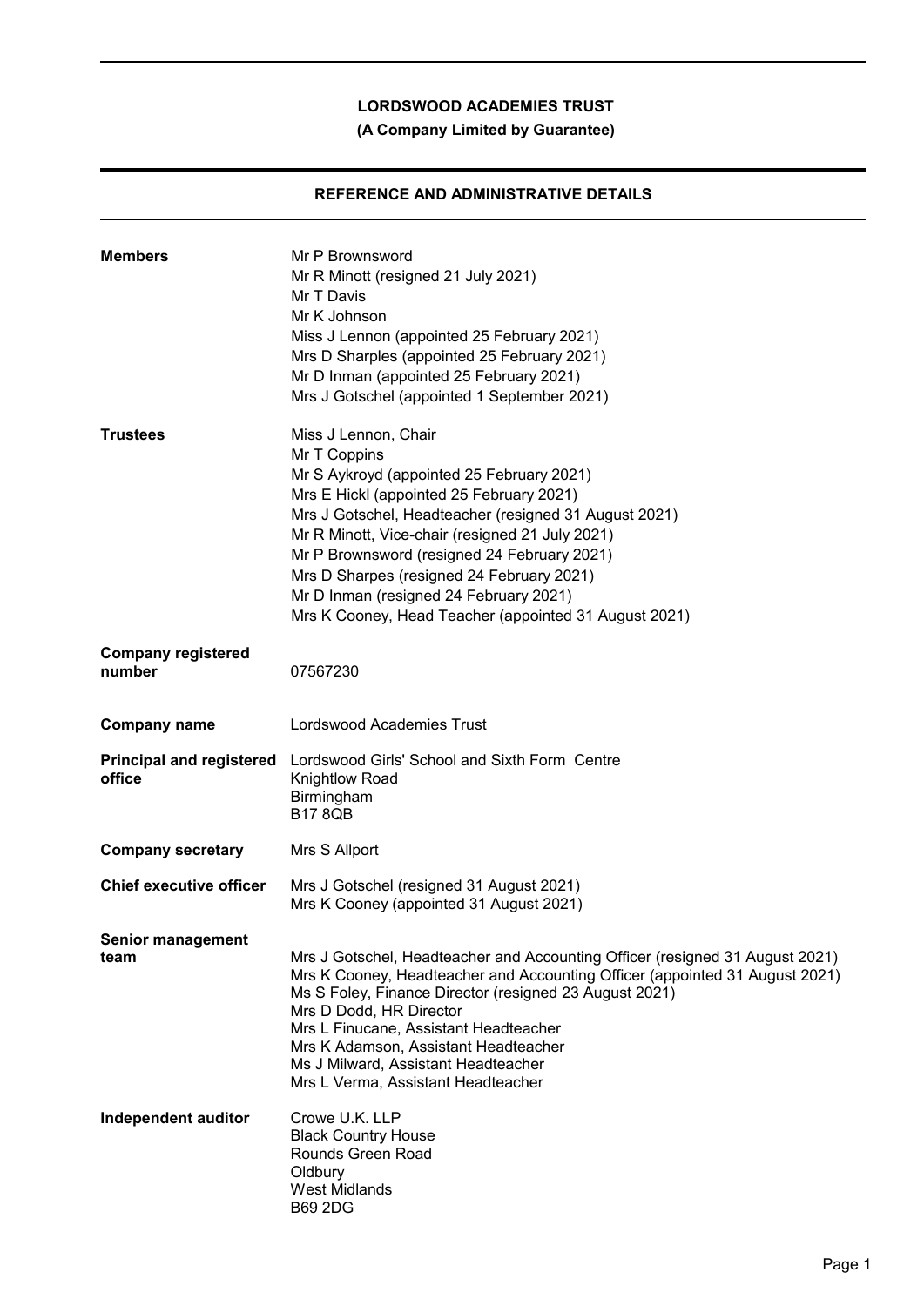# LORDSWOOD ACADEMIES TRUST

**(A Company Limited by Guarantee)**

## REFERENCE AND ADMINISTRATIVE DETAILS

| | |
|---|---|
| **Members** | Mr P Brownsword<br>Mr R Minott (resigned 21 July 2021)<br>Mr T Davis<br>Mr K Johnson<br>Miss J Lennon (appointed 25 February 2021)<br>Mrs D Sharples (appointed 25 February 2021)<br>Mr D Inman (appointed 25 February 2021)<br>Mrs J Gotschel (appointed 1 September 2021) |
| **Trustees** | Miss J Lennon, Chair<br>Mr T Coppins<br>Mr S Aykroyd (appointed 25 February 2021)<br>Mrs E Hickl (appointed 25 February 2021)<br>Mrs J Gotschel, Headteacher (resigned 31 August 2021)<br>Mr R Minott, Vice-chair (resigned 21 July 2021)<br>Mr P Brownsword (resigned 24 February 2021)<br>Mrs D Sharpes (resigned 24 February 2021)<br>Mr D Inman (resigned 24 February 2021)<br>Mrs K Cooney, Head Teacher (appointed 31 August 2021) |
| **Company registered number** | 07567230 |
| **Company name** | Lordswood Academies Trust |
| **Principal and registered office** | Lordswood Girls' School and Sixth Form Centre<br>Knightlow Road<br>Birmingham<br>B17 8QB |
| **Company secretary** | Mrs S Allport |
| **Chief executive officer** | Mrs J Gotschel (resigned 31 August 2021)<br>Mrs K Cooney (appointed 31 August 2021) |
| **Senior management team** | Mrs J Gotschel, Headteacher and Accounting Officer (resigned 31 August 2021)<br>Mrs K Cooney, Headteacher and Accounting Officer (appointed 31 August 2021)<br>Ms S Foley, Finance Director (resigned 23 August 2021)<br>Mrs D Dodd, HR Director<br>Mrs L Finucane, Assistant Headteacher<br>Mrs K Adamson, Assistant Headteacher<br>Ms J Milward, Assistant Headteacher<br>Mrs L Verma, Assistant Headteacher |
| **Independent auditor** | Crowe U.K. LLP<br>Black Country House<br>Rounds Green Road<br>Oldbury<br>West Midlands<br>B69 2DG |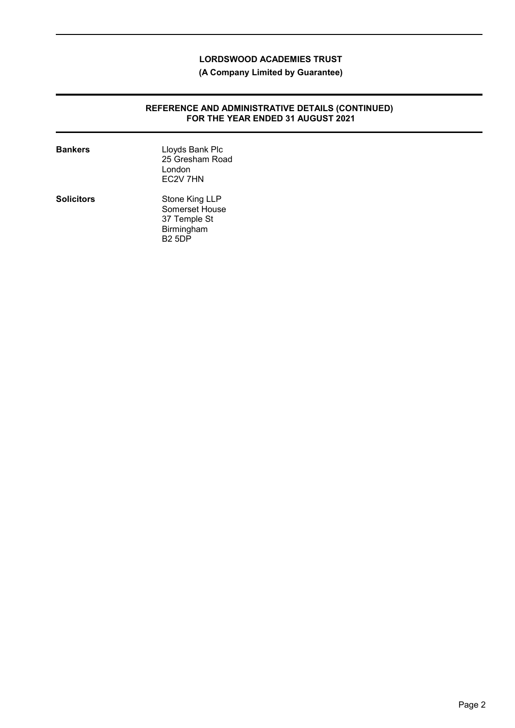**LORDSWOOD ACADEMIES TRUST**

**(A Company Limited by Guarantee)**

## REFERENCE AND ADMINISTRATIVE DETAILS (CONTINUED) FOR THE YEAR ENDED 31 AUGUST 2021

**Bankers**

Lloyds Bank Plc
25 Gresham Road
London
EC2V 7HN

**Solicitors**

Stone King LLP
Somerset House
37 Temple St
Birmingham
B2 5DP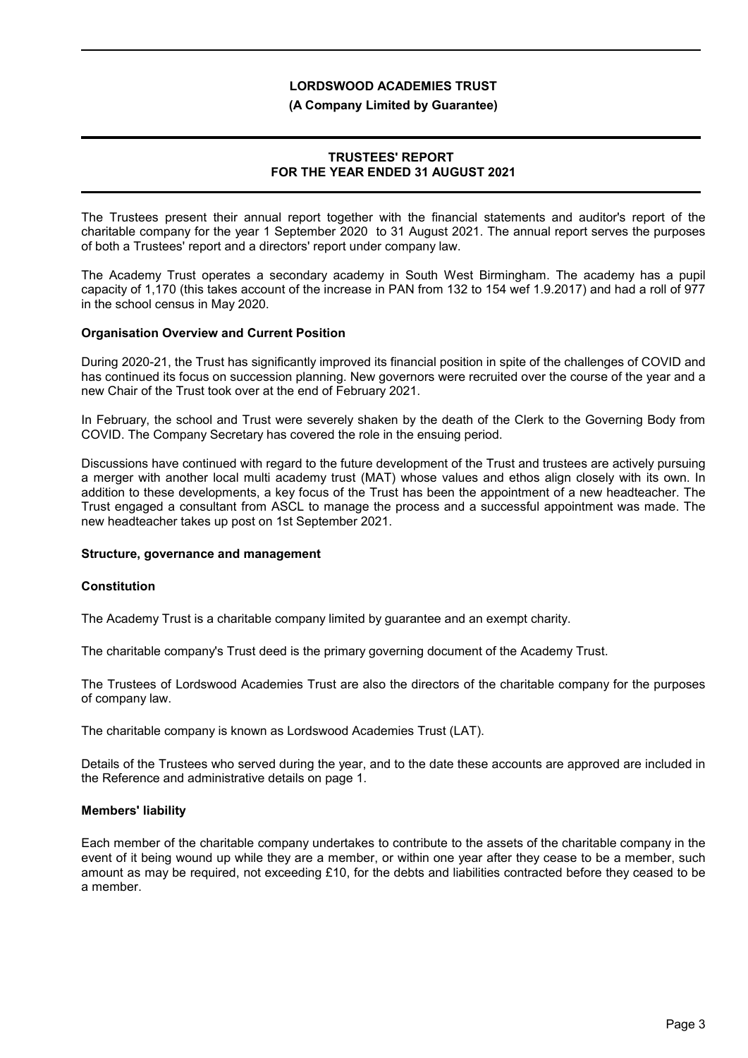# LORDSWOOD ACADEMIES TRUST

**(A Company Limited by Guarantee)**

## TRUSTEES' REPORT
## FOR THE YEAR ENDED 31 AUGUST 2021

The Trustees present their annual report together with the financial statements and auditor's report of the charitable company for the year 1 September 2020 to 31 August 2021. The annual report serves the purposes of both a Trustees' report and a directors' report under company law.

The Academy Trust operates a secondary academy in South West Birmingham. The academy has a pupil capacity of 1,170 (this takes account of the increase in PAN from 132 to 154 wef 1.9.2017) and had a roll of 977 in the school census in May 2020.

### Organisation Overview and Current Position

During 2020-21, the Trust has significantly improved its financial position in spite of the challenges of COVID and has continued its focus on succession planning. New governors were recruited over the course of the year and a new Chair of the Trust took over at the end of February 2021.

In February, the school and Trust were severely shaken by the death of the Clerk to the Governing Body from COVID. The Company Secretary has covered the role in the ensuing period.

Discussions have continued with regard to the future development of the Trust and trustees are actively pursuing a merger with another local multi academy trust (MAT) whose values and ethos align closely with its own. In addition to these developments, a key focus of the Trust has been the appointment of a new headteacher. The Trust engaged a consultant from ASCL to manage the process and a successful appointment was made. The new headteacher takes up post on 1st September 2021.

### Structure, governance and management

### Constitution

The Academy Trust is a charitable company limited by guarantee and an exempt charity.

The charitable company's Trust deed is the primary governing document of the Academy Trust.

The Trustees of Lordswood Academies Trust are also the directors of the charitable company for the purposes of company law.

The charitable company is known as Lordswood Academies Trust (LAT).

Details of the Trustees who served during the year, and to the date these accounts are approved are included in the Reference and administrative details on page 1.

### Members' liability

Each member of the charitable company undertakes to contribute to the assets of the charitable company in the event of it being wound up while they are a member, or within one year after they cease to be a member, such amount as may be required, not exceeding £10, for the debts and liabilities contracted before they ceased to be a member.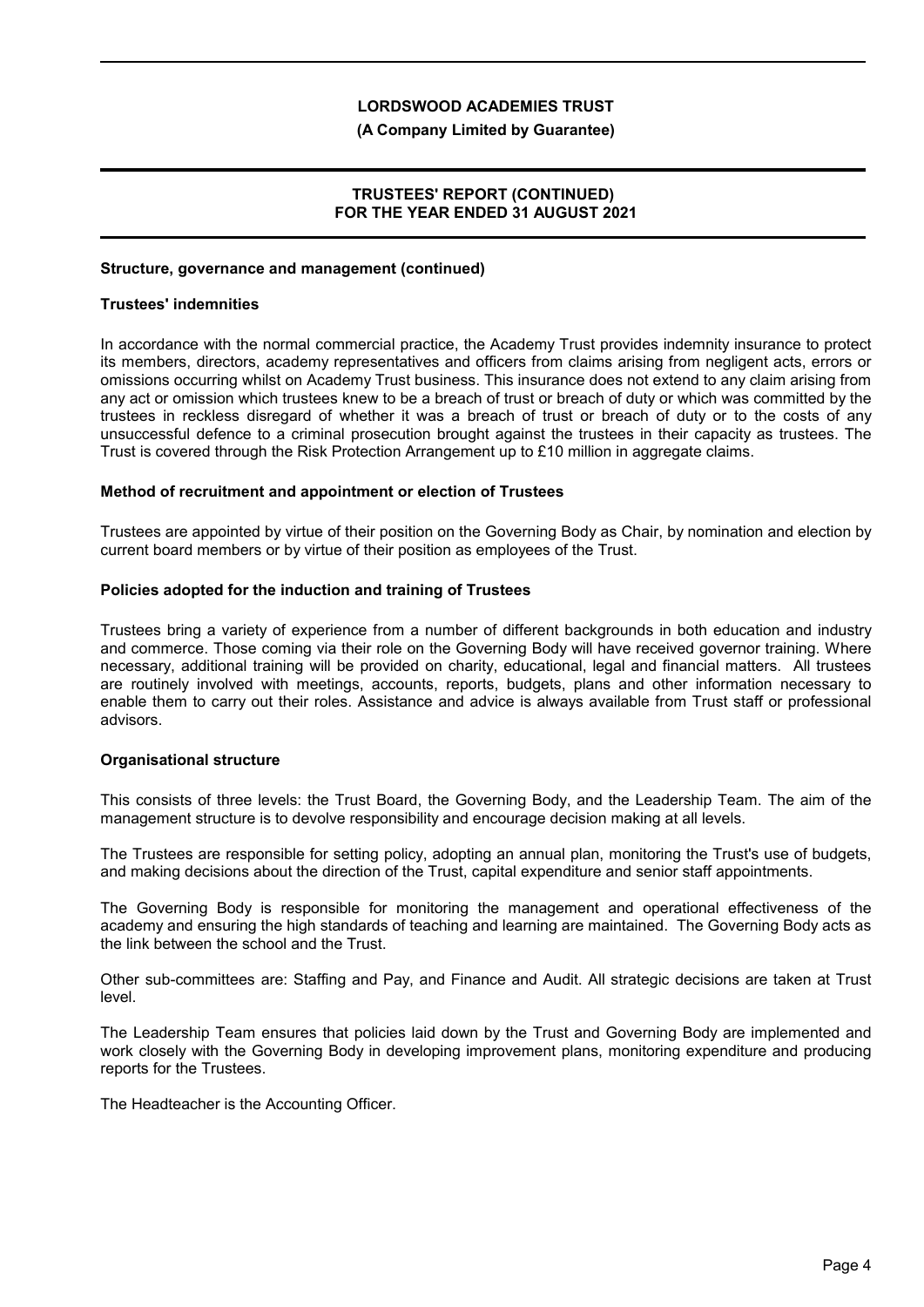## Structure, governance and management (continued)

### Trustees' indemnities

In accordance with the normal commercial practice, the Academy Trust provides indemnity insurance to protect its members, directors, academy representatives and officers from claims arising from negligent acts, errors or omissions occurring whilst on Academy Trust business. This insurance does not extend to any claim arising from any act or omission which trustees knew to be a breach of trust or breach of duty or which was committed by the trustees in reckless disregard of whether it was a breach of trust or breach of duty or to the costs of any unsuccessful defence to a criminal prosecution brought against the trustees in their capacity as trustees. The Trust is covered through the Risk Protection Arrangement up to £10 million in aggregate claims.

### Method of recruitment and appointment or election of Trustees

Trustees are appointed by virtue of their position on the Governing Body as Chair, by nomination and election by current board members or by virtue of their position as employees of the Trust.

### Policies adopted for the induction and training of Trustees

Trustees bring a variety of experience from a number of different backgrounds in both education and industry and commerce. Those coming via their role on the Governing Body will have received governor training. Where necessary, additional training will be provided on charity, educational, legal and financial matters. All trustees are routinely involved with meetings, accounts, reports, budgets, plans and other information necessary to enable them to carry out their roles. Assistance and advice is always available from Trust staff or professional advisors.

### Organisational structure

This consists of three levels: the Trust Board, the Governing Body, and the Leadership Team. The aim of the management structure is to devolve responsibility and encourage decision making at all levels.

The Trustees are responsible for setting policy, adopting an annual plan, monitoring the Trust's use of budgets, and making decisions about the direction of the Trust, capital expenditure and senior staff appointments.

The Governing Body is responsible for monitoring the management and operational effectiveness of the academy and ensuring the high standards of teaching and learning are maintained. The Governing Body acts as the link between the school and the Trust.

Other sub-committees are: Staffing and Pay, and Finance and Audit. All strategic decisions are taken at Trust level.

The Leadership Team ensures that policies laid down by the Trust and Governing Body are implemented and work closely with the Governing Body in developing improvement plans, monitoring expenditure and producing reports for the Trustees.

The Headteacher is the Accounting Officer.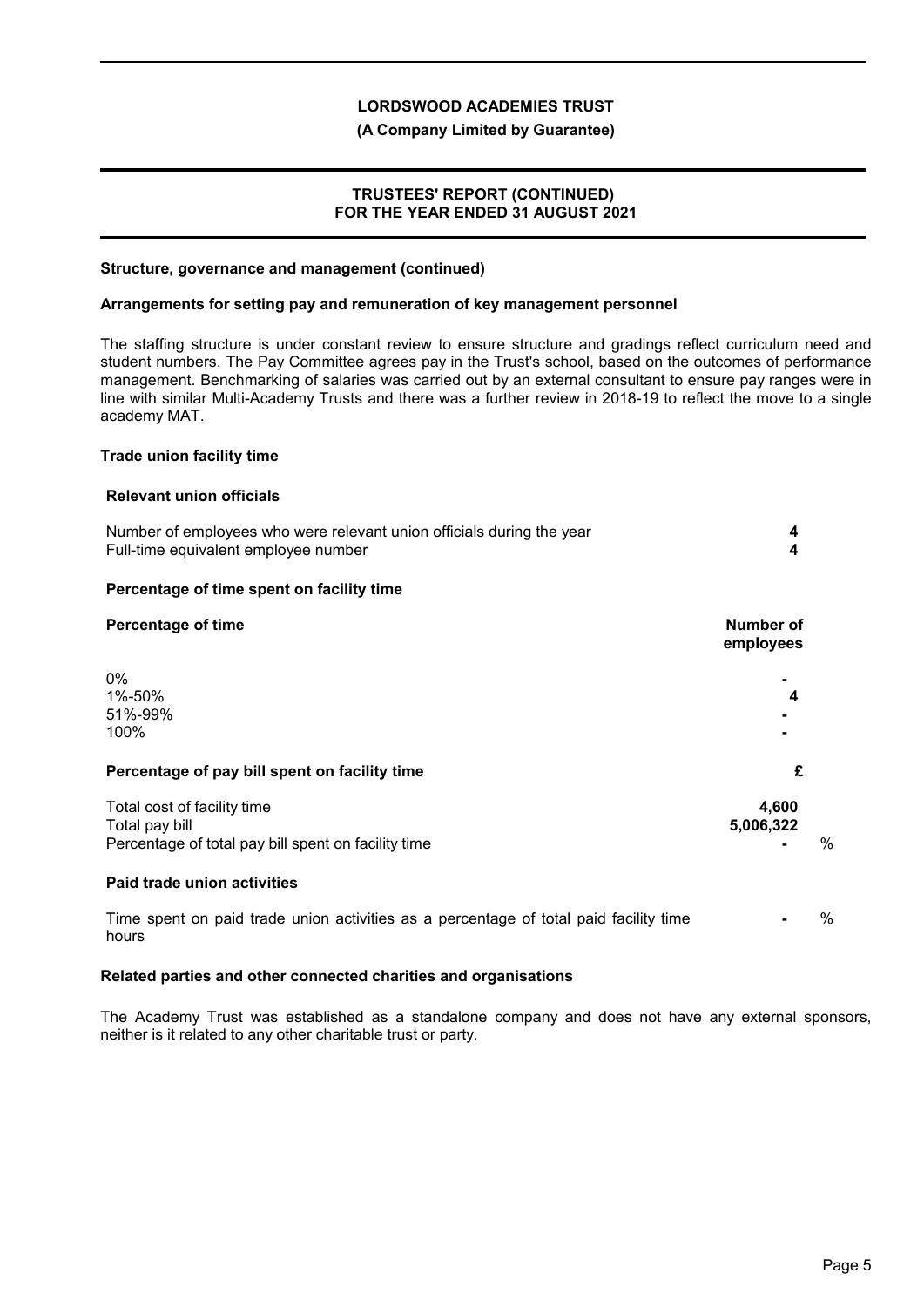## Structure, governance and management (continued)

### Arrangements for setting pay and remuneration of key management personnel

The staffing structure is under constant review to ensure structure and gradings reflect curriculum need and student numbers. The Pay Committee agrees pay in the Trust's school, based on the outcomes of performance management. Benchmarking of salaries was carried out by an external consultant to ensure pay ranges were in line with similar Multi-Academy Trusts and there was a further review in 2018-19 to reflect the move to a single academy MAT.

### Trade union facility time

#### Relevant union officials

| | |
|---|---|
| Number of employees who were relevant union officials during the year | **4** |
| Full-time equivalent employee number | **4** |

#### Percentage of time spent on facility time

| **Percentage of time** | **Number of employees** |
|---|---|
| 0% | **-** |
| 1%-50% | **4** |
| 51%-99% | **-** |
| 100% | **-** |

#### Percentage of pay bill spent on facility time

| | **£** | |
|---|---|---|
| Total cost of facility time | **4,600** | |
| Total pay bill | **5,006,322** | |
| Percentage of total pay bill spent on facility time | **-** | % |

#### Paid trade union activities

| | | |
|---|---|---|
| Time spent on paid trade union activities as a percentage of total paid facility time hours | **-** | % |

### Related parties and other connected charities and organisations

The Academy Trust was established as a standalone company and does not have any external sponsors, neither is it related to any other charitable trust or party.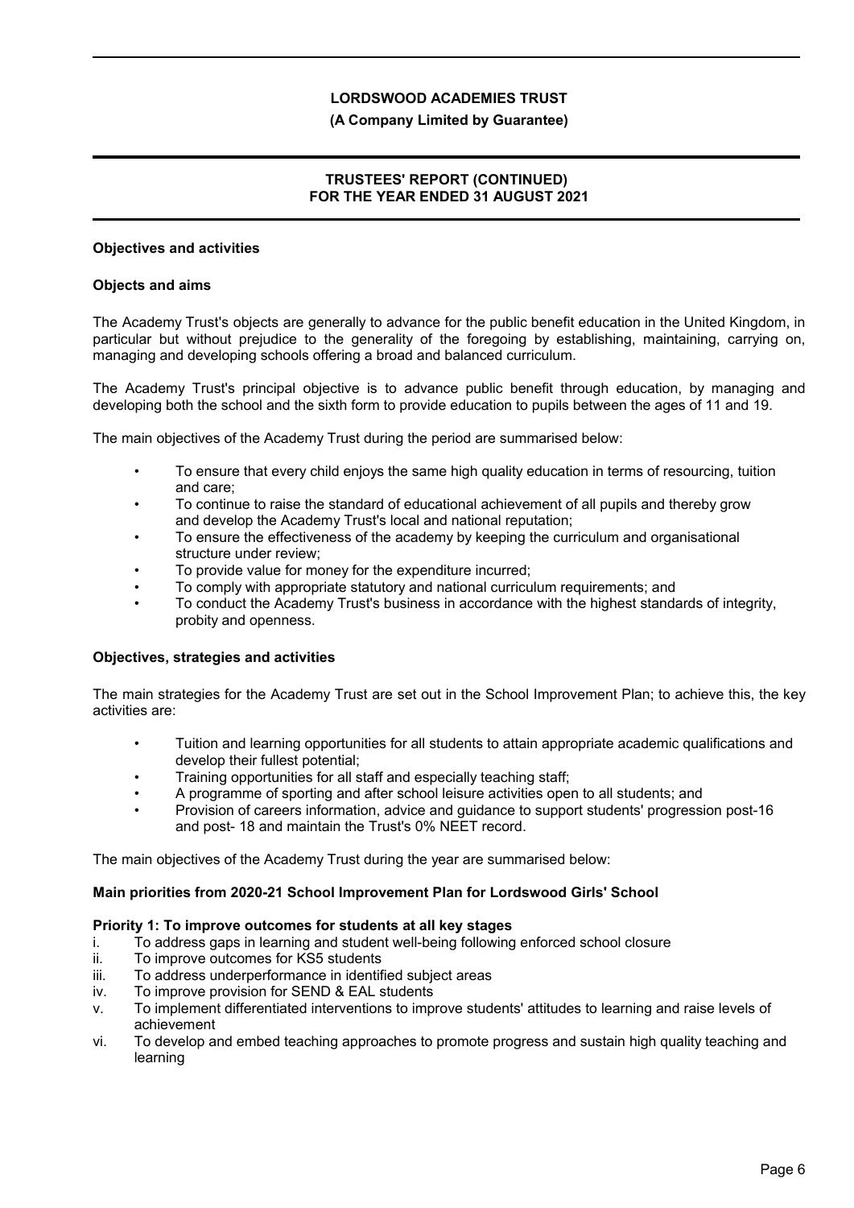## Objectives and activities

### Objects and aims

The Academy Trust's objects are generally to advance for the public benefit education in the United Kingdom, in particular but without prejudice to the generality of the foregoing by establishing, maintaining, carrying on, managing and developing schools offering a broad and balanced curriculum.

The Academy Trust's principal objective is to advance public benefit through education, by managing and developing both the school and the sixth form to provide education to pupils between the ages of 11 and 19.

The main objectives of the Academy Trust during the period are summarised below:

- To ensure that every child enjoys the same high quality education in terms of resourcing, tuition and care;
- To continue to raise the standard of educational achievement of all pupils and thereby grow and develop the Academy Trust's local and national reputation;
- To ensure the effectiveness of the academy by keeping the curriculum and organisational structure under review;
- To provide value for money for the expenditure incurred;
- To comply with appropriate statutory and national curriculum requirements; and
- To conduct the Academy Trust's business in accordance with the highest standards of integrity, probity and openness.

### Objectives, strategies and activities

The main strategies for the Academy Trust are set out in the School Improvement Plan; to achieve this, the key activities are:

- Tuition and learning opportunities for all students to attain appropriate academic qualifications and develop their fullest potential;
- Training opportunities for all staff and especially teaching staff;
- A programme of sporting and after school leisure activities open to all students; and
- Provision of careers information, advice and guidance to support students' progression post-16 and post- 18 and maintain the Trust's 0% NEET record.

The main objectives of the Academy Trust during the year are summarised below:

### Main priorities from 2020-21 School Improvement Plan for Lordswood Girls' School

**Priority 1: To improve outcomes for students at all key stages**

i. To address gaps in learning and student well-being following enforced school closure
ii. To improve outcomes for KS5 students
iii. To address underperformance in identified subject areas
iv. To improve provision for SEND & EAL students
v. To implement differentiated interventions to improve students' attitudes to learning and raise levels of achievement
vi. To develop and embed teaching approaches to promote progress and sustain high quality teaching and learning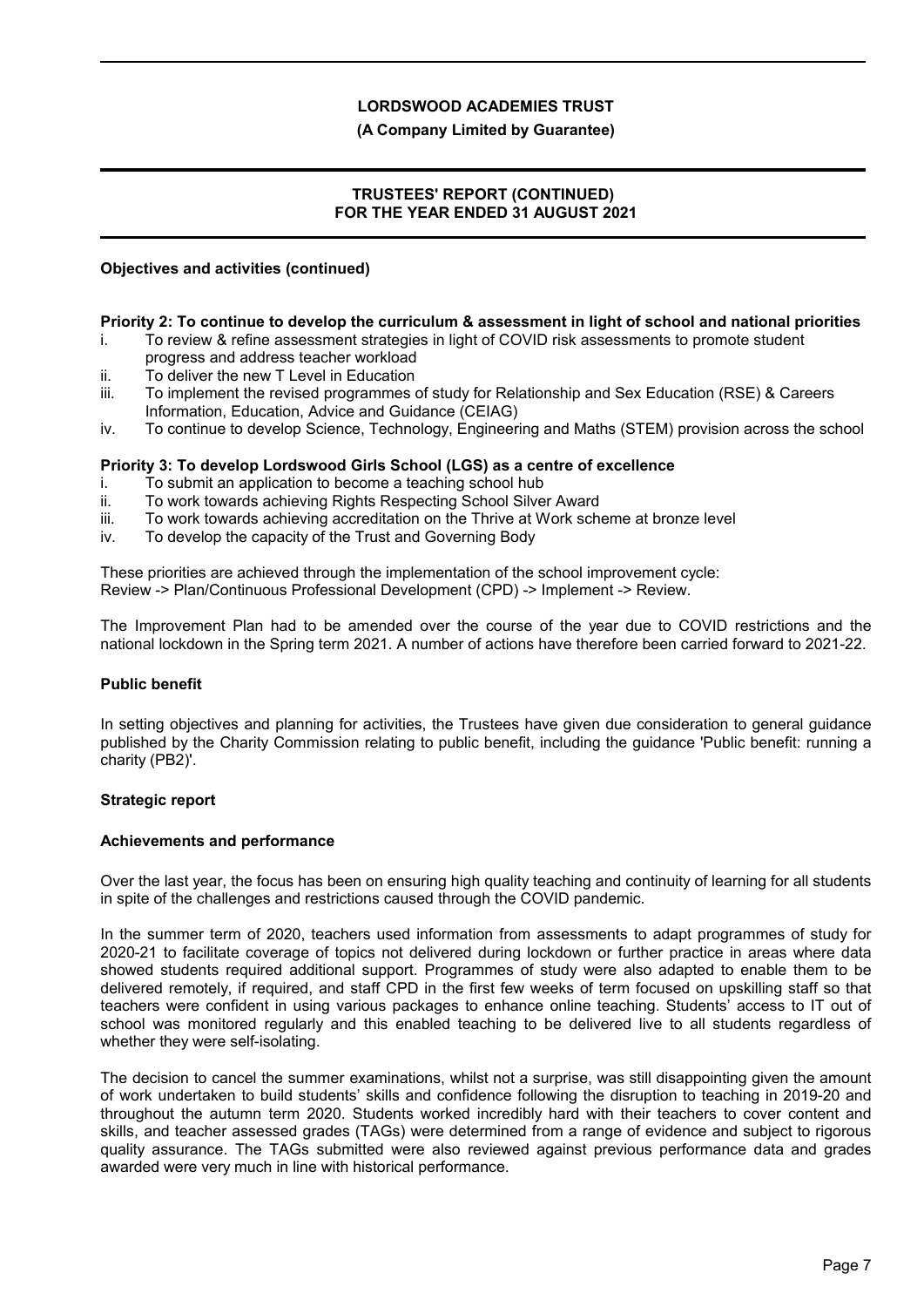**Objectives and activities (continued)**

**Priority 2: To continue to develop the curriculum & assessment in light of school and national priorities**

i. To review & refine assessment strategies in light of COVID risk assessments to promote student progress and address teacher workload
ii. To deliver the new T Level in Education
iii. To implement the revised programmes of study for Relationship and Sex Education (RSE) & Careers Information, Education, Advice and Guidance (CEIAG)
iv. To continue to develop Science, Technology, Engineering and Maths (STEM) provision across the school

**Priority 3: To develop Lordswood Girls School (LGS) as a centre of excellence**

i. To submit an application to become a teaching school hub
ii. To work towards achieving Rights Respecting School Silver Award
iii. To work towards achieving accreditation on the Thrive at Work scheme at bronze level
iv. To develop the capacity of the Trust and Governing Body

These priorities are achieved through the implementation of the school improvement cycle:
Review -> Plan/Continuous Professional Development (CPD) -> Implement -> Review.

The Improvement Plan had to be amended over the course of the year due to COVID restrictions and the national lockdown in the Spring term 2021. A number of actions have therefore been carried forward to 2021-22.

**Public benefit**

In setting objectives and planning for activities, the Trustees have given due consideration to general guidance published by the Charity Commission relating to public benefit, including the guidance 'Public benefit: running a charity (PB2)'.

**Strategic report**

**Achievements and performance**

Over the last year, the focus has been on ensuring high quality teaching and continuity of learning for all students in spite of the challenges and restrictions caused through the COVID pandemic.

In the summer term of 2020, teachers used information from assessments to adapt programmes of study for 2020-21 to facilitate coverage of topics not delivered during lockdown or further practice in areas where data showed students required additional support. Programmes of study were also adapted to enable them to be delivered remotely, if required, and staff CPD in the first few weeks of term focused on upskilling staff so that teachers were confident in using various packages to enhance online teaching. Students' access to IT out of school was monitored regularly and this enabled teaching to be delivered live to all students regardless of whether they were self-isolating.

The decision to cancel the summer examinations, whilst not a surprise, was still disappointing given the amount of work undertaken to build students' skills and confidence following the disruption to teaching in 2019-20 and throughout the autumn term 2020. Students worked incredibly hard with their teachers to cover content and skills, and teacher assessed grades (TAGs) were determined from a range of evidence and subject to rigorous quality assurance. The TAGs submitted were also reviewed against previous performance data and grades awarded were very much in line with historical performance.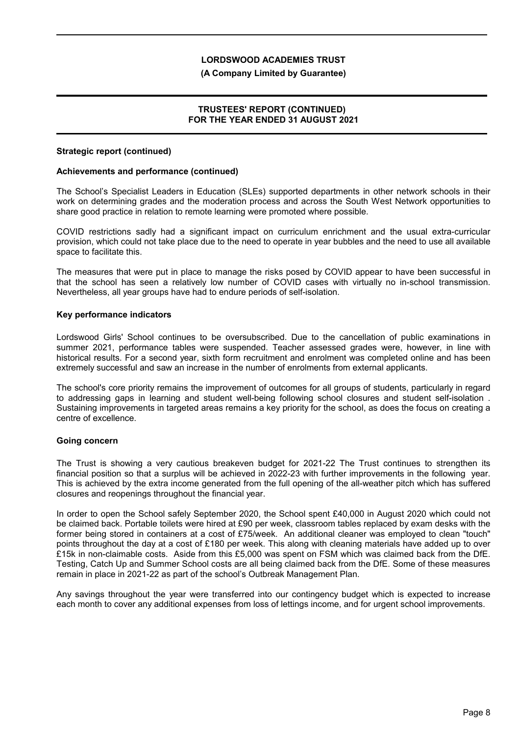**Strategic report (continued)**

**Achievements and performance (continued)**

The School's Specialist Leaders in Education (SLEs) supported departments in other network schools in their work on determining grades and the moderation process and across the South West Network opportunities to share good practice in relation to remote learning were promoted where possible.

COVID restrictions sadly had a significant impact on curriculum enrichment and the usual extra-curricular provision, which could not take place due to the need to operate in year bubbles and the need to use all available space to facilitate this.

The measures that were put in place to manage the risks posed by COVID appear to have been successful in that the school has seen a relatively low number of COVID cases with virtually no in-school transmission. Nevertheless, all year groups have had to endure periods of self-isolation.

**Key performance indicators**

Lordswood Girls' School continues to be oversubscribed. Due to the cancellation of public examinations in summer 2021, performance tables were suspended. Teacher assessed grades were, however, in line with historical results. For a second year, sixth form recruitment and enrolment was completed online and has been extremely successful and saw an increase in the number of enrolments from external applicants.

The school's core priority remains the improvement of outcomes for all groups of students, particularly in regard to addressing gaps in learning and student well-being following school closures and student self-isolation . Sustaining improvements in targeted areas remains a key priority for the school, as does the focus on creating a centre of excellence.

**Going concern**

The Trust is showing a very cautious breakeven budget for 2021-22 The Trust continues to strengthen its financial position so that a surplus will be achieved in 2022-23 with further improvements in the following year. This is achieved by the extra income generated from the full opening of the all-weather pitch which has suffered closures and reopenings throughout the financial year.

In order to open the School safely September 2020, the School spent £40,000 in August 2020 which could not be claimed back. Portable toilets were hired at £90 per week, classroom tables replaced by exam desks with the former being stored in containers at a cost of £75/week. An additional cleaner was employed to clean "touch" points throughout the day at a cost of £180 per week. This along with cleaning materials have added up to over £15k in non-claimable costs. Aside from this £5,000 was spent on FSM which was claimed back from the DfE. Testing, Catch Up and Summer School costs are all being claimed back from the DfE. Some of these measures remain in place in 2021-22 as part of the school's Outbreak Management Plan.

Any savings throughout the year were transferred into our contingency budget which is expected to increase each month to cover any additional expenses from loss of lettings income, and for urgent school improvements.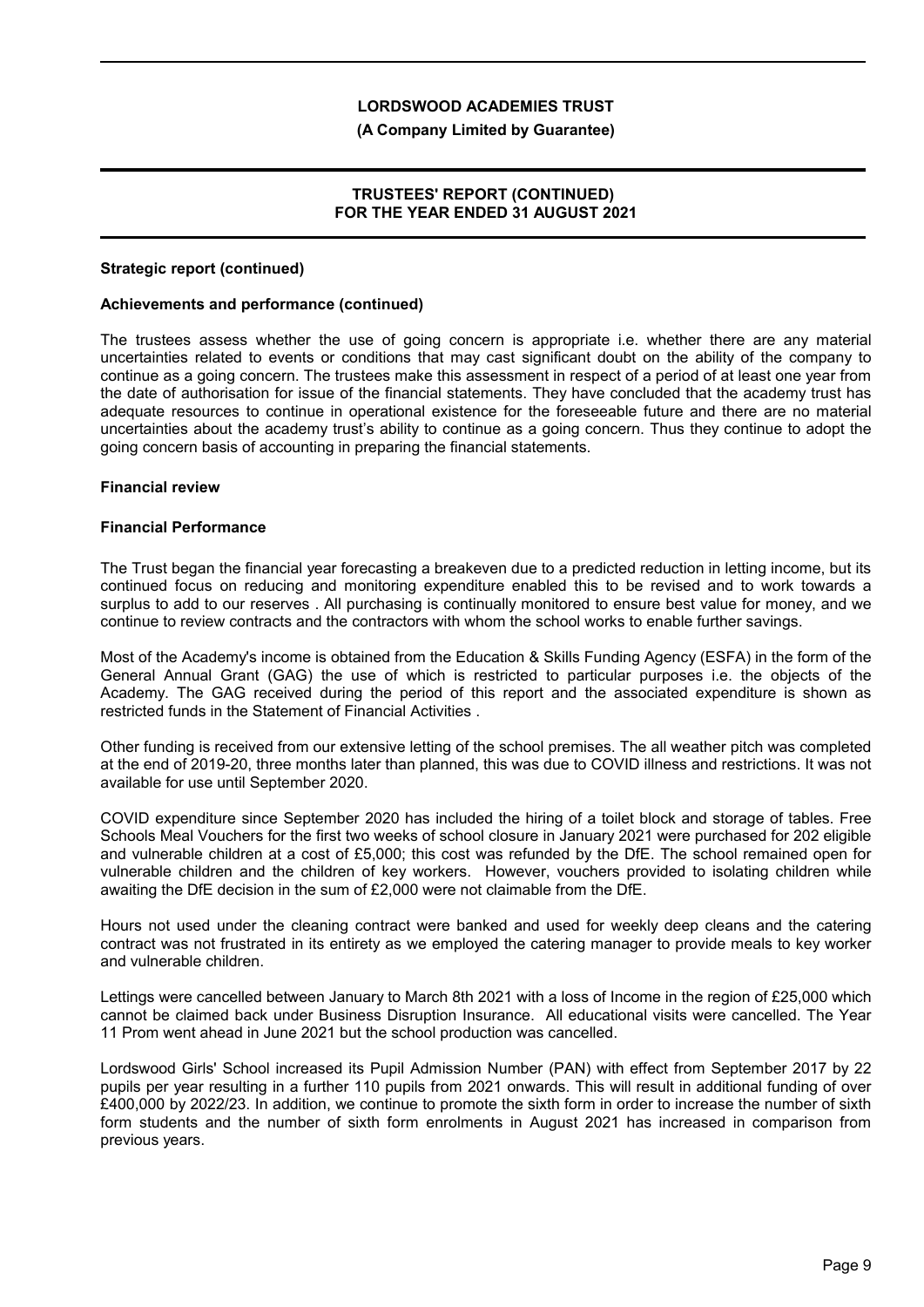**Strategic report (continued)**

**Achievements and performance (continued)**

The trustees assess whether the use of going concern is appropriate i.e. whether there are any material uncertainties related to events or conditions that may cast significant doubt on the ability of the company to continue as a going concern. The trustees make this assessment in respect of a period of at least one year from the date of authorisation for issue of the financial statements. They have concluded that the academy trust has adequate resources to continue in operational existence for the foreseeable future and there are no material uncertainties about the academy trust's ability to continue as a going concern. Thus they continue to adopt the going concern basis of accounting in preparing the financial statements.

**Financial review**

**Financial Performance**

The Trust began the financial year forecasting a breakeven due to a predicted reduction in letting income, but its continued focus on reducing and monitoring expenditure enabled this to be revised and to work towards a surplus to add to our reserves . All purchasing is continually monitored to ensure best value for money, and we continue to review contracts and the contractors with whom the school works to enable further savings.

Most of the Academy's income is obtained from the Education & Skills Funding Agency (ESFA) in the form of the General Annual Grant (GAG) the use of which is restricted to particular purposes i.e. the objects of the Academy. The GAG received during the period of this report and the associated expenditure is shown as restricted funds in the Statement of Financial Activities .

Other funding is received from our extensive letting of the school premises. The all weather pitch was completed at the end of 2019-20, three months later than planned, this was due to COVID illness and restrictions. It was not available for use until September 2020.

COVID expenditure since September 2020 has included the hiring of a toilet block and storage of tables. Free Schools Meal Vouchers for the first two weeks of school closure in January 2021 were purchased for 202 eligible and vulnerable children at a cost of £5,000; this cost was refunded by the DfE. The school remained open for vulnerable children and the children of key workers. However, vouchers provided to isolating children while awaiting the DfE decision in the sum of £2,000 were not claimable from the DfE.

Hours not used under the cleaning contract were banked and used for weekly deep cleans and the catering contract was not frustrated in its entirety as we employed the catering manager to provide meals to key worker and vulnerable children.

Lettings were cancelled between January to March 8th 2021 with a loss of Income in the region of £25,000 which cannot be claimed back under Business Disruption Insurance. All educational visits were cancelled. The Year 11 Prom went ahead in June 2021 but the school production was cancelled.

Lordswood Girls' School increased its Pupil Admission Number (PAN) with effect from September 2017 by 22 pupils per year resulting in a further 110 pupils from 2021 onwards. This will result in additional funding of over £400,000 by 2022/23. In addition, we continue to promote the sixth form in order to increase the number of sixth form students and the number of sixth form enrolments in August 2021 has increased in comparison from previous years.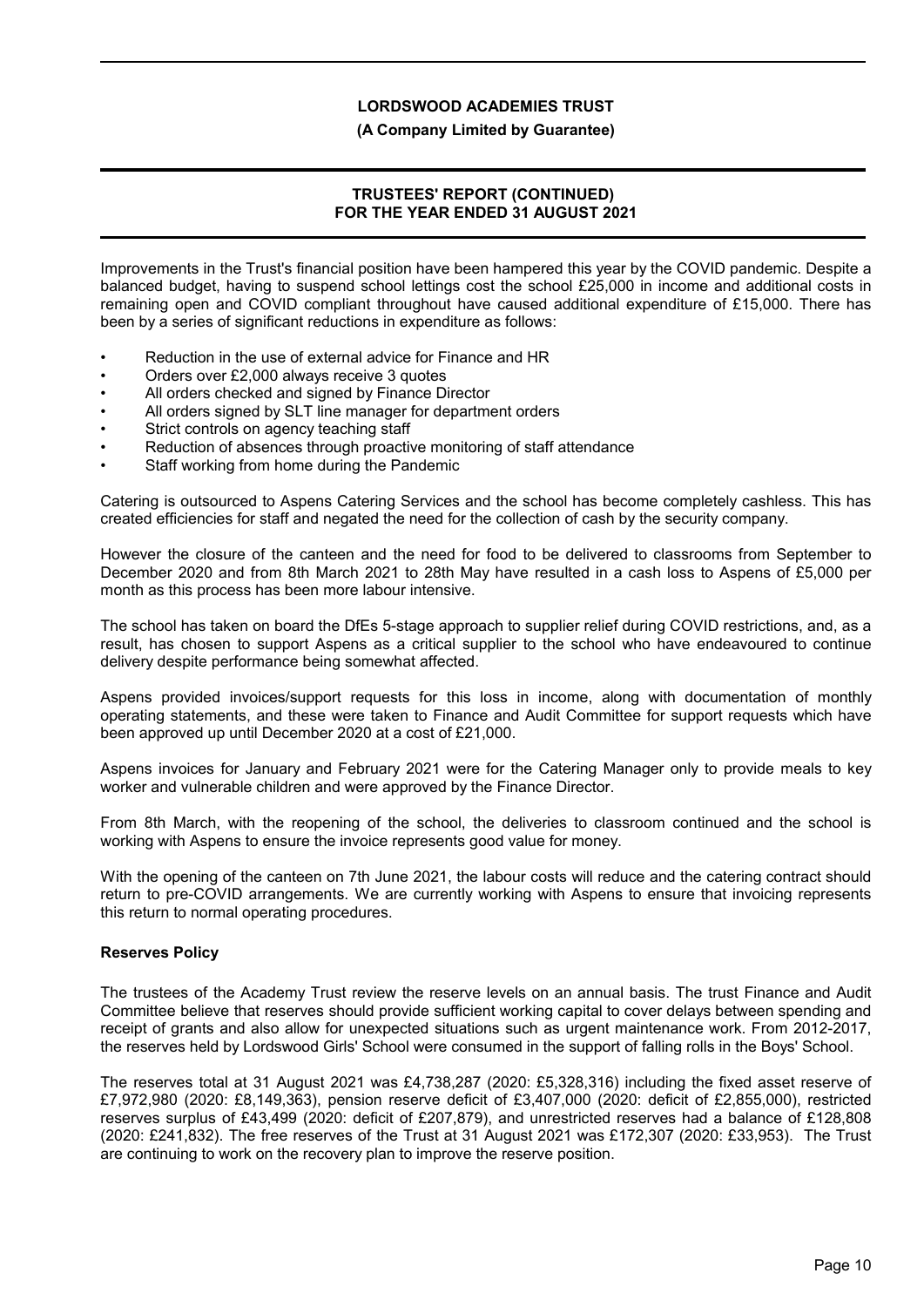Improvements in the Trust's financial position have been hampered this year by the COVID pandemic. Despite a balanced budget, having to suspend school lettings cost the school £25,000 in income and additional costs in remaining open and COVID compliant throughout have caused additional expenditure of £15,000. There has been by a series of significant reductions in expenditure as follows:

- Reduction in the use of external advice for Finance and HR
- Orders over £2,000 always receive 3 quotes
- All orders checked and signed by Finance Director
- All orders signed by SLT line manager for department orders
- Strict controls on agency teaching staff
- Reduction of absences through proactive monitoring of staff attendance
- Staff working from home during the Pandemic

Catering is outsourced to Aspens Catering Services and the school has become completely cashless. This has created efficiencies for staff and negated the need for the collection of cash by the security company.

However the closure of the canteen and the need for food to be delivered to classrooms from September to December 2020 and from 8th March 2021 to 28th May have resulted in a cash loss to Aspens of £5,000 per month as this process has been more labour intensive.

The school has taken on board the DfEs 5-stage approach to supplier relief during COVID restrictions, and, as a result, has chosen to support Aspens as a critical supplier to the school who have endeavoured to continue delivery despite performance being somewhat affected.

Aspens provided invoices/support requests for this loss in income, along with documentation of monthly operating statements, and these were taken to Finance and Audit Committee for support requests which have been approved up until December 2020 at a cost of £21,000.

Aspens invoices for January and February 2021 were for the Catering Manager only to provide meals to key worker and vulnerable children and were approved by the Finance Director.

From 8th March, with the reopening of the school, the deliveries to classroom continued and the school is working with Aspens to ensure the invoice represents good value for money.

With the opening of the canteen on 7th June 2021, the labour costs will reduce and the catering contract should return to pre-COVID arrangements. We are currently working with Aspens to ensure that invoicing represents this return to normal operating procedures.

**Reserves Policy**

The trustees of the Academy Trust review the reserve levels on an annual basis. The trust Finance and Audit Committee believe that reserves should provide sufficient working capital to cover delays between spending and receipt of grants and also allow for unexpected situations such as urgent maintenance work. From 2012-2017, the reserves held by Lordswood Girls' School were consumed in the support of falling rolls in the Boys' School.

The reserves total at 31 August 2021 was £4,738,287 (2020: £5,328,316) including the fixed asset reserve of £7,972,980 (2020: £8,149,363), pension reserve deficit of £3,407,000 (2020: deficit of £2,855,000), restricted reserves surplus of £43,499 (2020: deficit of £207,879), and unrestricted reserves had a balance of £128,808 (2020: £241,832). The free reserves of the Trust at 31 August 2021 was £172,307 (2020: £33,953). The Trust are continuing to work on the recovery plan to improve the reserve position.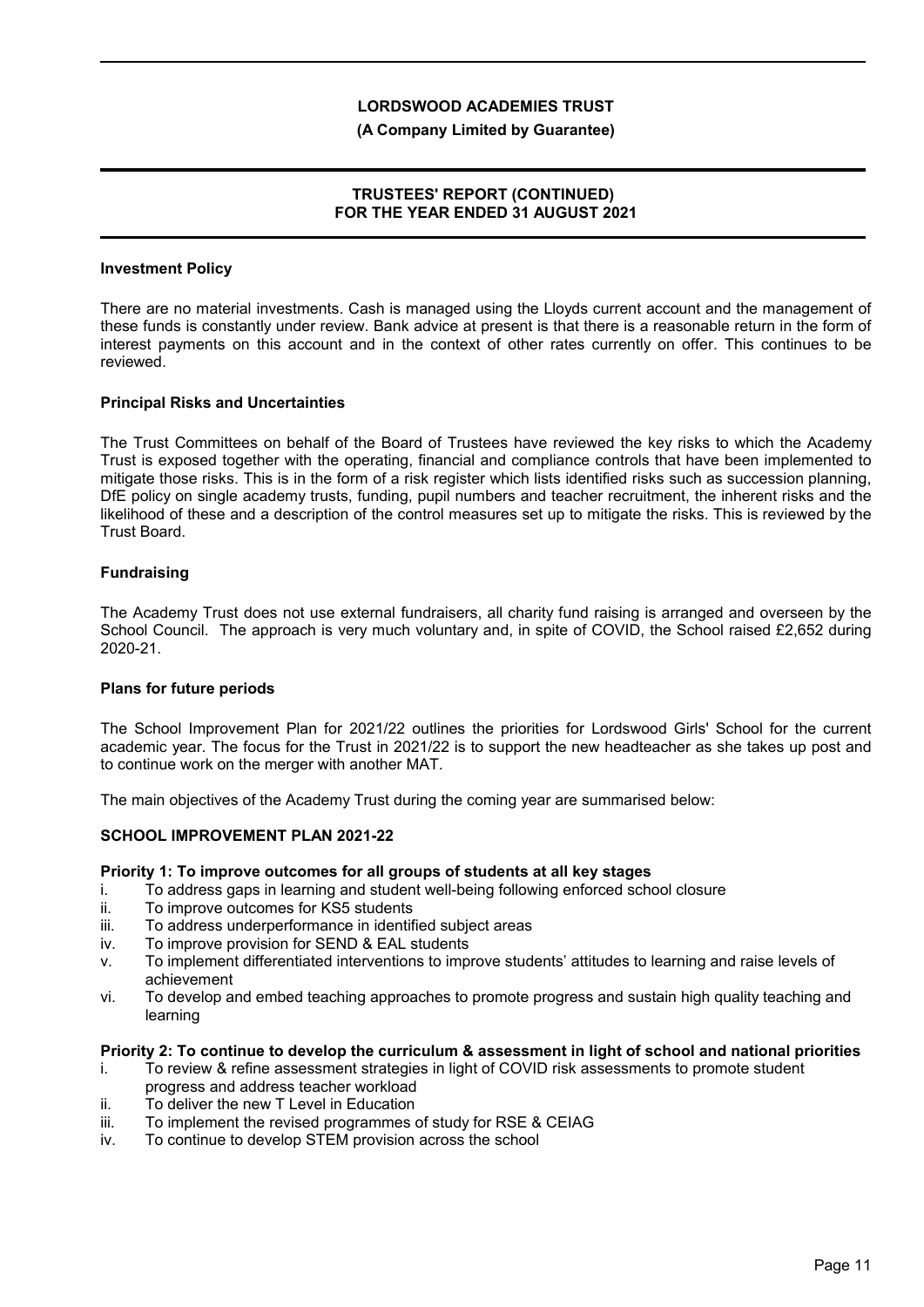**Investment Policy**

There are no material investments. Cash is managed using the Lloyds current account and the management of these funds is constantly under review. Bank advice at present is that there is a reasonable return in the form of interest payments on this account and in the context of other rates currently on offer. This continues to be reviewed.

**Principal Risks and Uncertainties**

The Trust Committees on behalf of the Board of Trustees have reviewed the key risks to which the Academy Trust is exposed together with the operating, financial and compliance controls that have been implemented to mitigate those risks. This is in the form of a risk register which lists identified risks such as succession planning, DfE policy on single academy trusts, funding, pupil numbers and teacher recruitment, the inherent risks and the likelihood of these and a description of the control measures set up to mitigate the risks. This is reviewed by the Trust Board.

**Fundraising**

The Academy Trust does not use external fundraisers, all charity fund raising is arranged and overseen by the School Council. The approach is very much voluntary and, in spite of COVID, the School raised £2,652 during 2020-21.

**Plans for future periods**

The School Improvement Plan for 2021/22 outlines the priorities for Lordswood Girls' School for the current academic year. The focus for the Trust in 2021/22 is to support the new headteacher as she takes up post and to continue work on the merger with another MAT.

The main objectives of the Academy Trust during the coming year are summarised below:

**SCHOOL IMPROVEMENT PLAN 2021-22**

**Priority 1: To improve outcomes for all groups of students at all key stages**

i. To address gaps in learning and student well-being following enforced school closure
ii. To improve outcomes for KS5 students
iii. To address underperformance in identified subject areas
iv. To improve provision for SEND & EAL students
v. To implement differentiated interventions to improve students' attitudes to learning and raise levels of achievement
vi. To develop and embed teaching approaches to promote progress and sustain high quality teaching and learning

**Priority 2: To continue to develop the curriculum & assessment in light of school and national priorities**

i. To review & refine assessment strategies in light of COVID risk assessments to promote student progress and address teacher workload
ii. To deliver the new T Level in Education
iii. To implement the revised programmes of study for RSE & CEIAG
iv. To continue to develop STEM provision across the school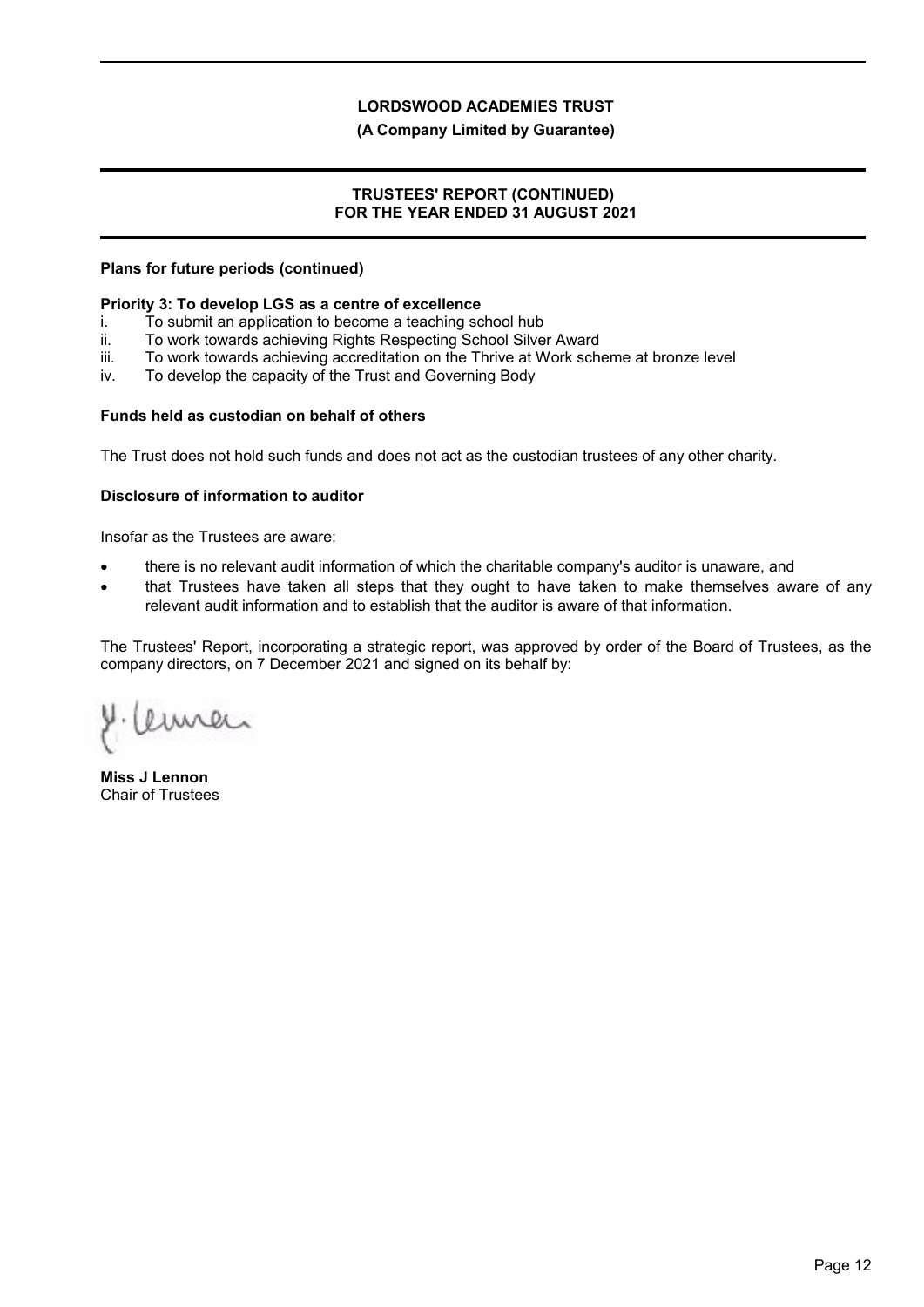**Plans for future periods (continued)**

**Priority 3: To develop LGS as a centre of excellence**

i. To submit an application to become a teaching school hub
ii. To work towards achieving Rights Respecting School Silver Award
iii. To work towards achieving accreditation on the Thrive at Work scheme at bronze level
iv. To develop the capacity of the Trust and Governing Body

**Funds held as custodian on behalf of others**

The Trust does not hold such funds and does not act as the custodian trustees of any other charity.

**Disclosure of information to auditor**

Insofar as the Trustees are aware:

- there is no relevant audit information of which the charitable company's auditor is unaware, and
- that Trustees have taken all steps that they ought to have taken to make themselves aware of any relevant audit information and to establish that the auditor is aware of that information.

The Trustees' Report, incorporating a strategic report, was approved by order of the Board of Trustees, as the company directors, on 7 December 2021 and signed on its behalf by:

**Miss J Lennon**
Chair of Trustees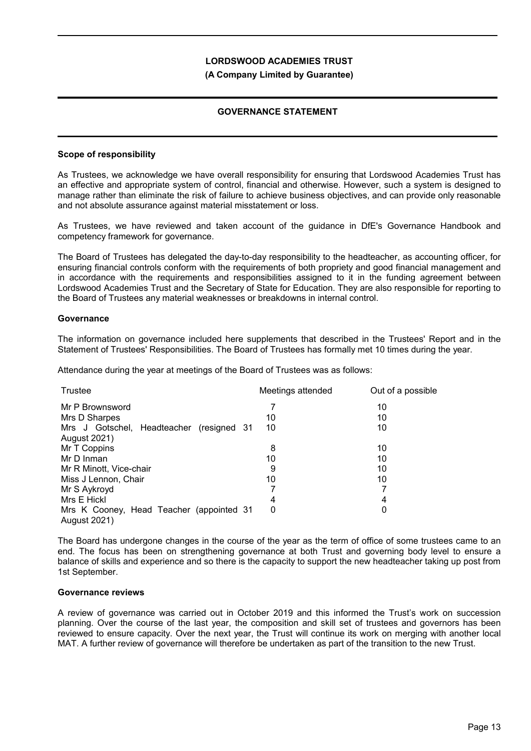**LORDSWOOD ACADEMIES TRUST**

**(A Company Limited by Guarantee)**

## GOVERNANCE STATEMENT

### Scope of responsibility

As Trustees, we acknowledge we have overall responsibility for ensuring that Lordswood Academies Trust has an effective and appropriate system of control, financial and otherwise. However, such a system is designed to manage rather than eliminate the risk of failure to achieve business objectives, and can provide only reasonable and not absolute assurance against material misstatement or loss.

As Trustees, we have reviewed and taken account of the guidance in DfE's Governance Handbook and competency framework for governance.

The Board of Trustees has delegated the day-to-day responsibility to the headteacher, as accounting officer, for ensuring financial controls conform with the requirements of both propriety and good financial management and in accordance with the requirements and responsibilities assigned to it in the funding agreement between Lordswood Academies Trust and the Secretary of State for Education. They are also responsible for reporting to the Board of Trustees any material weaknesses or breakdowns in internal control.

### Governance

The information on governance included here supplements that described in the Trustees' Report and in the Statement of Trustees' Responsibilities. The Board of Trustees has formally met 10 times during the year.

Attendance during the year at meetings of the Board of Trustees was as follows:

| Trustee | Meetings attended | Out of a possible |
|---|---|---|
| Mr P Brownsword | 7 | 10 |
| Mrs D Sharpes | 10 | 10 |
| Mrs J Gotschel, Headteacher (resigned 31 August 2021) | 10 | 10 |
| Mr T Coppins | 8 | 10 |
| Mr D Inman | 10 | 10 |
| Mr R Minott, Vice-chair | 9 | 10 |
| Miss J Lennon, Chair | 10 | 10 |
| Mr S Aykroyd | 7 | 7 |
| Mrs E Hickl | 4 | 4 |
| Mrs K Cooney, Head Teacher (appointed 31 August 2021) | 0 | 0 |

The Board has undergone changes in the course of the year as the term of office of some trustees came to an end. The focus has been on strengthening governance at both Trust and governing body level to ensure a balance of skills and experience and so there is the capacity to support the new headteacher taking up post from 1st September.

### Governance reviews

A review of governance was carried out in October 2019 and this informed the Trust's work on succession planning. Over the course of the last year, the composition and skill set of trustees and governors has been reviewed to ensure capacity. Over the next year, the Trust will continue its work on merging with another local MAT. A further review of governance will therefore be undertaken as part of the transition to the new Trust.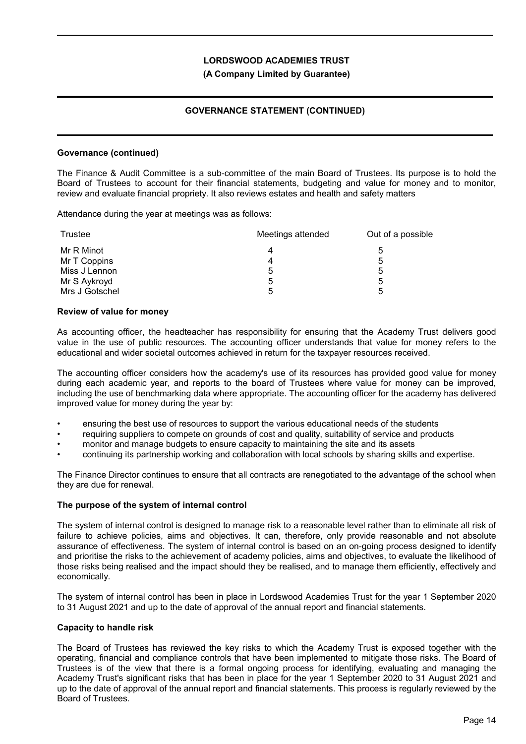## GOVERNANCE STATEMENT (CONTINUED)

### Governance (continued)

The Finance & Audit Committee is a sub-committee of the main Board of Trustees. Its purpose is to hold the Board of Trustees to account for their financial statements, budgeting and value for money and to monitor, review and evaluate financial propriety. It also reviews estates and health and safety matters

Attendance during the year at meetings was as follows:

| Trustee | Meetings attended | Out of a possible |
|---|---|---|
| Mr R Minot | 4 | 5 |
| Mr T Coppins | 4 | 5 |
| Miss J Lennon | 5 | 5 |
| Mr S Aykroyd | 5 | 5 |
| Mrs J Gotschel | 5 | 5 |

### Review of value for money

As accounting officer, the headteacher has responsibility for ensuring that the Academy Trust delivers good value in the use of public resources. The accounting officer understands that value for money refers to the educational and wider societal outcomes achieved in return for the taxpayer resources received.

The accounting officer considers how the academy's use of its resources has provided good value for money during each academic year, and reports to the board of Trustees where value for money can be improved, including the use of benchmarking data where appropriate. The accounting officer for the academy has delivered improved value for money during the year by:

- ensuring the best use of resources to support the various educational needs of the students
- requiring suppliers to compete on grounds of cost and quality, suitability of service and products
- monitor and manage budgets to ensure capacity to maintaining the site and its assets
- continuing its partnership working and collaboration with local schools by sharing skills and expertise.

The Finance Director continues to ensure that all contracts are renegotiated to the advantage of the school when they are due for renewal.

### The purpose of the system of internal control

The system of internal control is designed to manage risk to a reasonable level rather than to eliminate all risk of failure to achieve policies, aims and objectives. It can, therefore, only provide reasonable and not absolute assurance of effectiveness. The system of internal control is based on an on-going process designed to identify and prioritise the risks to the achievement of academy policies, aims and objectives, to evaluate the likelihood of those risks being realised and the impact should they be realised, and to manage them efficiently, effectively and economically.

The system of internal control has been in place in Lordswood Academies Trust for the year 1 September 2020 to 31 August 2021 and up to the date of approval of the annual report and financial statements.

### Capacity to handle risk

The Board of Trustees has reviewed the key risks to which the Academy Trust is exposed together with the operating, financial and compliance controls that have been implemented to mitigate those risks. The Board of Trustees is of the view that there is a formal ongoing process for identifying, evaluating and managing the Academy Trust's significant risks that has been in place for the year 1 September 2020 to 31 August 2021 and up to the date of approval of the annual report and financial statements. This process is regularly reviewed by the Board of Trustees.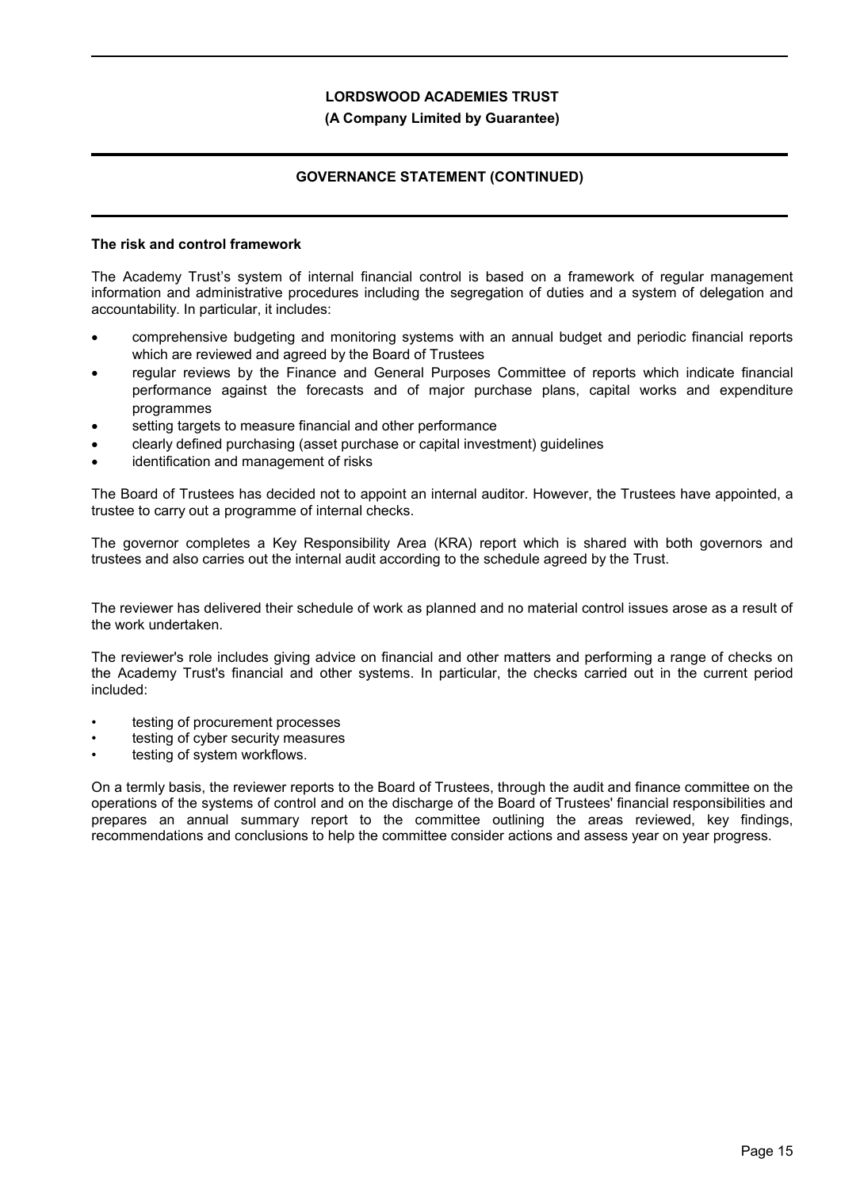**The risk and control framework**

The Academy Trust's system of internal financial control is based on a framework of regular management information and administrative procedures including the segregation of duties and a system of delegation and accountability. In particular, it includes:

- comprehensive budgeting and monitoring systems with an annual budget and periodic financial reports which are reviewed and agreed by the Board of Trustees
- regular reviews by the Finance and General Purposes Committee of reports which indicate financial performance against the forecasts and of major purchase plans, capital works and expenditure programmes
- setting targets to measure financial and other performance
- clearly defined purchasing (asset purchase or capital investment) guidelines
- identification and management of risks

The Board of Trustees has decided not to appoint an internal auditor. However, the Trustees have appointed, a trustee to carry out a programme of internal checks.

The governor completes a Key Responsibility Area (KRA) report which is shared with both governors and trustees and also carries out the internal audit according to the schedule agreed by the Trust.

The reviewer has delivered their schedule of work as planned and no material control issues arose as a result of the work undertaken.

The reviewer's role includes giving advice on financial and other matters and performing a range of checks on the Academy Trust's financial and other systems. In particular, the checks carried out in the current period included:

- testing of procurement processes
- testing of cyber security measures
- testing of system workflows.

On a termly basis, the reviewer reports to the Board of Trustees, through the audit and finance committee on the operations of the systems of control and on the discharge of the Board of Trustees' financial responsibilities and prepares an annual summary report to the committee outlining the areas reviewed, key findings, recommendations and conclusions to help the committee consider actions and assess year on year progress.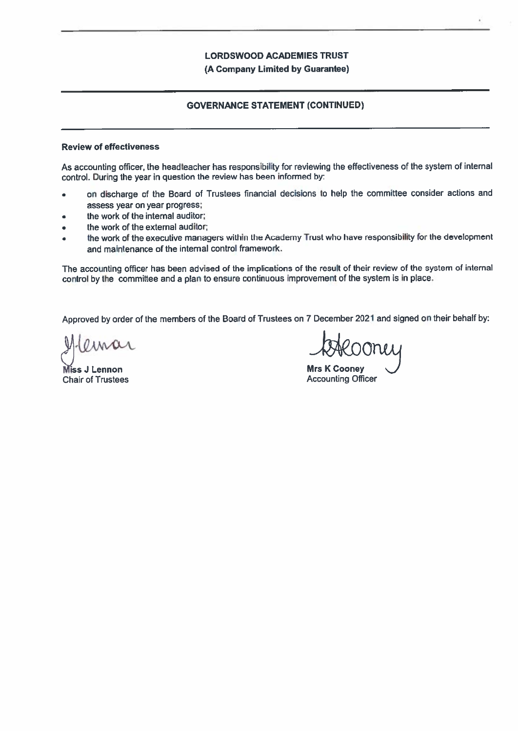**LORDSWOOD ACADEMIES TRUST**
**(A Company Limited by Guarantee)**

## GOVERNANCE STATEMENT (CONTINUED)

### Review of effectiveness

As accounting officer, the headteacher has responsibility for reviewing the effectiveness of the system of internal control. During the year in question the review has been informed by:

- on discharge of the Board of Trustees financial decisions to help the committee consider actions and assess year on year progress;
- the work of the internal auditor;
- the work of the external auditor;
- the work of the executive managers within the Academy Trust who have responsibility for the development and maintenance of the internal control framework.

The accounting officer has been advised of the implications of the result of their review of the system of internal control by the committee and a plan to ensure continuous improvement of the system is in place.

Approved by order of the members of the Board of Trustees on 7 December 2021 and signed on their behalf by:

**Miss J Lennon**
Chair of Trustees

**Mrs K Cooney**
Accounting Officer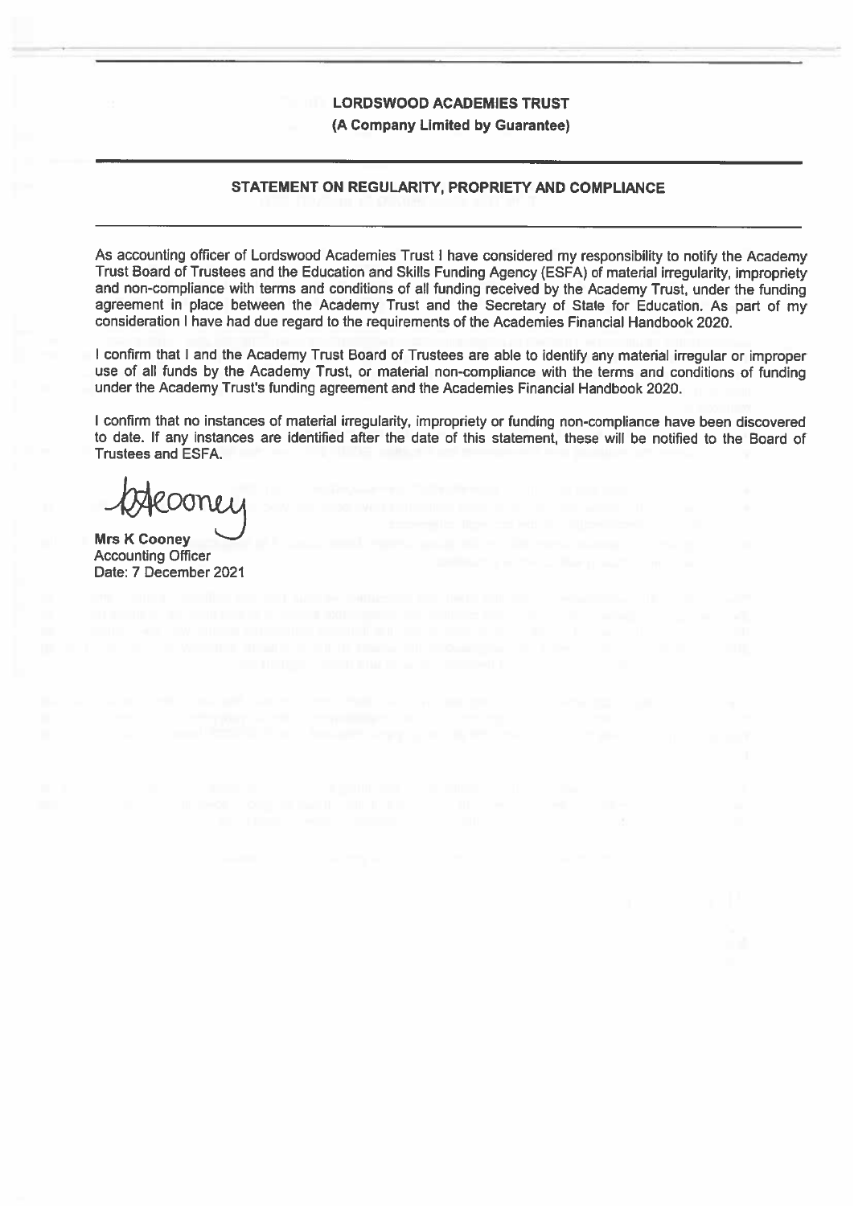**LORDSWOOD ACADEMIES TRUST**

**(A Company Limited by Guarantee)**

## STATEMENT ON REGULARITY, PROPRIETY AND COMPLIANCE

As accounting officer of Lordswood Academies Trust I have considered my responsibility to notify the Academy Trust Board of Trustees and the Education and Skills Funding Agency (ESFA) of material irregularity, impropriety and non-compliance with terms and conditions of all funding received by the Academy Trust, under the funding agreement in place between the Academy Trust and the Secretary of State for Education. As part of my consideration I have had due regard to the requirements of the Academies Financial Handbook 2020.

I confirm that I and the Academy Trust Board of Trustees are able to identify any material irregular or improper use of all funds by the Academy Trust, or material non-compliance with the terms and conditions of funding under the Academy Trust's funding agreement and the Academies Financial Handbook 2020.

I confirm that no instances of material irregularity, impropriety or funding non-compliance have been discovered to date. If any instances are identified after the date of this statement, these will be notified to the Board of Trustees and ESFA.

**Mrs K Cooney**
Accounting Officer
Date: 7 December 2021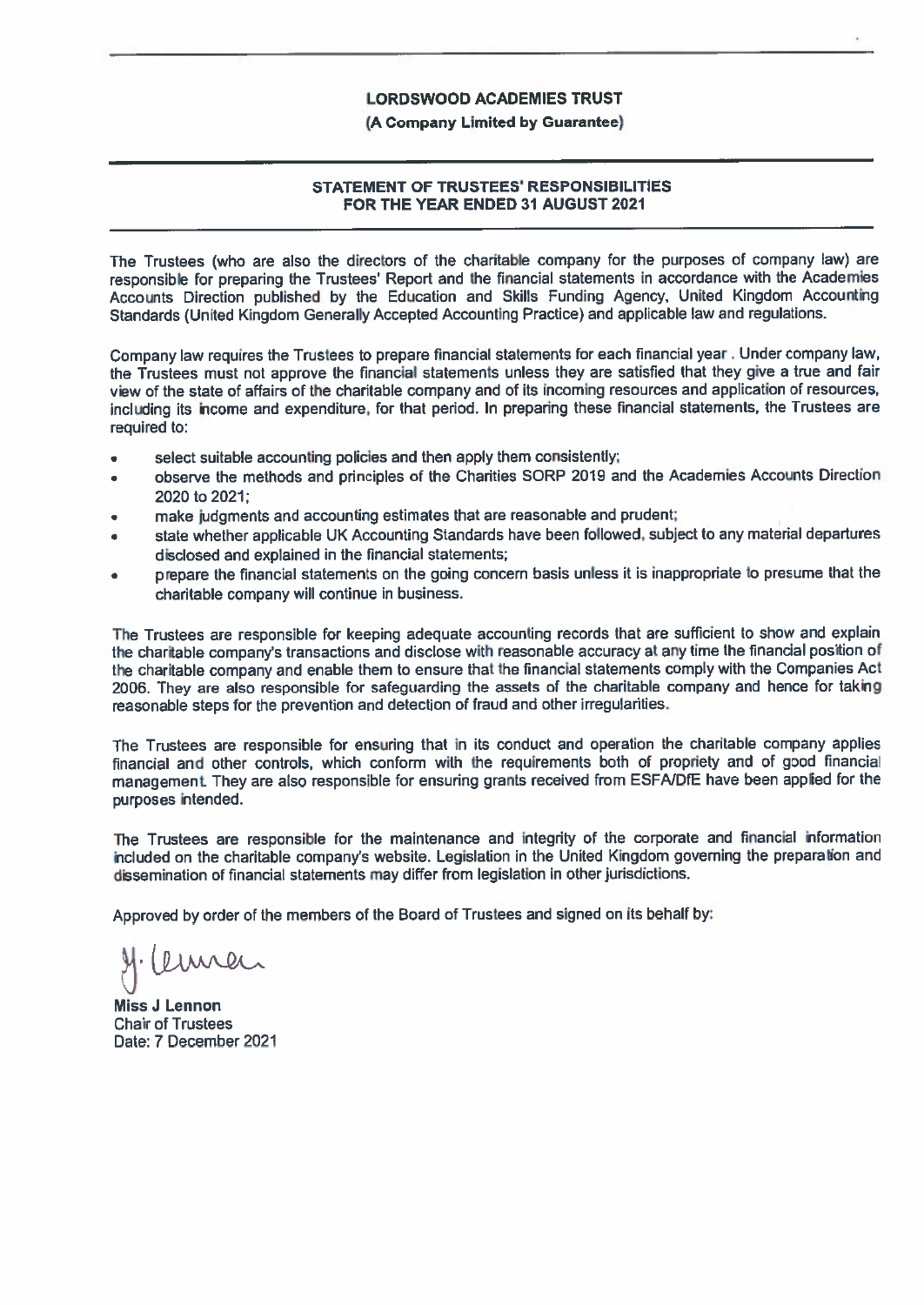**LORDSWOOD ACADEMIES TRUST**

**(A Company Limited by Guarantee)**

## STATEMENT OF TRUSTEES' RESPONSIBILITIES FOR THE YEAR ENDED 31 AUGUST 2021

The Trustees (who are also the directors of the charitable company for the purposes of company law) are responsible for preparing the Trustees' Report and the financial statements in accordance with the Academies Accounts Direction published by the Education and Skills Funding Agency, United Kingdom Accounting Standards (United Kingdom Generally Accepted Accounting Practice) and applicable law and regulations.

Company law requires the Trustees to prepare financial statements for each financial year . Under company law, the Trustees must not approve the financial statements unless they are satisfied that they give a true and fair view of the state of affairs of the charitable company and of its incoming resources and application of resources, including its income and expenditure, for that period. In preparing these financial statements, the Trustees are required to:

- select suitable accounting policies and then apply them consistently;
- observe the methods and principles of the Charities SORP 2019 and the Academies Accounts Direction 2020 to 2021;
- make judgments and accounting estimates that are reasonable and prudent;
- state whether applicable UK Accounting Standards have been followed, subject to any material departures disclosed and explained in the financial statements;
- prepare the financial statements on the going concern basis unless it is inappropriate to presume that the charitable company will continue in business.

The Trustees are responsible for keeping adequate accounting records that are sufficient to show and explain the charitable company's transactions and disclose with reasonable accuracy at any time the financial position of the charitable company and enable them to ensure that the financial statements comply with the Companies Act 2006. They are also responsible for safeguarding the assets of the charitable company and hence for taking reasonable steps for the prevention and detection of fraud and other irregularities.

The Trustees are responsible for ensuring that in its conduct and operation the charitable company applies financial and other controls, which conform with the requirements both of propriety and of good financial management. They are also responsible for ensuring grants received from ESFA/DfE have been applied for the purposes intended.

The Trustees are responsible for the maintenance and integrity of the corporate and financial information included on the charitable company's website. Legislation in the United Kingdom governing the preparation and dissemination of financial statements may differ from legislation in other jurisdictions.

Approved by order of the members of the Board of Trustees and signed on its behalf by:

**Miss J Lennon**
Chair of Trustees
Date: 7 December 2021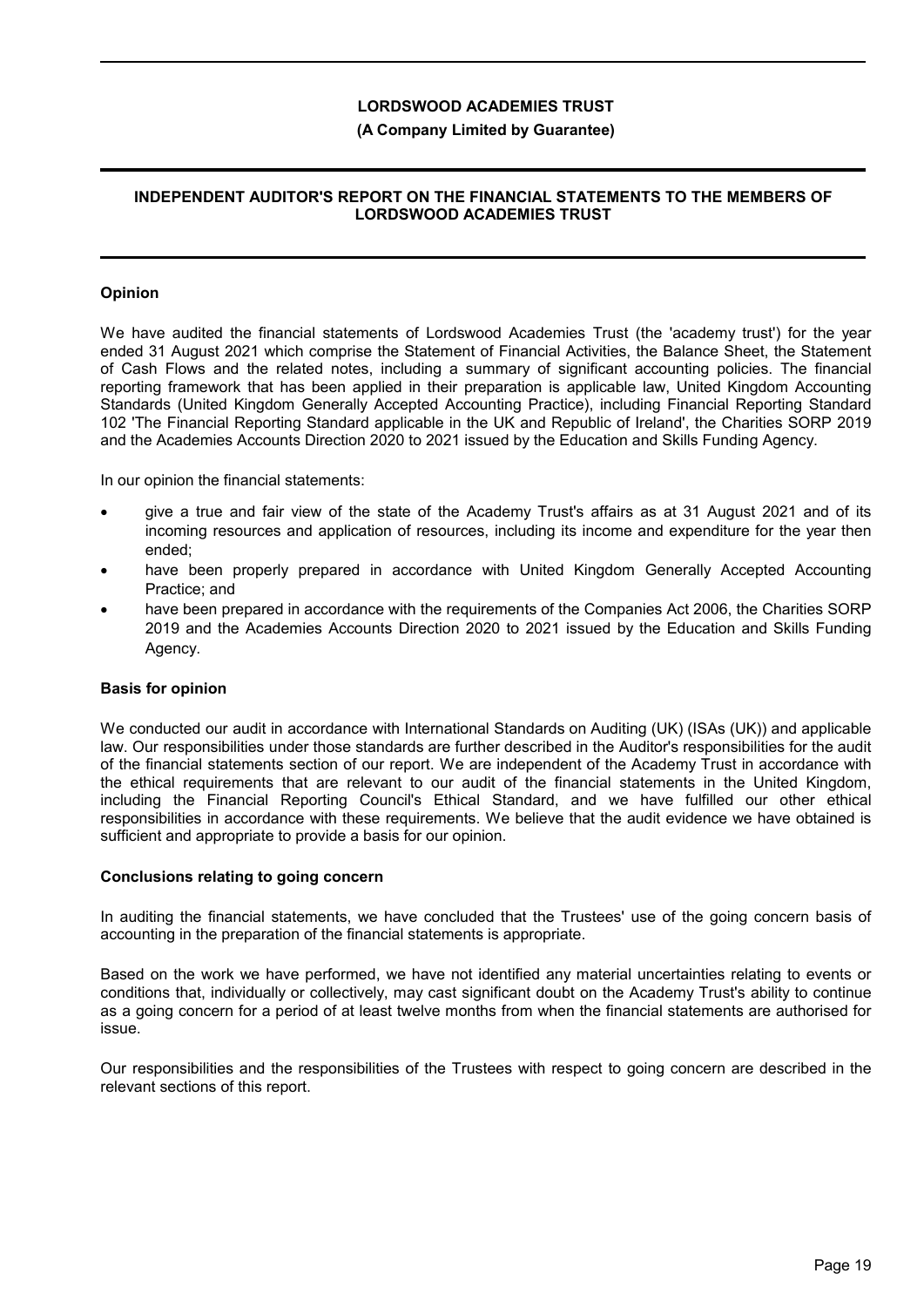# LORDSWOOD ACADEMIES TRUST

**(A Company Limited by Guarantee)**

## INDEPENDENT AUDITOR'S REPORT ON THE FINANCIAL STATEMENTS TO THE MEMBERS OF LORDSWOOD ACADEMIES TRUST

### Opinion

We have audited the financial statements of Lordswood Academies Trust (the 'academy trust') for the year ended 31 August 2021 which comprise the Statement of Financial Activities, the Balance Sheet, the Statement of Cash Flows and the related notes, including a summary of significant accounting policies. The financial reporting framework that has been applied in their preparation is applicable law, United Kingdom Accounting Standards (United Kingdom Generally Accepted Accounting Practice), including Financial Reporting Standard 102 'The Financial Reporting Standard applicable in the UK and Republic of Ireland', the Charities SORP 2019 and the Academies Accounts Direction 2020 to 2021 issued by the Education and Skills Funding Agency.

In our opinion the financial statements:

- give a true and fair view of the state of the Academy Trust's affairs as at 31 August 2021 and of its incoming resources and application of resources, including its income and expenditure for the year then ended;
- have been properly prepared in accordance with United Kingdom Generally Accepted Accounting Practice; and
- have been prepared in accordance with the requirements of the Companies Act 2006, the Charities SORP 2019 and the Academies Accounts Direction 2020 to 2021 issued by the Education and Skills Funding Agency.

### Basis for opinion

We conducted our audit in accordance with International Standards on Auditing (UK) (ISAs (UK)) and applicable law. Our responsibilities under those standards are further described in the Auditor's responsibilities for the audit of the financial statements section of our report. We are independent of the Academy Trust in accordance with the ethical requirements that are relevant to our audit of the financial statements in the United Kingdom, including the Financial Reporting Council's Ethical Standard, and we have fulfilled our other ethical responsibilities in accordance with these requirements. We believe that the audit evidence we have obtained is sufficient and appropriate to provide a basis for our opinion.

### Conclusions relating to going concern

In auditing the financial statements, we have concluded that the Trustees' use of the going concern basis of accounting in the preparation of the financial statements is appropriate.

Based on the work we have performed, we have not identified any material uncertainties relating to events or conditions that, individually or collectively, may cast significant doubt on the Academy Trust's ability to continue as a going concern for a period of at least twelve months from when the financial statements are authorised for issue.

Our responsibilities and the responsibilities of the Trustees with respect to going concern are described in the relevant sections of this report.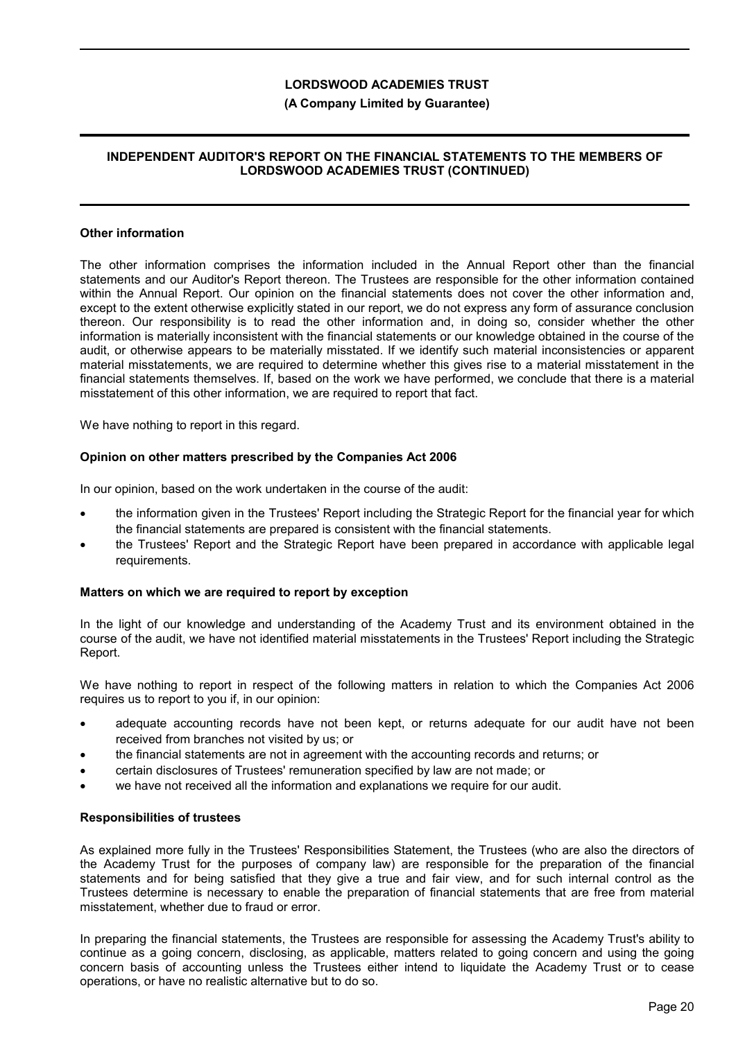## Other information

The other information comprises the information included in the Annual Report other than the financial statements and our Auditor's Report thereon. The Trustees are responsible for the other information contained within the Annual Report. Our opinion on the financial statements does not cover the other information and, except to the extent otherwise explicitly stated in our report, we do not express any form of assurance conclusion thereon. Our responsibility is to read the other information and, in doing so, consider whether the other information is materially inconsistent with the financial statements or our knowledge obtained in the course of the audit, or otherwise appears to be materially misstated. If we identify such material inconsistencies or apparent material misstatements, we are required to determine whether this gives rise to a material misstatement in the financial statements themselves. If, based on the work we have performed, we conclude that there is a material misstatement of this other information, we are required to report that fact.

We have nothing to report in this regard.

## Opinion on other matters prescribed by the Companies Act 2006

In our opinion, based on the work undertaken in the course of the audit:

- the information given in the Trustees' Report including the Strategic Report for the financial year for which the financial statements are prepared is consistent with the financial statements.
- the Trustees' Report and the Strategic Report have been prepared in accordance with applicable legal requirements.

## Matters on which we are required to report by exception

In the light of our knowledge and understanding of the Academy Trust and its environment obtained in the course of the audit, we have not identified material misstatements in the Trustees' Report including the Strategic Report.

We have nothing to report in respect of the following matters in relation to which the Companies Act 2006 requires us to report to you if, in our opinion:

- adequate accounting records have not been kept, or returns adequate for our audit have not been received from branches not visited by us; or
- the financial statements are not in agreement with the accounting records and returns; or
- certain disclosures of Trustees' remuneration specified by law are not made; or
- we have not received all the information and explanations we require for our audit.

## Responsibilities of trustees

As explained more fully in the Trustees' Responsibilities Statement, the Trustees (who are also the directors of the Academy Trust for the purposes of company law) are responsible for the preparation of the financial statements and for being satisfied that they give a true and fair view, and for such internal control as the Trustees determine is necessary to enable the preparation of financial statements that are free from material misstatement, whether due to fraud or error.

In preparing the financial statements, the Trustees are responsible for assessing the Academy Trust's ability to continue as a going concern, disclosing, as applicable, matters related to going concern and using the going concern basis of accounting unless the Trustees either intend to liquidate the Academy Trust or to cease operations, or have no realistic alternative but to do so.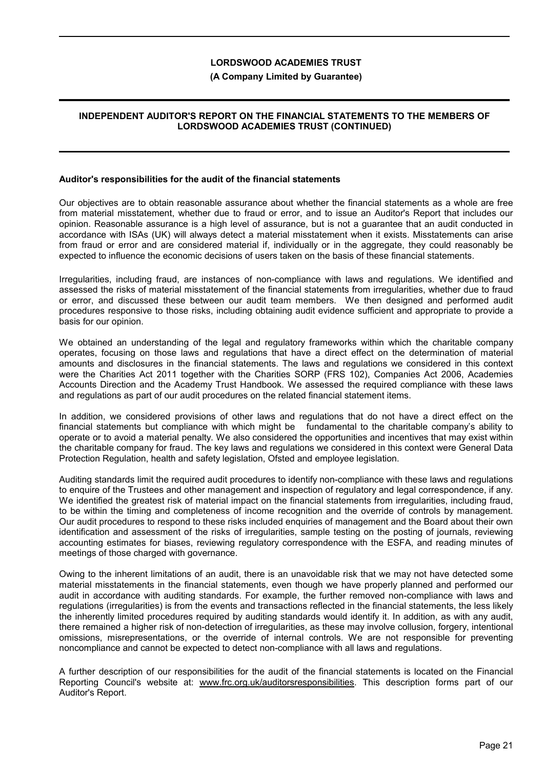# LORDSWOOD ACADEMIES TRUST

**(A Company Limited by Guarantee)**

## INDEPENDENT AUDITOR'S REPORT ON THE FINANCIAL STATEMENTS TO THE MEMBERS OF LORDSWOOD ACADEMIES TRUST (CONTINUED)

### Auditor's responsibilities for the audit of the financial statements

Our objectives are to obtain reasonable assurance about whether the financial statements as a whole are free from material misstatement, whether due to fraud or error, and to issue an Auditor's Report that includes our opinion. Reasonable assurance is a high level of assurance, but is not a guarantee that an audit conducted in accordance with ISAs (UK) will always detect a material misstatement when it exists. Misstatements can arise from fraud or error and are considered material if, individually or in the aggregate, they could reasonably be expected to influence the economic decisions of users taken on the basis of these financial statements.

Irregularities, including fraud, are instances of non-compliance with laws and regulations. We identified and assessed the risks of material misstatement of the financial statements from irregularities, whether due to fraud or error, and discussed these between our audit team members. We then designed and performed audit procedures responsive to those risks, including obtaining audit evidence sufficient and appropriate to provide a basis for our opinion.

We obtained an understanding of the legal and regulatory frameworks within which the charitable company operates, focusing on those laws and regulations that have a direct effect on the determination of material amounts and disclosures in the financial statements. The laws and regulations we considered in this context were the Charities Act 2011 together with the Charities SORP (FRS 102), Companies Act 2006, Academies Accounts Direction and the Academy Trust Handbook. We assessed the required compliance with these laws and regulations as part of our audit procedures on the related financial statement items.

In addition, we considered provisions of other laws and regulations that do not have a direct effect on the financial statements but compliance with which might be fundamental to the charitable company's ability to operate or to avoid a material penalty. We also considered the opportunities and incentives that may exist within the charitable company for fraud. The key laws and regulations we considered in this context were General Data Protection Regulation, health and safety legislation, Ofsted and employee legislation.

Auditing standards limit the required audit procedures to identify non-compliance with these laws and regulations to enquire of the Trustees and other management and inspection of regulatory and legal correspondence, if any. We identified the greatest risk of material impact on the financial statements from irregularities, including fraud, to be within the timing and completeness of income recognition and the override of controls by management. Our audit procedures to respond to these risks included enquiries of management and the Board about their own identification and assessment of the risks of irregularities, sample testing on the posting of journals, reviewing accounting estimates for biases, reviewing regulatory correspondence with the ESFA, and reading minutes of meetings of those charged with governance.

Owing to the inherent limitations of an audit, there is an unavoidable risk that we may not have detected some material misstatements in the financial statements, even though we have properly planned and performed our audit in accordance with auditing standards. For example, the further removed non-compliance with laws and regulations (irregularities) is from the events and transactions reflected in the financial statements, the less likely the inherently limited procedures required by auditing standards would identify it. In addition, as with any audit, there remained a higher risk of non-detection of irregularities, as these may involve collusion, forgery, intentional omissions, misrepresentations, or the override of internal controls. We are not responsible for preventing noncompliance and cannot be expected to detect non-compliance with all laws and regulations.

A further description of our responsibilities for the audit of the financial statements is located on the Financial Reporting Council's website at: www.frc.org.uk/auditorsresponsibilities. This description forms part of our Auditor's Report.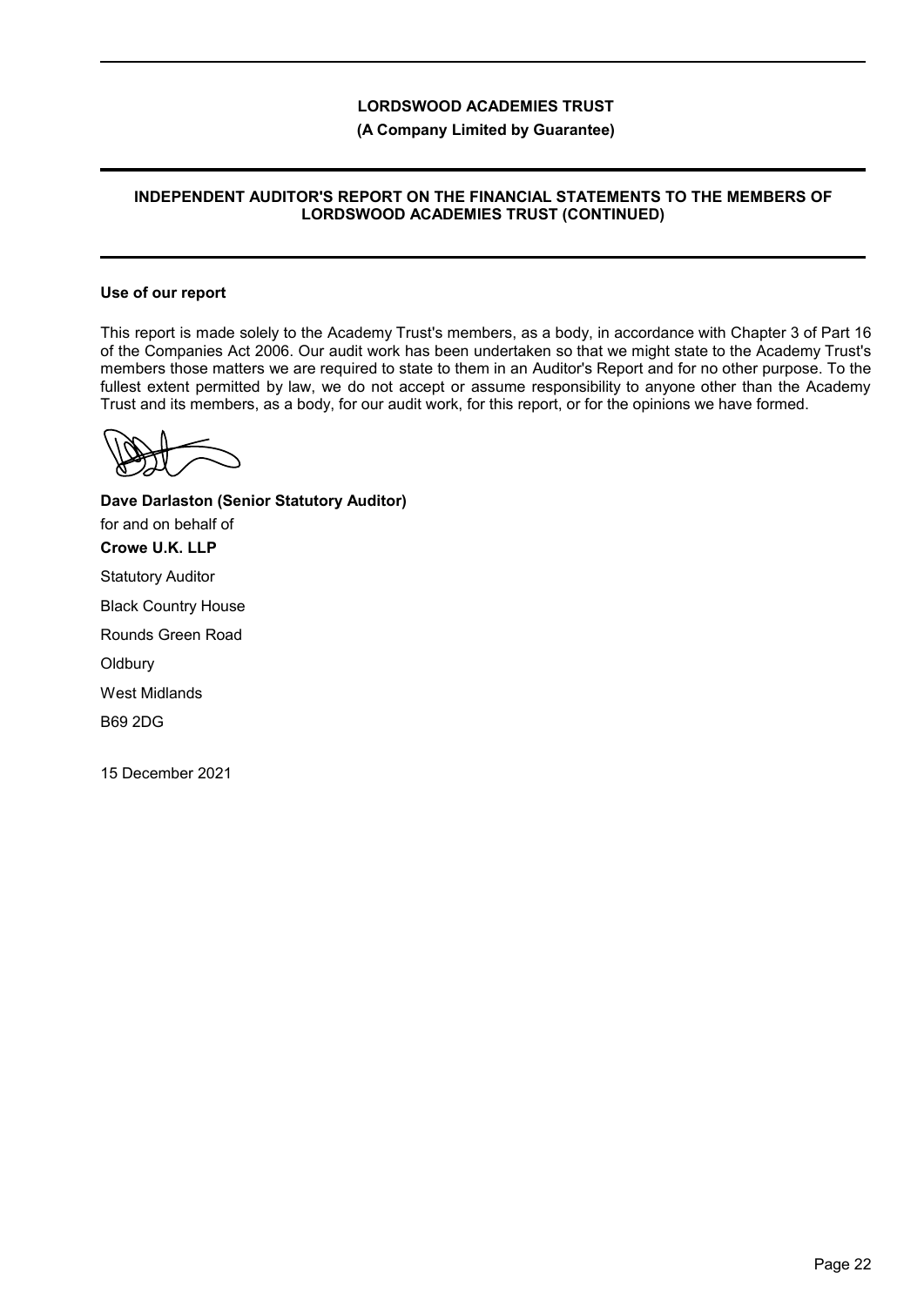**LORDSWOOD ACADEMIES TRUST**

**(A Company Limited by Guarantee)**

**INDEPENDENT AUDITOR'S REPORT ON THE FINANCIAL STATEMENTS TO THE MEMBERS OF LORDSWOOD ACADEMIES TRUST (CONTINUED)**

**Use of our report**

This report is made solely to the Academy Trust's members, as a body, in accordance with Chapter 3 of Part 16 of the Companies Act 2006. Our audit work has been undertaken so that we might state to the Academy Trust's members those matters we are required to state to them in an Auditor's Report and for no other purpose. To the fullest extent permitted by law, we do not accept or assume responsibility to anyone other than the Academy Trust and its members, as a body, for our audit work, for this report, or for the opinions we have formed.

**Dave Darlaston (Senior Statutory Auditor)**

for and on behalf of

**Crowe U.K. LLP**

Statutory Auditor

Black Country House

Rounds Green Road

Oldbury

West Midlands

B69 2DG

15 December 2021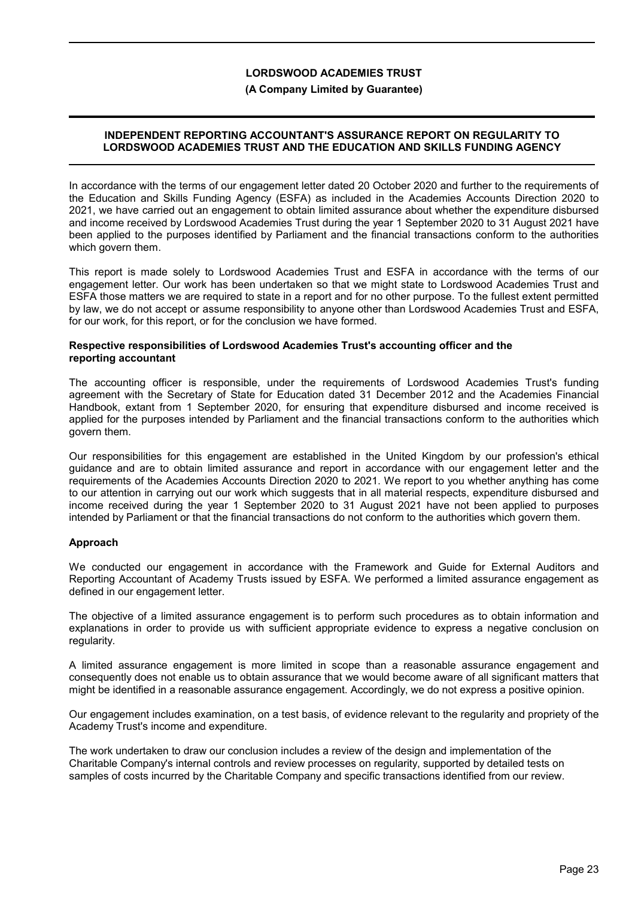# LORDSWOOD ACADEMIES TRUST

**(A Company Limited by Guarantee)**

## INDEPENDENT REPORTING ACCOUNTANT'S ASSURANCE REPORT ON REGULARITY TO LORDSWOOD ACADEMIES TRUST AND THE EDUCATION AND SKILLS FUNDING AGENCY

In accordance with the terms of our engagement letter dated 20 October 2020 and further to the requirements of the Education and Skills Funding Agency (ESFA) as included in the Academies Accounts Direction 2020 to 2021, we have carried out an engagement to obtain limited assurance about whether the expenditure disbursed and income received by Lordswood Academies Trust during the year 1 September 2020 to 31 August 2021 have been applied to the purposes identified by Parliament and the financial transactions conform to the authorities which govern them.

This report is made solely to Lordswood Academies Trust and ESFA in accordance with the terms of our engagement letter. Our work has been undertaken so that we might state to Lordswood Academies Trust and ESFA those matters we are required to state in a report and for no other purpose. To the fullest extent permitted by law, we do not accept or assume responsibility to anyone other than Lordswood Academies Trust and ESFA, for our work, for this report, or for the conclusion we have formed.

### Respective responsibilities of Lordswood Academies Trust's accounting officer and the reporting accountant

The accounting officer is responsible, under the requirements of Lordswood Academies Trust's funding agreement with the Secretary of State for Education dated 31 December 2012 and the Academies Financial Handbook, extant from 1 September 2020, for ensuring that expenditure disbursed and income received is applied for the purposes intended by Parliament and the financial transactions conform to the authorities which govern them.

Our responsibilities for this engagement are established in the United Kingdom by our profession's ethical guidance and are to obtain limited assurance and report in accordance with our engagement letter and the requirements of the Academies Accounts Direction 2020 to 2021. We report to you whether anything has come to our attention in carrying out our work which suggests that in all material respects, expenditure disbursed and income received during the year 1 September 2020 to 31 August 2021 have not been applied to purposes intended by Parliament or that the financial transactions do not conform to the authorities which govern them.

### Approach

We conducted our engagement in accordance with the Framework and Guide for External Auditors and Reporting Accountant of Academy Trusts issued by ESFA. We performed a limited assurance engagement as defined in our engagement letter.

The objective of a limited assurance engagement is to perform such procedures as to obtain information and explanations in order to provide us with sufficient appropriate evidence to express a negative conclusion on regularity.

A limited assurance engagement is more limited in scope than a reasonable assurance engagement and consequently does not enable us to obtain assurance that we would become aware of all significant matters that might be identified in a reasonable assurance engagement. Accordingly, we do not express a positive opinion.

Our engagement includes examination, on a test basis, of evidence relevant to the regularity and propriety of the Academy Trust's income and expenditure.

The work undertaken to draw our conclusion includes a review of the design and implementation of the Charitable Company's internal controls and review processes on regularity, supported by detailed tests on samples of costs incurred by the Charitable Company and specific transactions identified from our review.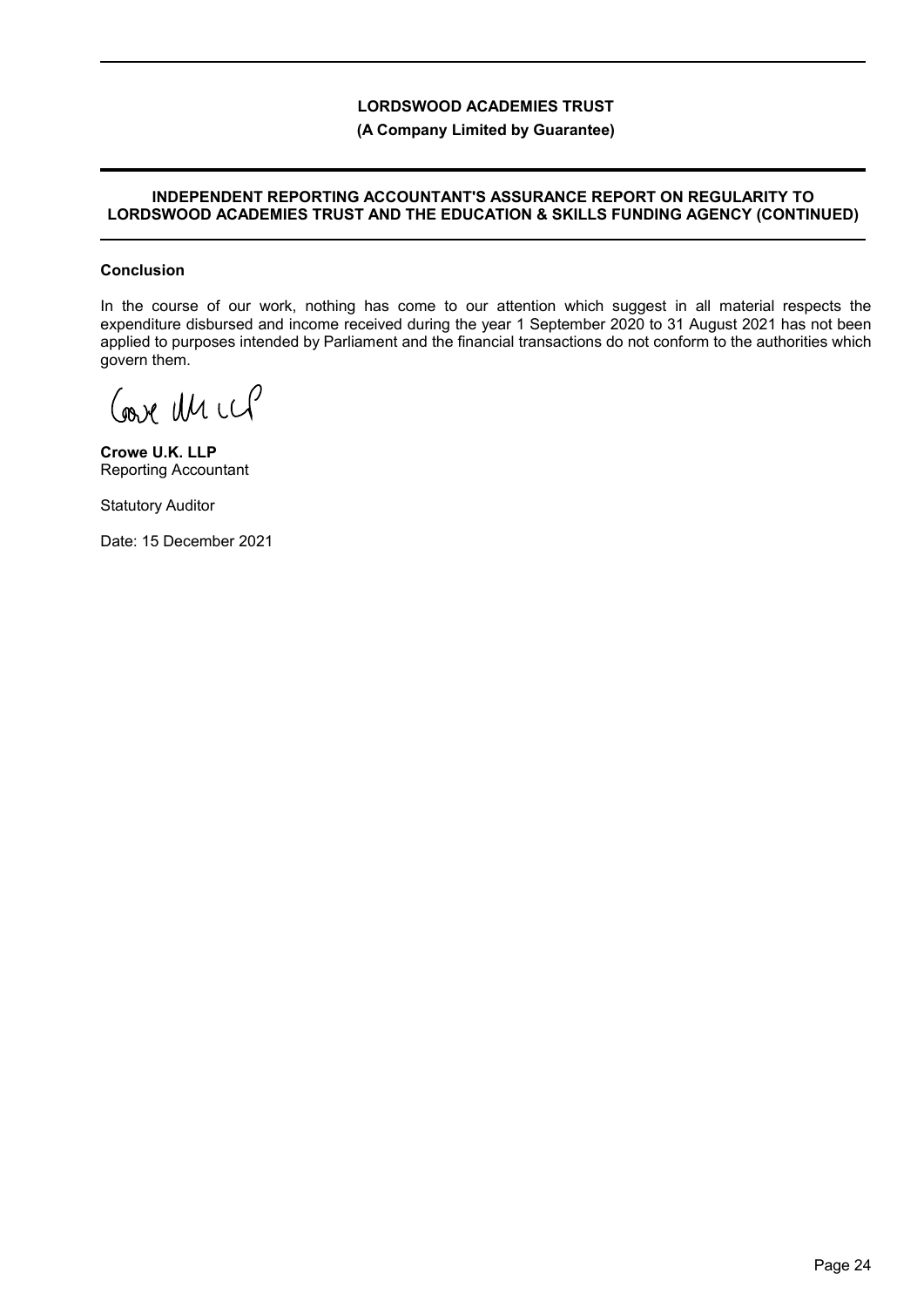**LORDSWOOD ACADEMIES TRUST**

**(A Company Limited by Guarantee)**

**INDEPENDENT REPORTING ACCOUNTANT'S ASSURANCE REPORT ON REGULARITY TO LORDSWOOD ACADEMIES TRUST AND THE EDUCATION & SKILLS FUNDING AGENCY (CONTINUED)**

**Conclusion**

In the course of our work, nothing has come to our attention which suggest in all material respects the expenditure disbursed and income received during the year 1 September 2020 to 31 August 2021 has not been applied to purposes intended by Parliament and the financial transactions do not conform to the authorities which govern them.

**Crowe U.K. LLP**
Reporting Accountant

Statutory Auditor

Date: 15 December 2021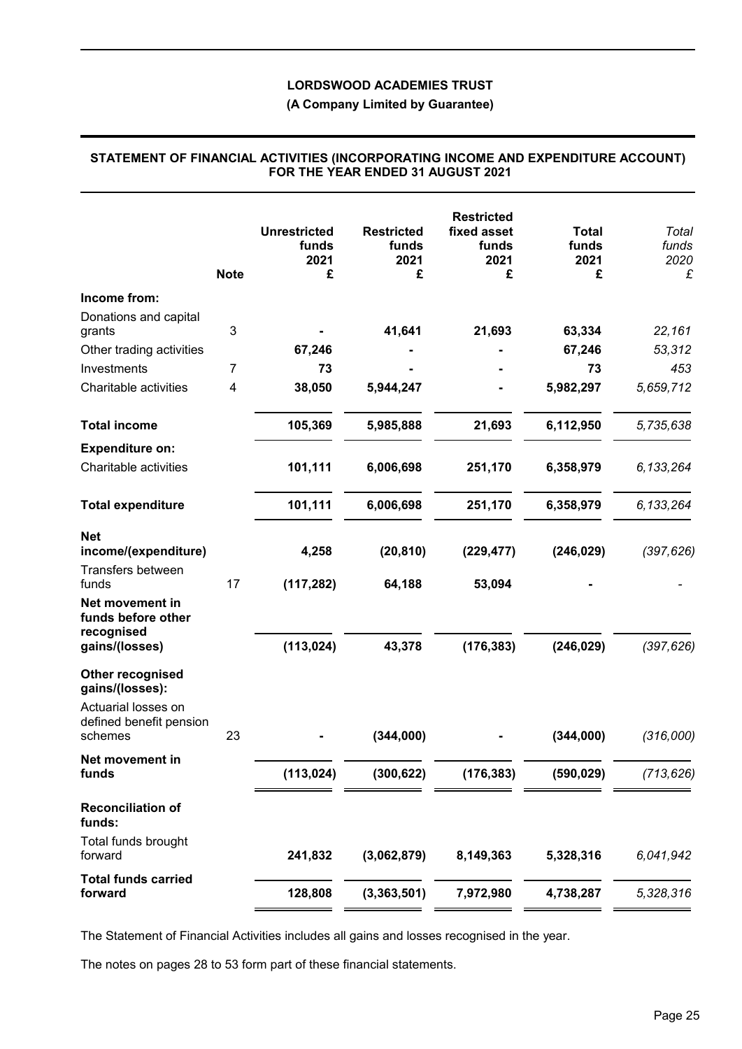**LORDSWOOD ACADEMIES TRUST**

**(A Company Limited by Guarantee)**

**STATEMENT OF FINANCIAL ACTIVITIES (INCORPORATING INCOME AND EXPENDITURE ACCOUNT) FOR THE YEAR ENDED 31 AUGUST 2021**

| | Note | Unrestricted funds 2021 £ | Restricted funds 2021 £ | Restricted fixed asset funds 2021 £ | Total funds 2021 £ | *Total funds 2020 £* |
|---|---|---|---|---|---|---|
| **Income from:** | | | | | | |
| Donations and capital grants | 3 | - | 41,641 | 21,693 | 63,334 | *22,161* |
| Other trading activities | | 67,246 | - | - | 67,246 | *53,312* |
| Investments | 7 | 73 | - | - | 73 | *453* |
| Charitable activities | 4 | 38,050 | 5,944,247 | - | 5,982,297 | *5,659,712* |
| **Total income** | | **105,369** | **5,985,888** | **21,693** | **6,112,950** | *5,735,638* |
| **Expenditure on:** | | | | | | |
| Charitable activities | | 101,111 | 6,006,698 | 251,170 | 6,358,979 | *6,133,264* |
| **Total expenditure** | | **101,111** | **6,006,698** | **251,170** | **6,358,979** | *6,133,264* |
| **Net income/(expenditure)** | | **4,258** | **(20,810)** | **(229,477)** | **(246,029)** | *(397,626)* |
| Transfers between funds | 17 | (117,282) | 64,188 | 53,094 | - | *-* |
| **Net movement in funds before other recognised gains/(losses)** | | **(113,024)** | **43,378** | **(176,383)** | **(246,029)** | *(397,626)* |
| **Other recognised gains/(losses):** | | | | | | |
| Actuarial losses on defined benefit pension schemes | 23 | - | (344,000) | - | (344,000) | *(316,000)* |
| **Net movement in funds** | | **(113,024)** | **(300,622)** | **(176,383)** | **(590,029)** | *(713,626)* |
| **Reconciliation of funds:** | | | | | | |
| Total funds brought forward | | 241,832 | (3,062,879) | 8,149,363 | 5,328,316 | *6,041,942* |
| **Total funds carried forward** | | **128,808** | **(3,363,501)** | **7,972,980** | **4,738,287** | *5,328,316* |

The Statement of Financial Activities includes all gains and losses recognised in the year.

The notes on pages 28 to 53 form part of these financial statements.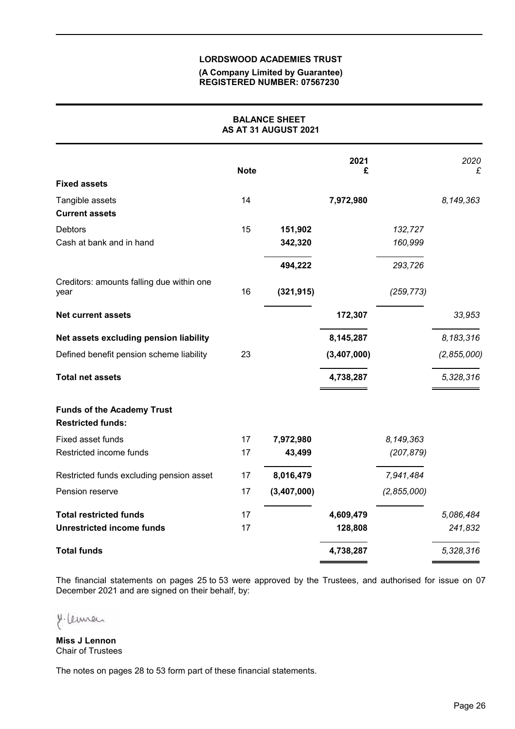**LORDSWOOD ACADEMIES TRUST**

**(A Company Limited by Guarantee)**
**REGISTERED NUMBER: 07567230**

## BALANCE SHEET
## AS AT 31 AUGUST 2021

| | Note | | 2021 £ | | *2020 £* |
|---|---|---|---|---|---|
| **Fixed assets** | | | | | |
| Tangible assets | 14 | | **7,972,980** | | *8,149,363* |
| **Current assets** | | | | | |
| Debtors | 15 | **151,902** | | *132,727* | |
| Cash at bank and in hand | | **342,320** | | *160,999* | |
| | | **494,222** | | *293,726* | |
| Creditors: amounts falling due within one year | 16 | **(321,915)** | | *(259,773)* | |
| **Net current assets** | | | **172,307** | | *33,953* |
| **Net assets excluding pension liability** | | | **8,145,287** | | *8,183,316* |
| Defined benefit pension scheme liability | 23 | | **(3,407,000)** | | *(2,855,000)* |
| **Total net assets** | | | **4,738,287** | | *5,328,316* |
| **Funds of the Academy Trust** | | | | | |
| **Restricted funds:** | | | | | |
| Fixed asset funds | 17 | **7,972,980** | | *8,149,363* | |
| Restricted income funds | 17 | **43,499** | | *(207,879)* | |
| Restricted funds excluding pension asset | 17 | **8,016,479** | | *7,941,484* | |
| Pension reserve | 17 | **(3,407,000)** | | *(2,855,000)* | |
| **Total restricted funds** | 17 | | **4,609,479** | | *5,086,484* |
| **Unrestricted income funds** | 17 | | **128,808** | | *241,832* |
| **Total funds** | | | **4,738,287** | | *5,328,316* |

The financial statements on pages 25 to 53 were approved by the Trustees, and authorised for issue on 07 December 2021 and are signed on their behalf, by:

**Miss J Lennon**
Chair of Trustees

The notes on pages 28 to 53 form part of these financial statements.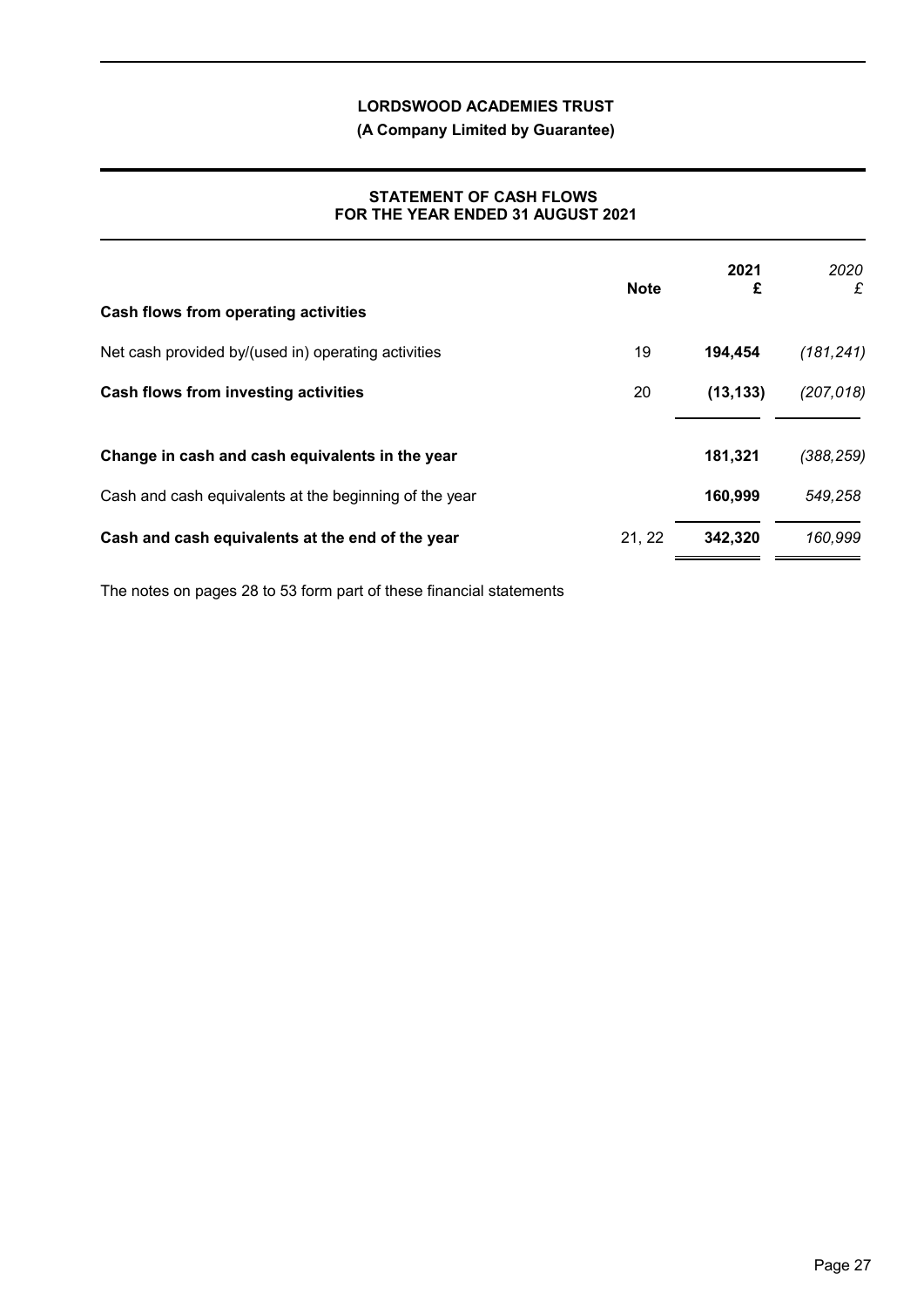**LORDSWOOD ACADEMIES TRUST**

**(A Company Limited by Guarantee)**

## STATEMENT OF CASH FLOWS FOR THE YEAR ENDED 31 AUGUST 2021

| | Note | 2021 £ | 2020 £ |
|---|---|---|---|
| **Cash flows from operating activities** | | | |
| Net cash provided by/(used in) operating activities | 19 | **194,454** | *(181,241)* |
| **Cash flows from investing activities** | 20 | **(13,133)** | *(207,018)* |
| **Change in cash and cash equivalents in the year** | | **181,321** | *(388,259)* |
| Cash and cash equivalents at the beginning of the year | | **160,999** | *549,258* |
| **Cash and cash equivalents at the end of the year** | 21, 22 | **342,320** | *160,999* |

The notes on pages 28 to 53 form part of these financial statements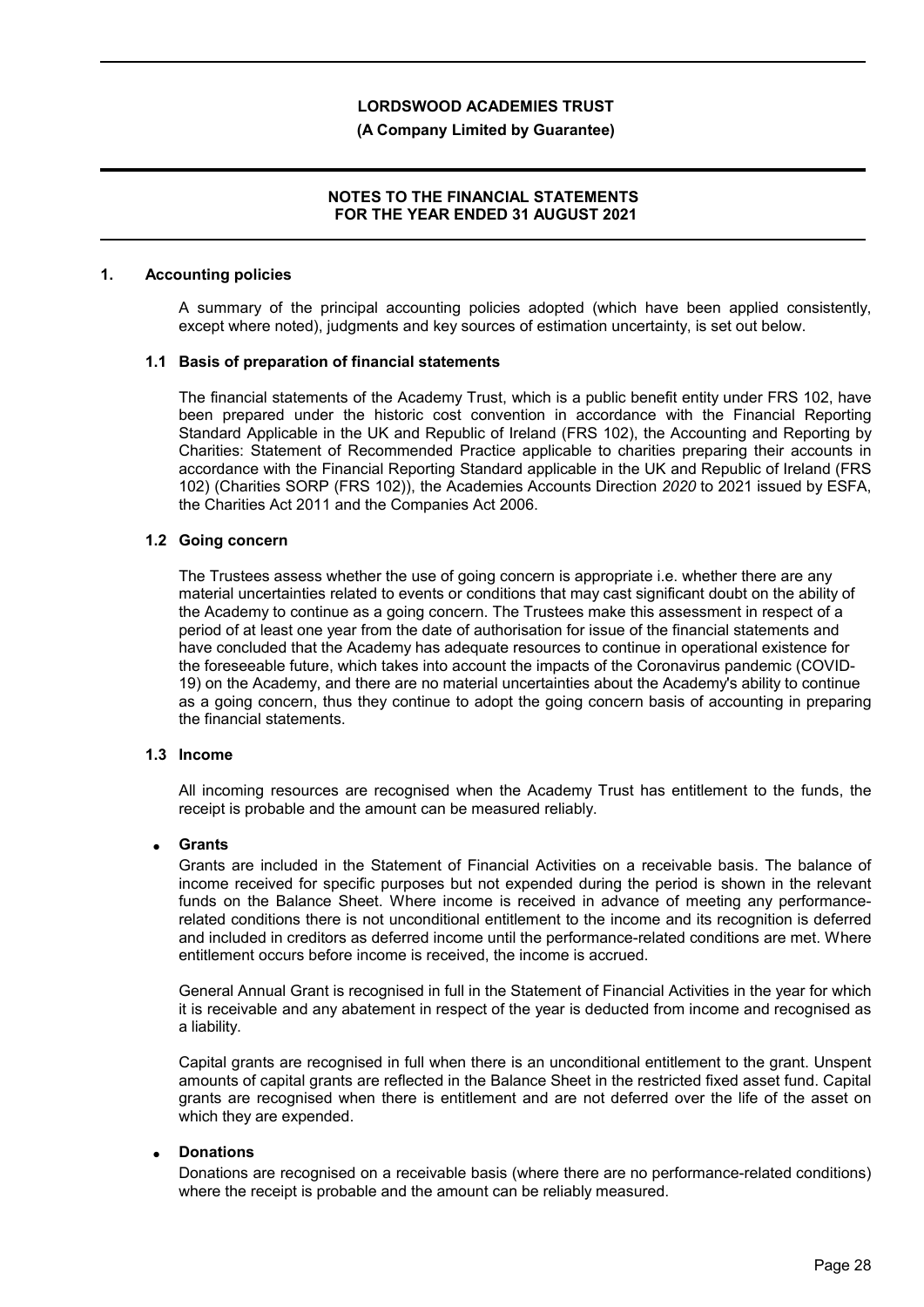## 1. Accounting policies

A summary of the principal accounting policies adopted (which have been applied consistently, except where noted), judgments and key sources of estimation uncertainty, is set out below.

### 1.1 Basis of preparation of financial statements

The financial statements of the Academy Trust, which is a public benefit entity under FRS 102, have been prepared under the historic cost convention in accordance with the Financial Reporting Standard Applicable in the UK and Republic of Ireland (FRS 102), the Accounting and Reporting by Charities: Statement of Recommended Practice applicable to charities preparing their accounts in accordance with the Financial Reporting Standard applicable in the UK and Republic of Ireland (FRS 102) (Charities SORP (FRS 102)), the Academies Accounts Direction *2020* to 2021 issued by ESFA, the Charities Act 2011 and the Companies Act 2006.

### 1.2 Going concern

The Trustees assess whether the use of going concern is appropriate i.e. whether there are any material uncertainties related to events or conditions that may cast significant doubt on the ability of the Academy to continue as a going concern. The Trustees make this assessment in respect of a period of at least one year from the date of authorisation for issue of the financial statements and have concluded that the Academy has adequate resources to continue in operational existence for the foreseeable future, which takes into account the impacts of the Coronavirus pandemic (COVID-19) on the Academy, and there are no material uncertainties about the Academy's ability to continue as a going concern, thus they continue to adopt the going concern basis of accounting in preparing the financial statements.

### 1.3 Income

All incoming resources are recognised when the Academy Trust has entitlement to the funds, the receipt is probable and the amount can be measured reliably.

- **Grants**

  Grants are included in the Statement of Financial Activities on a receivable basis. The balance of income received for specific purposes but not expended during the period is shown in the relevant funds on the Balance Sheet. Where income is received in advance of meeting any performance-related conditions there is not unconditional entitlement to the income and its recognition is deferred and included in creditors as deferred income until the performance-related conditions are met. Where entitlement occurs before income is received, the income is accrued.

  General Annual Grant is recognised in full in the Statement of Financial Activities in the year for which it is receivable and any abatement in respect of the year is deducted from income and recognised as a liability.

  Capital grants are recognised in full when there is an unconditional entitlement to the grant. Unspent amounts of capital grants are reflected in the Balance Sheet in the restricted fixed asset fund. Capital grants are recognised when there is entitlement and are not deferred over the life of the asset on which they are expended.

- **Donations**

  Donations are recognised on a receivable basis (where there are no performance-related conditions) where the receipt is probable and the amount can be reliably measured.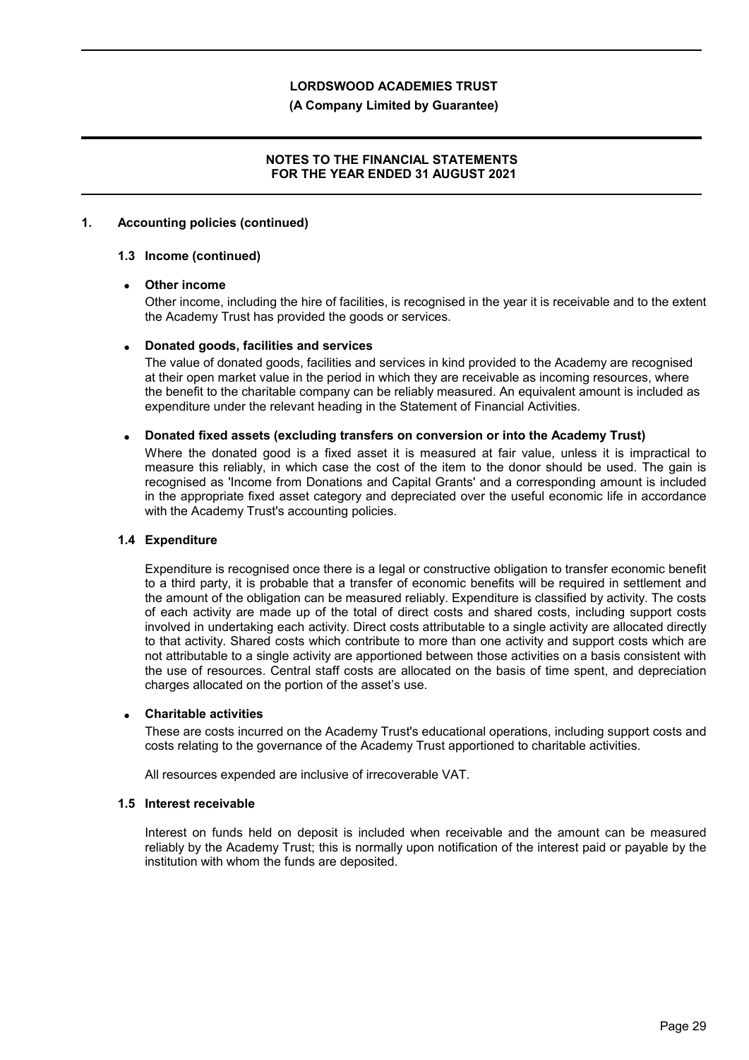## 1. Accounting policies (continued)

### 1.3 Income (continued)

- **Other income**

  Other income, including the hire of facilities, is recognised in the year it is receivable and to the extent the Academy Trust has provided the goods or services.

- **Donated goods, facilities and services**

  The value of donated goods, facilities and services in kind provided to the Academy are recognised at their open market value in the period in which they are receivable as incoming resources, where the benefit to the charitable company can be reliably measured. An equivalent amount is included as expenditure under the relevant heading in the Statement of Financial Activities.

- **Donated fixed assets (excluding transfers on conversion or into the Academy Trust)**

  Where the donated good is a fixed asset it is measured at fair value, unless it is impractical to measure this reliably, in which case the cost of the item to the donor should be used. The gain is recognised as 'Income from Donations and Capital Grants' and a corresponding amount is included in the appropriate fixed asset category and depreciated over the useful economic life in accordance with the Academy Trust's accounting policies.

### 1.4 Expenditure

Expenditure is recognised once there is a legal or constructive obligation to transfer economic benefit to a third party, it is probable that a transfer of economic benefits will be required in settlement and the amount of the obligation can be measured reliably. Expenditure is classified by activity. The costs of each activity are made up of the total of direct costs and shared costs, including support costs involved in undertaking each activity. Direct costs attributable to a single activity are allocated directly to that activity. Shared costs which contribute to more than one activity and support costs which are not attributable to a single activity are apportioned between those activities on a basis consistent with the use of resources. Central staff costs are allocated on the basis of time spent, and depreciation charges allocated on the portion of the asset's use.

- **Charitable activities**

  These are costs incurred on the Academy Trust's educational operations, including support costs and costs relating to the governance of the Academy Trust apportioned to charitable activities.

All resources expended are inclusive of irrecoverable VAT.

### 1.5 Interest receivable

Interest on funds held on deposit is included when receivable and the amount can be measured reliably by the Academy Trust; this is normally upon notification of the interest paid or payable by the institution with whom the funds are deposited.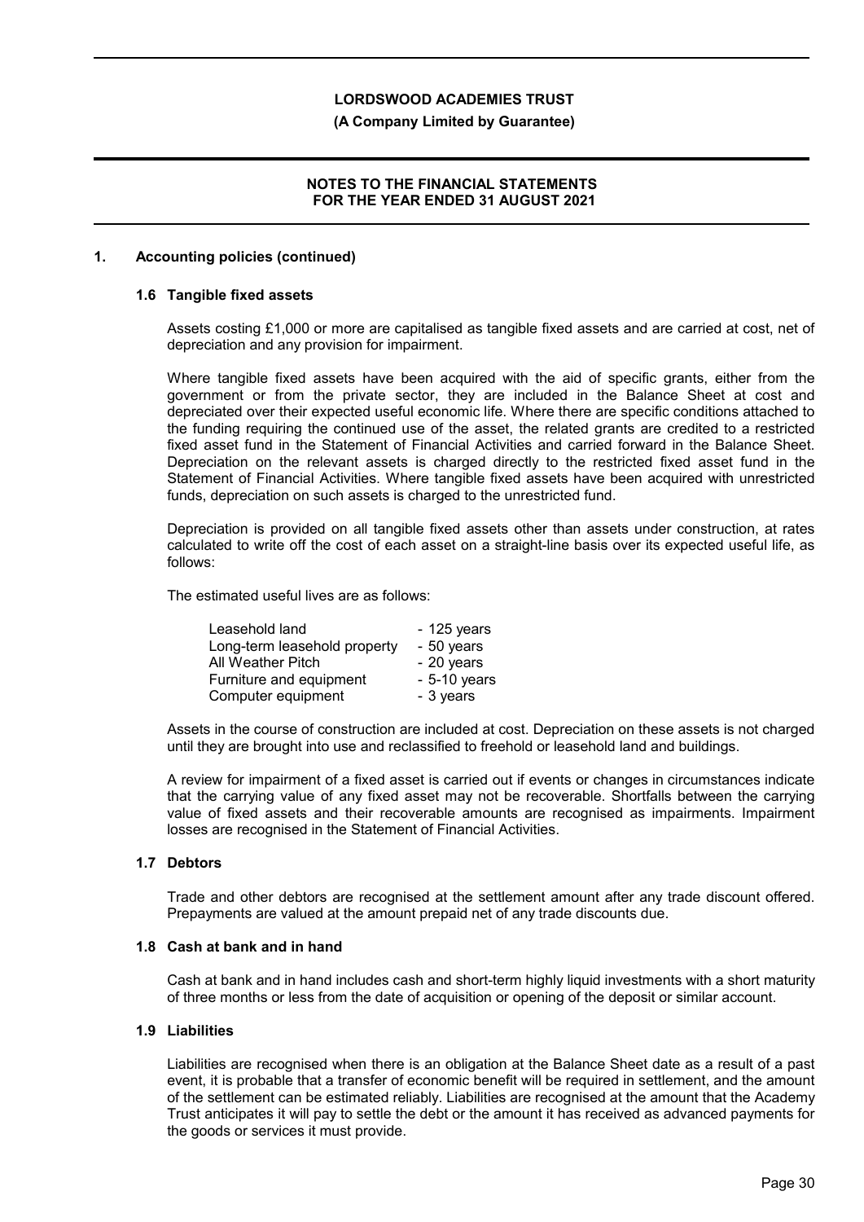## 1. Accounting policies (continued)

### 1.6 Tangible fixed assets

Assets costing £1,000 or more are capitalised as tangible fixed assets and are carried at cost, net of depreciation and any provision for impairment.

Where tangible fixed assets have been acquired with the aid of specific grants, either from the government or from the private sector, they are included in the Balance Sheet at cost and depreciated over their expected useful economic life. Where there are specific conditions attached to the funding requiring the continued use of the asset, the related grants are credited to a restricted fixed asset fund in the Statement of Financial Activities and carried forward in the Balance Sheet. Depreciation on the relevant assets is charged directly to the restricted fixed asset fund in the Statement of Financial Activities. Where tangible fixed assets have been acquired with unrestricted funds, depreciation on such assets is charged to the unrestricted fund.

Depreciation is provided on all tangible fixed assets other than assets under construction, at rates calculated to write off the cost of each asset on a straight-line basis over its expected useful life, as follows:

The estimated useful lives are as follows:

| | |
|---|---|
| Leasehold land | - 125 years |
| Long-term leasehold property | - 50 years |
| All Weather Pitch | - 20 years |
| Furniture and equipment | - 5-10 years |
| Computer equipment | - 3 years |

Assets in the course of construction are included at cost. Depreciation on these assets is not charged until they are brought into use and reclassified to freehold or leasehold land and buildings.

A review for impairment of a fixed asset is carried out if events or changes in circumstances indicate that the carrying value of any fixed asset may not be recoverable. Shortfalls between the carrying value of fixed assets and their recoverable amounts are recognised as impairments. Impairment losses are recognised in the Statement of Financial Activities.

### 1.7 Debtors

Trade and other debtors are recognised at the settlement amount after any trade discount offered. Prepayments are valued at the amount prepaid net of any trade discounts due.

### 1.8 Cash at bank and in hand

Cash at bank and in hand includes cash and short-term highly liquid investments with a short maturity of three months or less from the date of acquisition or opening of the deposit or similar account.

### 1.9 Liabilities

Liabilities are recognised when there is an obligation at the Balance Sheet date as a result of a past event, it is probable that a transfer of economic benefit will be required in settlement, and the amount of the settlement can be estimated reliably. Liabilities are recognised at the amount that the Academy Trust anticipates it will pay to settle the debt or the amount it has received as advanced payments for the goods or services it must provide.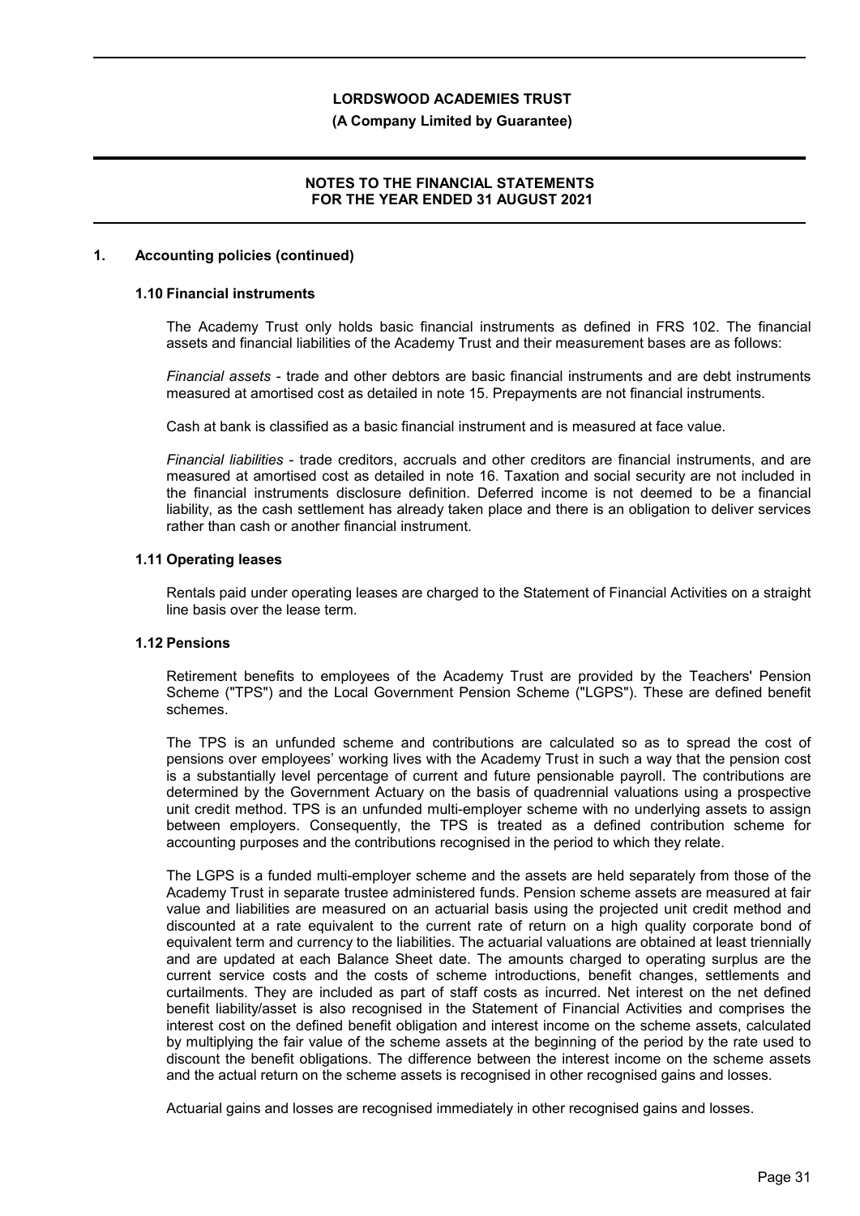## 1. Accounting policies (continued)

### 1.10 Financial instruments

The Academy Trust only holds basic financial instruments as defined in FRS 102. The financial assets and financial liabilities of the Academy Trust and their measurement bases are as follows:

*Financial assets* - trade and other debtors are basic financial instruments and are debt instruments measured at amortised cost as detailed in note 15. Prepayments are not financial instruments.

Cash at bank is classified as a basic financial instrument and is measured at face value.

*Financial liabilities* - trade creditors, accruals and other creditors are financial instruments, and are measured at amortised cost as detailed in note 16. Taxation and social security are not included in the financial instruments disclosure definition. Deferred income is not deemed to be a financial liability, as the cash settlement has already taken place and there is an obligation to deliver services rather than cash or another financial instrument.

### 1.11 Operating leases

Rentals paid under operating leases are charged to the Statement of Financial Activities on a straight line basis over the lease term.

### 1.12 Pensions

Retirement benefits to employees of the Academy Trust are provided by the Teachers' Pension Scheme ("TPS") and the Local Government Pension Scheme ("LGPS"). These are defined benefit schemes.

The TPS is an unfunded scheme and contributions are calculated so as to spread the cost of pensions over employees' working lives with the Academy Trust in such a way that the pension cost is a substantially level percentage of current and future pensionable payroll. The contributions are determined by the Government Actuary on the basis of quadrennial valuations using a prospective unit credit method. TPS is an unfunded multi-employer scheme with no underlying assets to assign between employers. Consequently, the TPS is treated as a defined contribution scheme for accounting purposes and the contributions recognised in the period to which they relate.

The LGPS is a funded multi-employer scheme and the assets are held separately from those of the Academy Trust in separate trustee administered funds. Pension scheme assets are measured at fair value and liabilities are measured on an actuarial basis using the projected unit credit method and discounted at a rate equivalent to the current rate of return on a high quality corporate bond of equivalent term and currency to the liabilities. The actuarial valuations are obtained at least triennially and are updated at each Balance Sheet date. The amounts charged to operating surplus are the current service costs and the costs of scheme introductions, benefit changes, settlements and curtailments. They are included as part of staff costs as incurred. Net interest on the net defined benefit liability/asset is also recognised in the Statement of Financial Activities and comprises the interest cost on the defined benefit obligation and interest income on the scheme assets, calculated by multiplying the fair value of the scheme assets at the beginning of the period by the rate used to discount the benefit obligations. The difference between the interest income on the scheme assets and the actual return on the scheme assets is recognised in other recognised gains and losses.

Actuarial gains and losses are recognised immediately in other recognised gains and losses.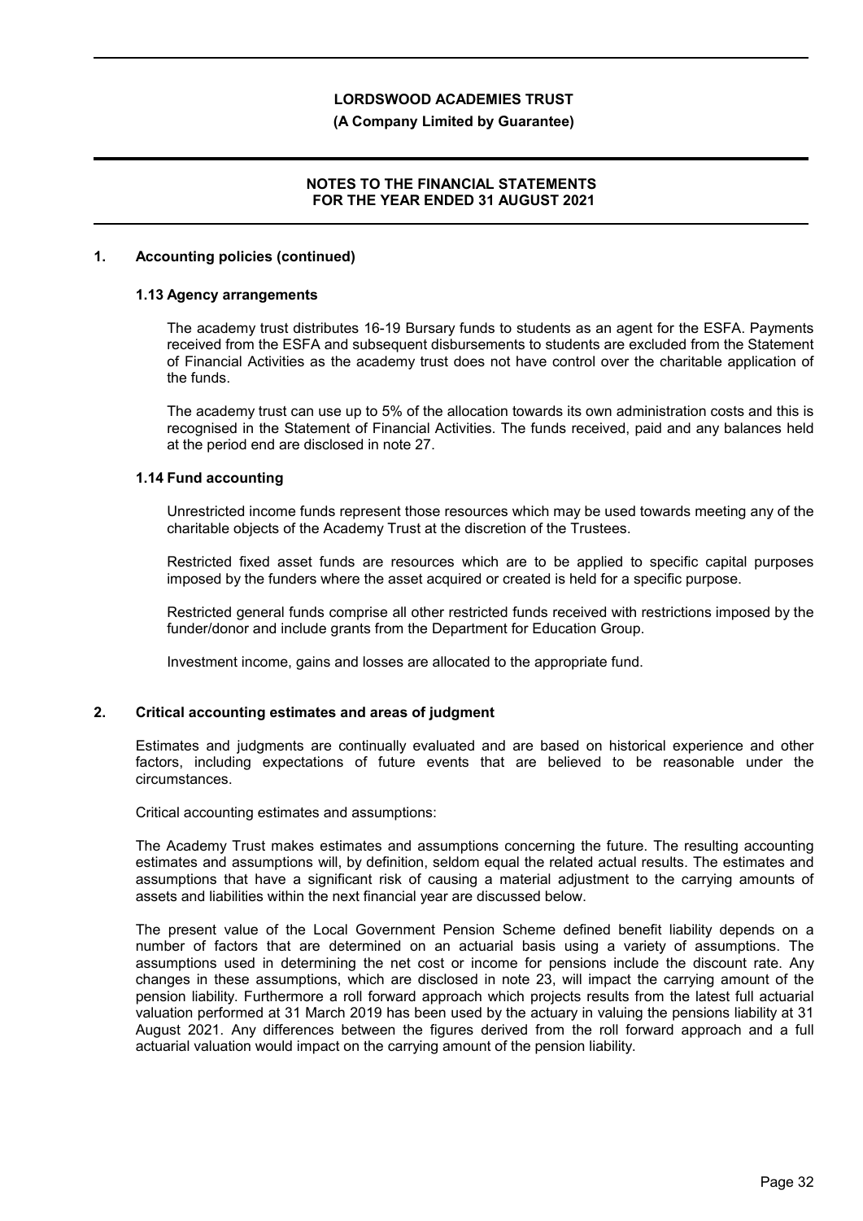## 1. Accounting policies (continued)

### 1.13 Agency arrangements

The academy trust distributes 16-19 Bursary funds to students as an agent for the ESFA. Payments received from the ESFA and subsequent disbursements to students are excluded from the Statement of Financial Activities as the academy trust does not have control over the charitable application of the funds.

The academy trust can use up to 5% of the allocation towards its own administration costs and this is recognised in the Statement of Financial Activities. The funds received, paid and any balances held at the period end are disclosed in note 27.

### 1.14 Fund accounting

Unrestricted income funds represent those resources which may be used towards meeting any of the charitable objects of the Academy Trust at the discretion of the Trustees.

Restricted fixed asset funds are resources which are to be applied to specific capital purposes imposed by the funders where the asset acquired or created is held for a specific purpose.

Restricted general funds comprise all other restricted funds received with restrictions imposed by the funder/donor and include grants from the Department for Education Group.

Investment income, gains and losses are allocated to the appropriate fund.

## 2. Critical accounting estimates and areas of judgment

Estimates and judgments are continually evaluated and are based on historical experience and other factors, including expectations of future events that are believed to be reasonable under the circumstances.

Critical accounting estimates and assumptions:

The Academy Trust makes estimates and assumptions concerning the future. The resulting accounting estimates and assumptions will, by definition, seldom equal the related actual results. The estimates and assumptions that have a significant risk of causing a material adjustment to the carrying amounts of assets and liabilities within the next financial year are discussed below.

The present value of the Local Government Pension Scheme defined benefit liability depends on a number of factors that are determined on an actuarial basis using a variety of assumptions. The assumptions used in determining the net cost or income for pensions include the discount rate. Any changes in these assumptions, which are disclosed in note 23, will impact the carrying amount of the pension liability. Furthermore a roll forward approach which projects results from the latest full actuarial valuation performed at 31 March 2019 has been used by the actuary in valuing the pensions liability at 31 August 2021. Any differences between the figures derived from the roll forward approach and a full actuarial valuation would impact on the carrying amount of the pension liability.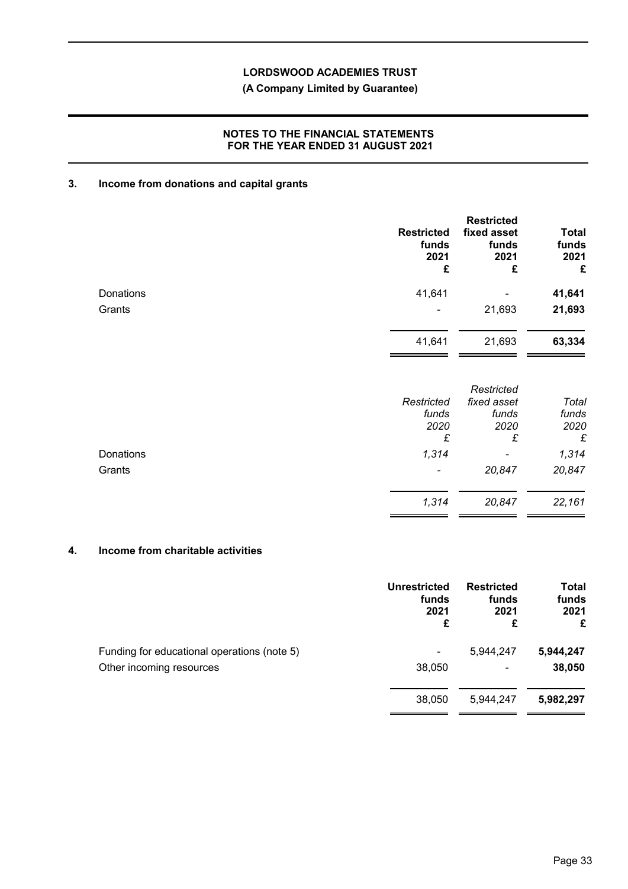**LORDSWOOD ACADEMIES TRUST**

**(A Company Limited by Guarantee)**

**NOTES TO THE FINANCIAL STATEMENTS FOR THE YEAR ENDED 31 AUGUST 2021**

## 3. Income from donations and capital grants

| | Restricted funds 2021 £ | Restricted fixed asset funds 2021 £ | Total funds 2021 £ |
|---|---|---|---|
| Donations | 41,641 | - | **41,641** |
| Grants | - | 21,693 | **21,693** |
| | 41,641 | 21,693 | **63,334** |

| | *Restricted funds 2020 £* | *Restricted fixed asset funds 2020 £* | *Total funds 2020 £* |
|---|---|---|---|
| Donations | *1,314* | - | *1,314* |
| Grants | - | *20,847* | *20,847* |
| | *1,314* | *20,847* | *22,161* |

## 4. Income from charitable activities

| | Unrestricted funds 2021 £ | Restricted funds 2021 £ | Total funds 2021 £ |
|---|---|---|---|
| Funding for educational operations (note 5) | - | 5,944,247 | **5,944,247** |
| Other incoming resources | 38,050 | - | **38,050** |
| | 38,050 | 5,944,247 | **5,982,297** |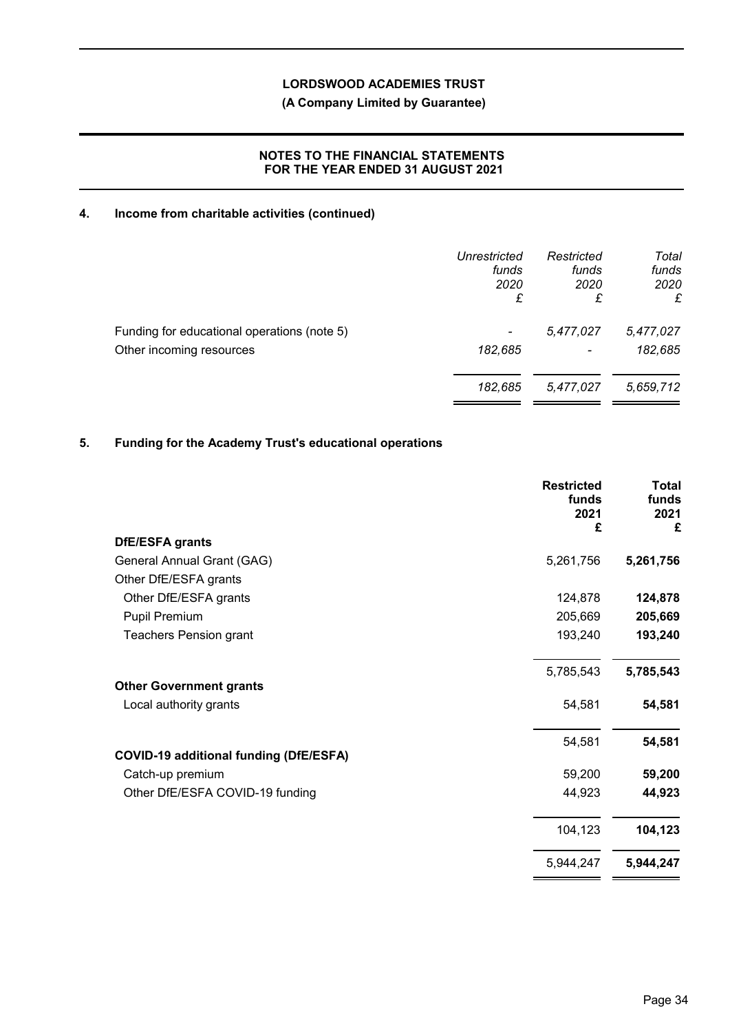## 4. Income from charitable activities (continued)

| | *Unrestricted funds 2020 £* | *Restricted funds 2020 £* | *Total funds 2020 £* |
|---|---|---|---|
| Funding for educational operations (note 5) | *-* | *5,477,027* | *5,477,027* |
| Other incoming resources | *182,685* | *-* | *182,685* |
| | *182,685* | *5,477,027* | *5,659,712* |

## 5. Funding for the Academy Trust's educational operations

| | **Restricted funds 2021 £** | **Total funds 2021 £** |
|---|---|---|
| **DfE/ESFA grants** | | |
| General Annual Grant (GAG) | 5,261,756 | **5,261,756** |
| Other DfE/ESFA grants | | |
| Other DfE/ESFA grants | 124,878 | **124,878** |
| Pupil Premium | 205,669 | **205,669** |
| Teachers Pension grant | 193,240 | **193,240** |
| | 5,785,543 | **5,785,543** |
| **Other Government grants** | | |
| Local authority grants | 54,581 | **54,581** |
| | 54,581 | **54,581** |
| **COVID-19 additional funding (DfE/ESFA)** | | |
| Catch-up premium | 59,200 | **59,200** |
| Other DfE/ESFA COVID-19 funding | 44,923 | **44,923** |
| | 104,123 | **104,123** |
| | 5,944,247 | **5,944,247** |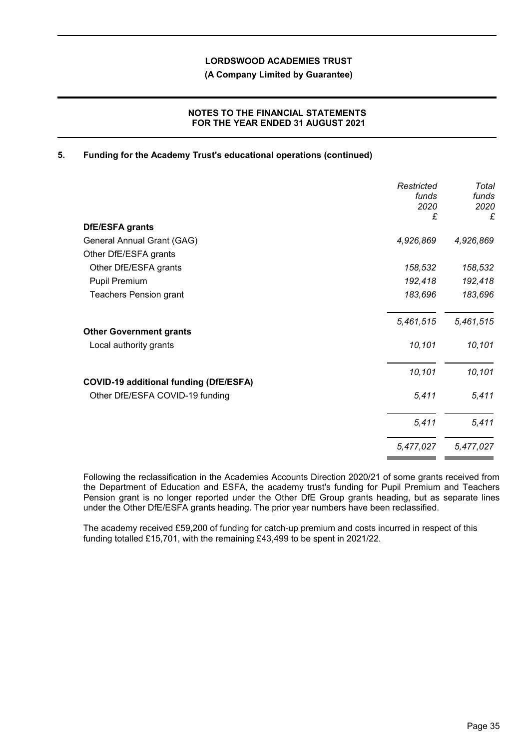## 5. Funding for the Academy Trust's educational operations (continued)

| | *Restricted funds 2020 £* | *Total funds 2020 £* |
|---|---|---|
| **DfE/ESFA grants** | | |
| General Annual Grant (GAG) | *4,926,869* | *4,926,869* |
| Other DfE/ESFA grants | | |
| Other DfE/ESFA grants | *158,532* | *158,532* |
| Pupil Premium | *192,418* | *192,418* |
| Teachers Pension grant | *183,696* | *183,696* |
| | *5,461,515* | *5,461,515* |
| **Other Government grants** | | |
| Local authority grants | *10,101* | *10,101* |
| | *10,101* | *10,101* |
| **COVID-19 additional funding (DfE/ESFA)** | | |
| Other DfE/ESFA COVID-19 funding | *5,411* | *5,411* |
| | *5,411* | *5,411* |
| | *5,477,027* | *5,477,027* |

Following the reclassification in the Academies Accounts Direction 2020/21 of some grants received from the Department of Education and ESFA, the academy trust's funding for Pupil Premium and Teachers Pension grant is no longer reported under the Other DfE Group grants heading, but as separate lines under the Other DfE/ESFA grants heading. The prior year numbers have been reclassified.

The academy received £59,200 of funding for catch-up premium and costs incurred in respect of this funding totalled £15,701, with the remaining £43,499 to be spent in 2021/22.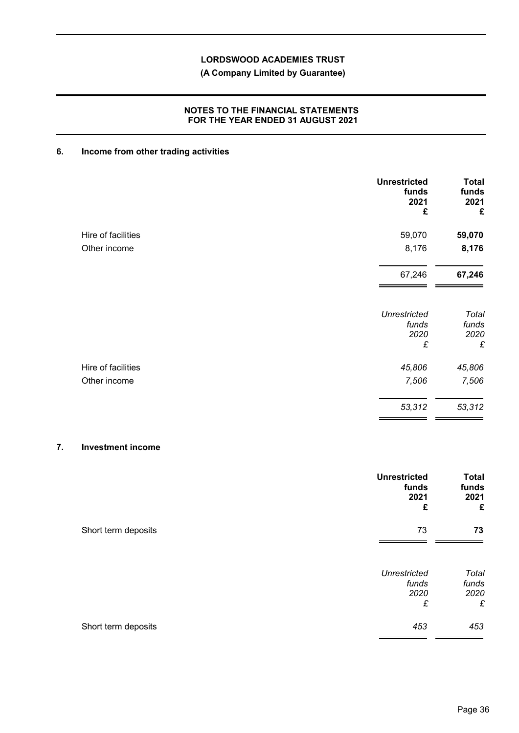**LORDSWOOD ACADEMIES TRUST**

**(A Company Limited by Guarantee)**

**NOTES TO THE FINANCIAL STATEMENTS FOR THE YEAR ENDED 31 AUGUST 2021**

## 6. Income from other trading activities

| | Unrestricted funds 2021 £ | Total funds 2021 £ |
|---|---|---|
| Hire of facilities | 59,070 | **59,070** |
| Other income | 8,176 | **8,176** |
| | 67,246 | **67,246** |

| | *Unrestricted funds 2020 £* | *Total funds 2020 £* |
|---|---|---|
| Hire of facilities | *45,806* | *45,806* |
| Other income | *7,506* | *7,506* |
| | *53,312* | *53,312* |

## 7. Investment income

| | Unrestricted funds 2021 £ | Total funds 2021 £ |
|---|---|---|
| Short term deposits | 73 | **73** |

| | *Unrestricted funds 2020 £* | *Total funds 2020 £* |
|---|---|---|
| Short term deposits | *453* | *453* |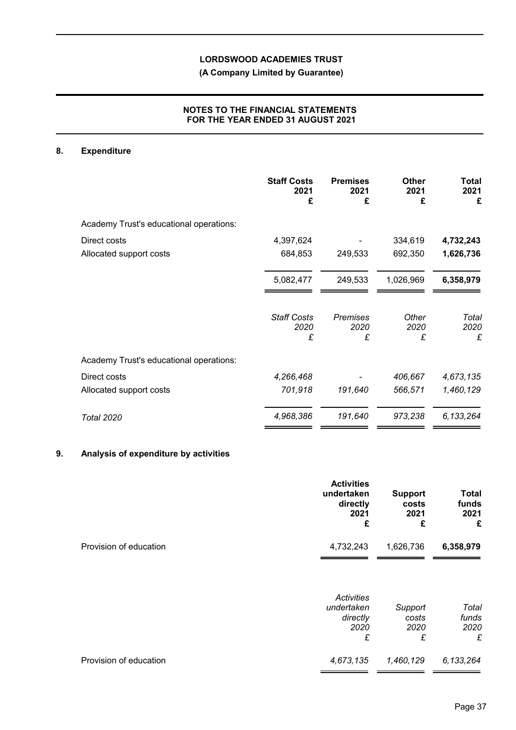**LORDSWOOD ACADEMIES TRUST**

**(A Company Limited by Guarantee)**

**NOTES TO THE FINANCIAL STATEMENTS FOR THE YEAR ENDED 31 AUGUST 2021**

## 8. Expenditure

| | **Staff Costs 2021 £** | **Premises 2021 £** | **Other 2021 £** | **Total 2021 £** |
|---|---|---|---|---|
| Academy Trust's educational operations: | | | | |
| Direct costs | 4,397,624 | - | 334,619 | **4,732,243** |
| Allocated support costs | 684,853 | 249,533 | 692,350 | **1,626,736** |
| | 5,082,477 | 249,533 | 1,026,969 | **6,358,979** |

| | *Staff Costs 2020 £* | *Premises 2020 £* | *Other 2020 £* | *Total 2020 £* |
|---|---|---|---|---|
| Academy Trust's educational operations: | | | | |
| Direct costs | *4,266,468* | - | *406,667* | *4,673,135* |
| Allocated support costs | *701,918* | *191,640* | *566,571* | *1,460,129* |
| *Total 2020* | *4,968,386* | *191,640* | *973,238* | *6,133,264* |

## 9. Analysis of expenditure by activities

| | **Activities undertaken directly 2021 £** | **Support costs 2021 £** | **Total funds 2021 £** |
|---|---|---|---|
| Provision of education | 4,732,243 | 1,626,736 | **6,358,979** |

| | *Activities undertaken directly 2020 £* | *Support costs 2020 £* | *Total funds 2020 £* |
|---|---|---|---|
| Provision of education | *4,673,135* | *1,460,129* | *6,133,264* |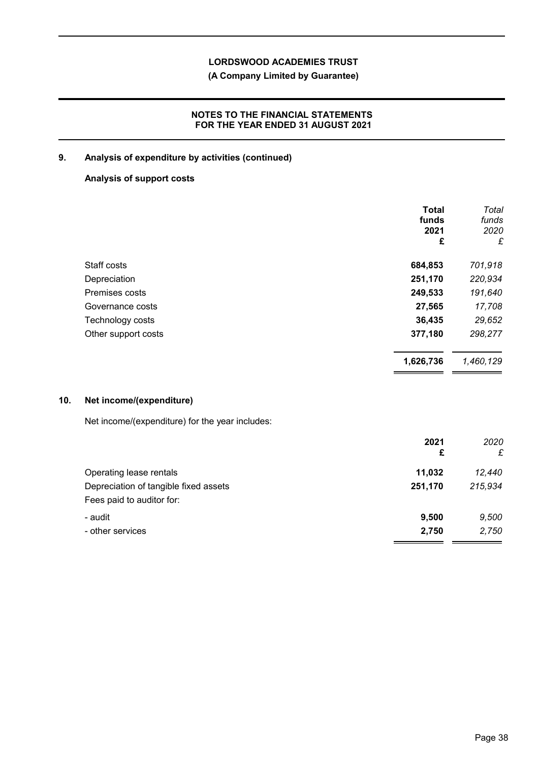## 9. Analysis of expenditure by activities (continued)

### Analysis of support costs

| | Total funds 2021 £ | *Total funds 2020 £* |
|---|---|---|
| Staff costs | **684,853** | *701,918* |
| Depreciation | **251,170** | *220,934* |
| Premises costs | **249,533** | *191,640* |
| Governance costs | **27,565** | *17,708* |
| Technology costs | **36,435** | *29,652* |
| Other support costs | **377,180** | *298,277* |
| | **1,626,736** | *1,460,129* |

## 10. Net income/(expenditure)

Net income/(expenditure) for the year includes:

| | 2021 £ | *2020 £* |
|---|---|---|
| Operating lease rentals | **11,032** | *12,440* |
| Depreciation of tangible fixed assets | **251,170** | *215,934* |
| Fees paid to auditor for: | | |
| - audit | **9,500** | *9,500* |
| - other services | **2,750** | *2,750* |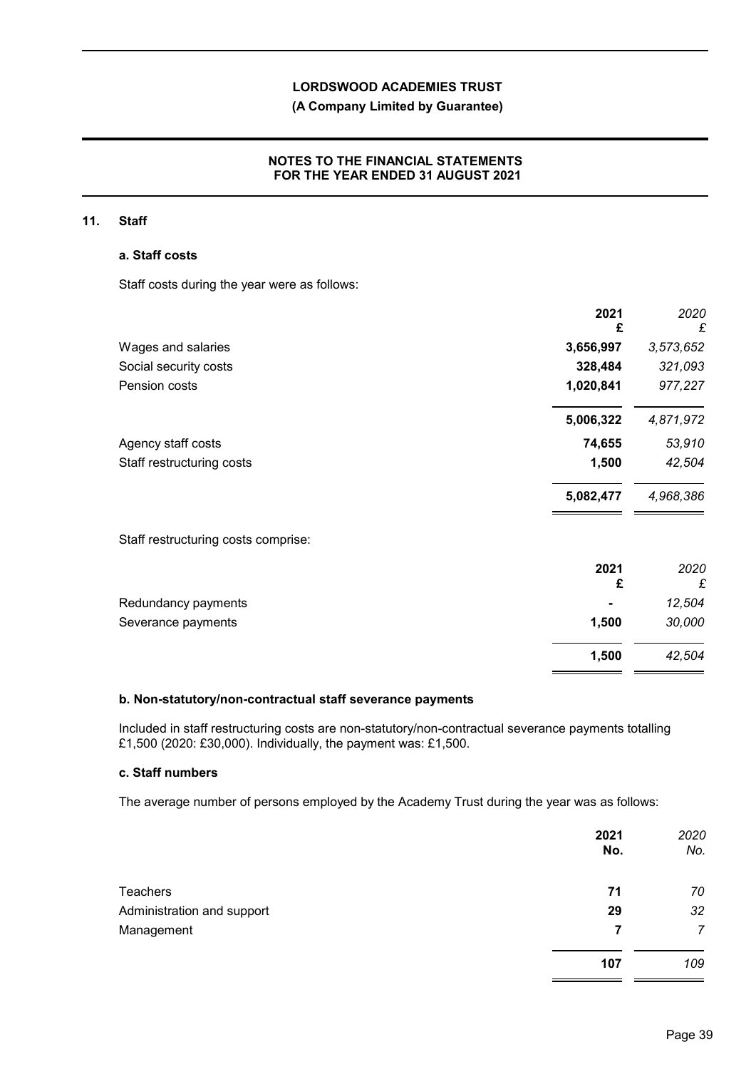LORDSWOOD ACADEMIES TRUST

(A Company Limited by Guarantee)

NOTES TO THE FINANCIAL STATEMENTS
FOR THE YEAR ENDED 31 AUGUST 2021

## 11. Staff

### a. Staff costs

Staff costs during the year were as follows:

| | 2021 £ | 2020 £ |
|---|---|---|
| Wages and salaries | 3,656,997 | 3,573,652 |
| Social security costs | 328,484 | 321,093 |
| Pension costs | 1,020,841 | 977,227 |
| | 5,006,322 | 4,871,972 |
| Agency staff costs | 74,655 | 53,910 |
| Staff restructuring costs | 1,500 | 42,504 |
| | 5,082,477 | 4,968,386 |

Staff restructuring costs comprise:

| | 2021 £ | 2020 £ |
|---|---|---|
| Redundancy payments | - | 12,504 |
| Severance payments | 1,500 | 30,000 |
| | 1,500 | 42,504 |

### b. Non-statutory/non-contractual staff severance payments

Included in staff restructuring costs are non-statutory/non-contractual severance payments totalling £1,500 (2020: £30,000). Individually, the payment was: £1,500.

### c. Staff numbers

The average number of persons employed by the Academy Trust during the year was as follows:

| | 2021 No. | 2020 No. |
|---|---|---|
| Teachers | 71 | 70 |
| Administration and support | 29 | 32 |
| Management | 7 | 7 |
| | 107 | 109 |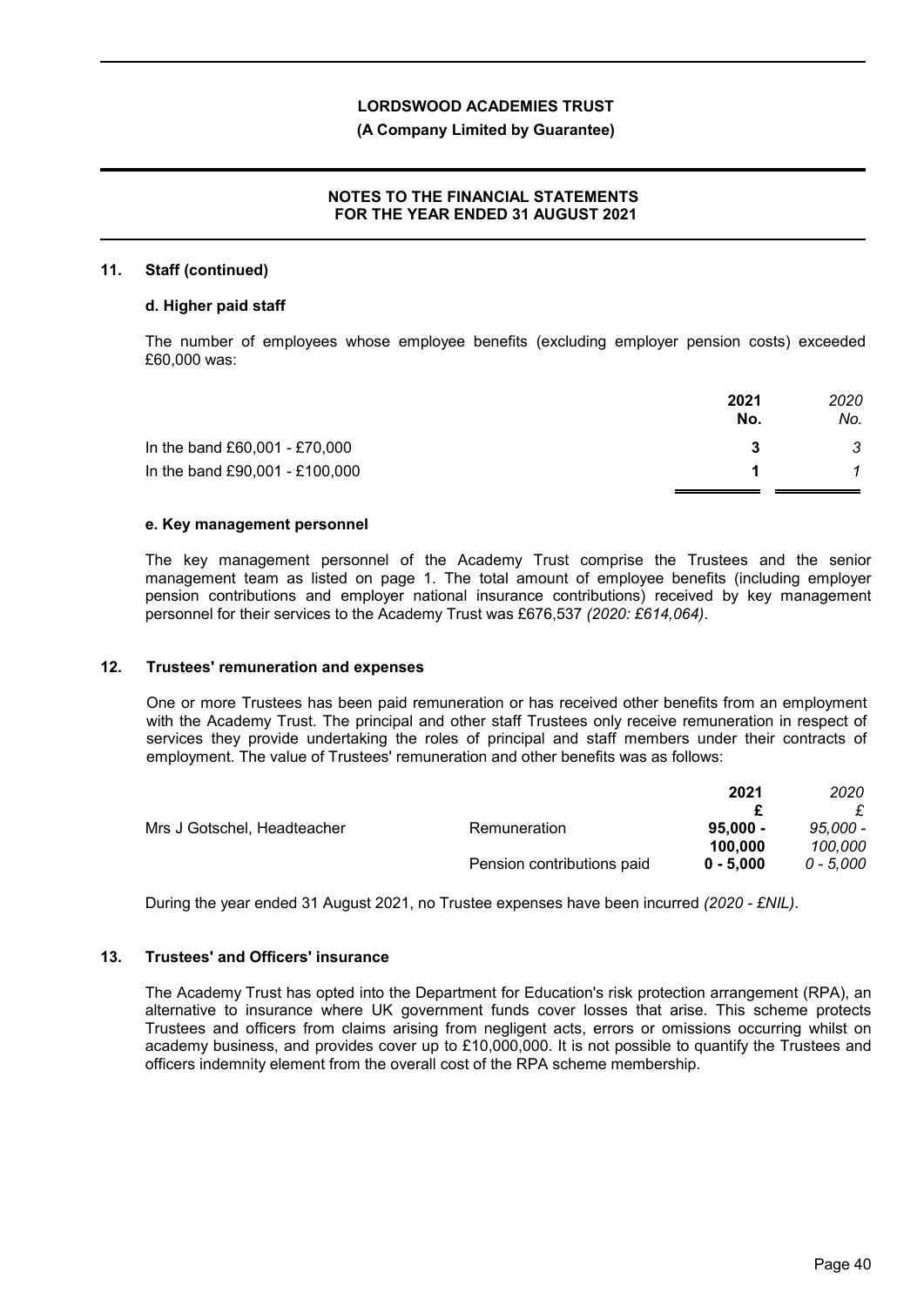## 11. Staff (continued)

### d. Higher paid staff

The number of employees whose employee benefits (excluding employer pension costs) exceeded £60,000 was:

| | **2021 No.** | *2020 No.* |
|---|---|---|
| In the band £60,001 - £70,000 | **3** | *3* |
| In the band £90,001 - £100,000 | **1** | *1* |

### e. Key management personnel

The key management personnel of the Academy Trust comprise the Trustees and the senior management team as listed on page 1. The total amount of employee benefits (including employer pension contributions and employer national insurance contributions) received by key management personnel for their services to the Academy Trust was £676,537 *(2020: £614,064)*.

## 12. Trustees' remuneration and expenses

One or more Trustees has been paid remuneration or has received other benefits from an employment with the Academy Trust. The principal and other staff Trustees only receive remuneration in respect of services they provide undertaking the roles of principal and staff members under their contracts of employment. The value of Trustees' remuneration and other benefits was as follows:

| | | **2021 £** | *2020 £* |
|---|---|---|---|
| Mrs J Gotschel, Headteacher | Remuneration | **95,000 - 100,000** | *95,000 - 100,000* |
| | Pension contributions paid | **0 - 5,000** | *0 - 5,000* |

During the year ended 31 August 2021, no Trustee expenses have been incurred *(2020 - £NIL)*.

## 13. Trustees' and Officers' insurance

The Academy Trust has opted into the Department for Education's risk protection arrangement (RPA), an alternative to insurance where UK government funds cover losses that arise. This scheme protects Trustees and officers from claims arising from negligent acts, errors or omissions occurring whilst on academy business, and provides cover up to £10,000,000. It is not possible to quantify the Trustees and officers indemnity element from the overall cost of the RPA scheme membership.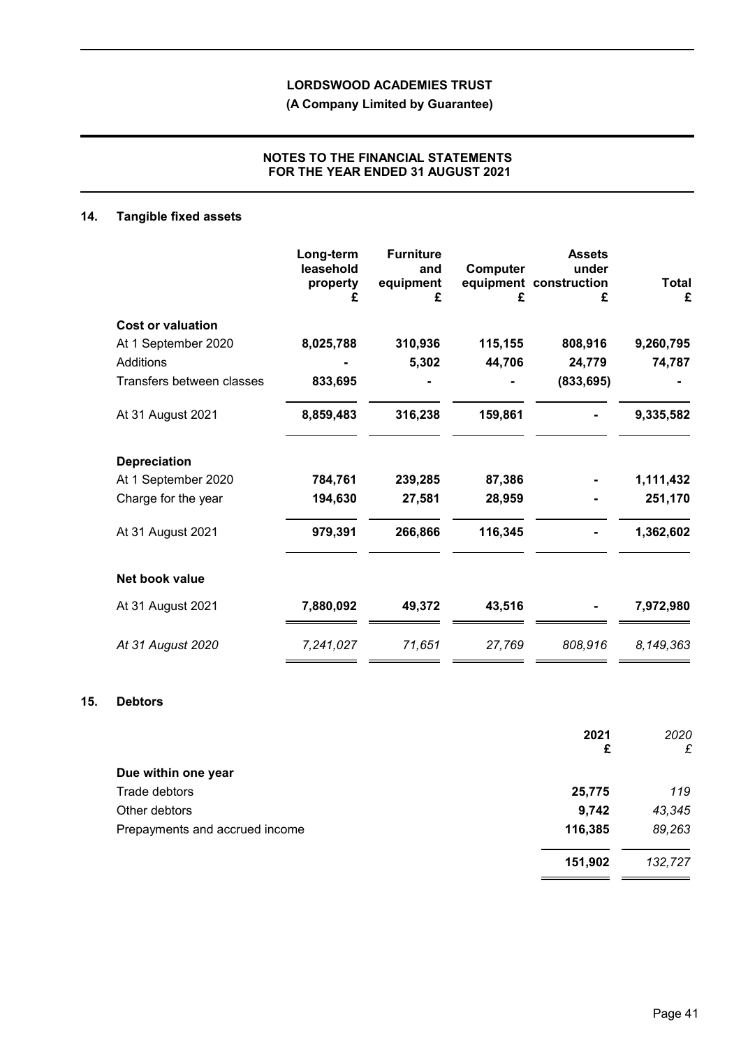**LORDSWOOD ACADEMIES TRUST**

**(A Company Limited by Guarantee)**

**NOTES TO THE FINANCIAL STATEMENTS FOR THE YEAR ENDED 31 AUGUST 2021**

## 14. Tangible fixed assets

| | Long-term leasehold property £ | Furniture and equipment £ | Computer equipment £ | Assets under construction £ | Total £ |
|---|---|---|---|---|---|
| **Cost or valuation** | | | | | |
| At 1 September 2020 | **8,025,788** | **310,936** | **115,155** | **808,916** | **9,260,795** |
| Additions | **-** | **5,302** | **44,706** | **24,779** | **74,787** |
| Transfers between classes | **833,695** | **-** | **-** | **(833,695)** | **-** |
| At 31 August 2021 | **8,859,483** | **316,238** | **159,861** | **-** | **9,335,582** |
| **Depreciation** | | | | | |
| At 1 September 2020 | **784,761** | **239,285** | **87,386** | **-** | **1,111,432** |
| Charge for the year | **194,630** | **27,581** | **28,959** | **-** | **251,170** |
| At 31 August 2021 | **979,391** | **266,866** | **116,345** | **-** | **1,362,602** |
| **Net book value** | | | | | |
| At 31 August 2021 | **7,880,092** | **49,372** | **43,516** | **-** | **7,972,980** |
| *At 31 August 2020* | *7,241,027* | *71,651* | *27,769* | *808,916* | *8,149,363* |

## 15. Debtors

| | 2021 £ | *2020 £* |
|---|---|---|
| **Due within one year** | | |
| Trade debtors | **25,775** | *119* |
| Other debtors | **9,742** | *43,345* |
| Prepayments and accrued income | **116,385** | *89,263* |
| | **151,902** | *132,727* |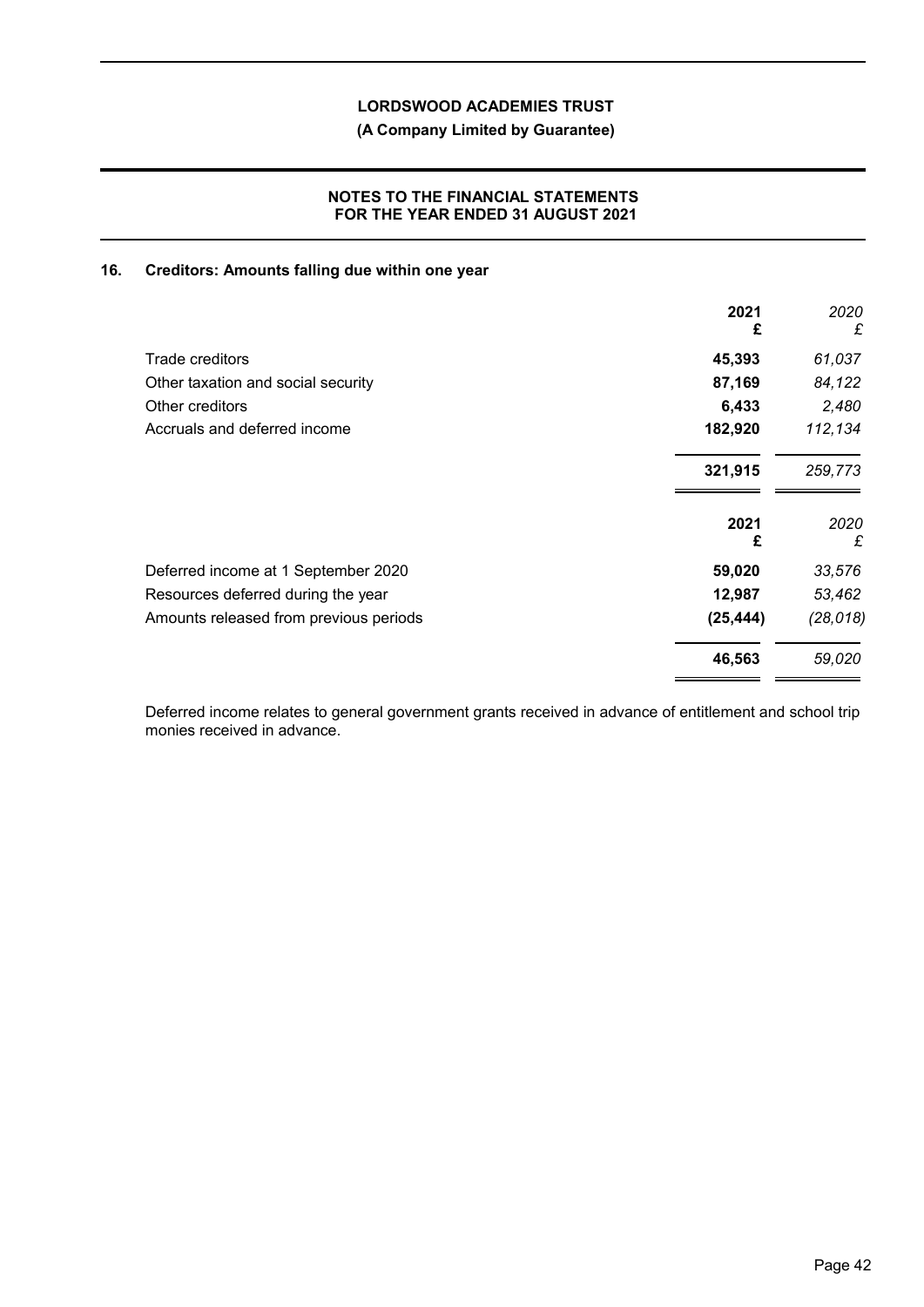## 16. Creditors: Amounts falling due within one year

| | 2021<br>£ | 2020<br>£ |
|---|---|---|
| Trade creditors | **45,393** | *61,037* |
| Other taxation and social security | **87,169** | *84,122* |
| Other creditors | **6,433** | *2,480* |
| Accruals and deferred income | **182,920** | *112,134* |
| | **321,915** | *259,773* |

| | 2021<br>£ | 2020<br>£ |
|---|---|---|
| Deferred income at 1 September 2020 | **59,020** | *33,576* |
| Resources deferred during the year | **12,987** | *53,462* |
| Amounts released from previous periods | **(25,444)** | *(28,018)* |
| | **46,563** | *59,020* |

Deferred income relates to general government grants received in advance of entitlement and school trip monies received in advance.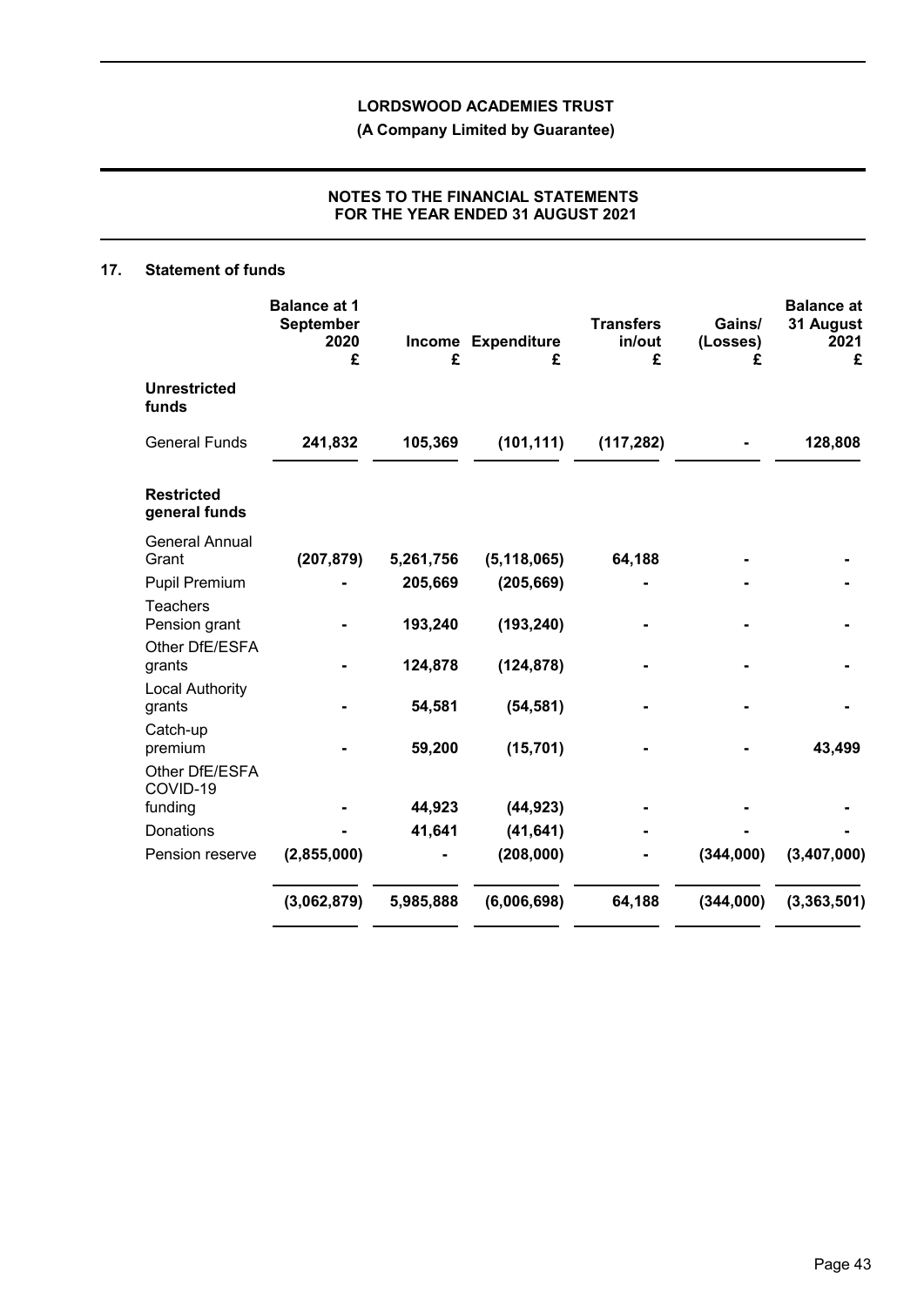## 17. Statement of funds

| | Balance at 1 September 2020 £ | Income £ | Expenditure £ | Transfers in/out £ | Gains/ (Losses) £ | Balance at 31 August 2021 £ |
|---|---|---|---|---|---|---|
| **Unrestricted funds** | | | | | | |
| General Funds | **241,832** | **105,369** | **(101,111)** | **(117,282)** | **-** | **128,808** |
| **Restricted general funds** | | | | | | |
| General Annual Grant | (207,879) | 5,261,756 | (5,118,065) | 64,188 | - | - |
| Pupil Premium | - | 205,669 | (205,669) | - | - | - |
| Teachers Pension grant | - | 193,240 | (193,240) | - | - | - |
| Other DfE/ESFA grants | - | 124,878 | (124,878) | - | - | - |
| Local Authority grants | - | 54,581 | (54,581) | - | - | - |
| Catch-up premium | - | 59,200 | (15,701) | - | - | 43,499 |
| Other DfE/ESFA COVID-19 funding | - | 44,923 | (44,923) | - | - | - |
| Donations | - | 41,641 | (41,641) | - | - | - |
| Pension reserve | (2,855,000) | - | (208,000) | - | (344,000) | (3,407,000) |
| | **(3,062,879)** | **5,985,888** | **(6,006,698)** | **64,188** | **(344,000)** | **(3,363,501)** |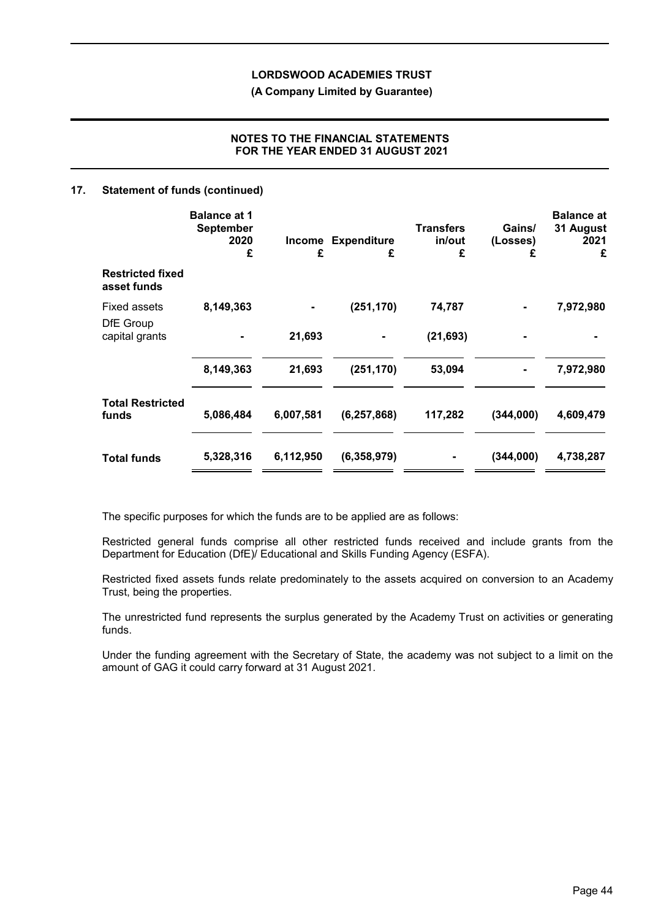## 17. Statement of funds (continued)

| | Balance at 1 September 2020 £ | Income £ | Expenditure £ | Transfers in/out £ | Gains/ (Losses) £ | Balance at 31 August 2021 £ |
|---|---|---|---|---|---|---|
| **Restricted fixed asset funds** | | | | | | |
| Fixed assets | **8,149,363** | **-** | **(251,170)** | **74,787** | **-** | **7,972,980** |
| DfE Group capital grants | **-** | **21,693** | **-** | **(21,693)** | **-** | **-** |
| | **8,149,363** | **21,693** | **(251,170)** | **53,094** | **-** | **7,972,980** |
| **Total Restricted funds** | **5,086,484** | **6,007,581** | **(6,257,868)** | **117,282** | **(344,000)** | **4,609,479** |
| **Total funds** | **5,328,316** | **6,112,950** | **(6,358,979)** | **-** | **(344,000)** | **4,738,287** |

The specific purposes for which the funds are to be applied are as follows:

Restricted general funds comprise all other restricted funds received and include grants from the Department for Education (DfE)/ Educational and Skills Funding Agency (ESFA).

Restricted fixed assets funds relate predominately to the assets acquired on conversion to an Academy Trust, being the properties.

The unrestricted fund represents the surplus generated by the Academy Trust on activities or generating funds.

Under the funding agreement with the Secretary of State, the academy was not subject to a limit on the amount of GAG it could carry forward at 31 August 2021.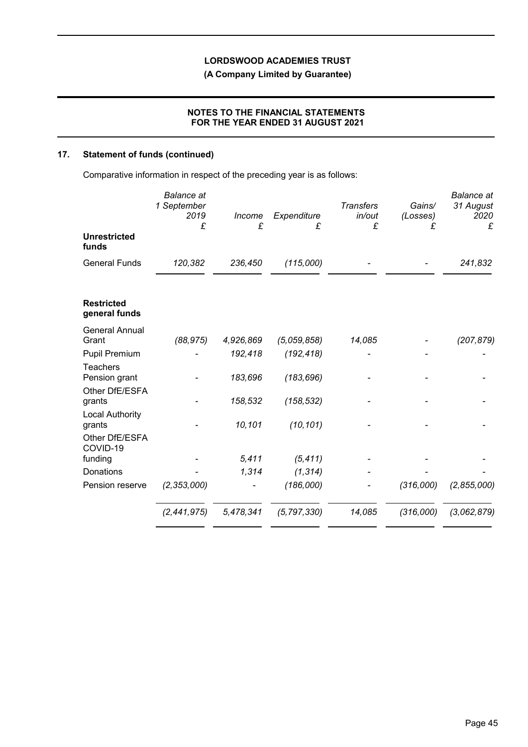## 17. Statement of funds (continued)

Comparative information in respect of the preceding year is as follows:

| | *Balance at 1 September 2019* £ | *Income* £ | *Expenditure* £ | *Transfers in/out* £ | *Gains/ (Losses)* £ | *Balance at 31 August 2020* £ |
|---|---|---|---|---|---|---|
| **Unrestricted funds** | | | | | | |
| General Funds | *120,382* | *236,450* | *(115,000)* | *-* | *-* | *241,832* |
| **Restricted general funds** | | | | | | |
| General Annual Grant | *(88,975)* | *4,926,869* | *(5,059,858)* | *14,085* | *-* | *(207,879)* |
| Pupil Premium | *-* | *192,418* | *(192,418)* | *-* | *-* | *-* |
| Teachers Pension grant | *-* | *183,696* | *(183,696)* | *-* | *-* | *-* |
| Other DfE/ESFA grants | *-* | *158,532* | *(158,532)* | *-* | *-* | *-* |
| Local Authority grants | *-* | *10,101* | *(10,101)* | *-* | *-* | *-* |
| Other DfE/ESFA COVID-19 funding | *-* | *5,411* | *(5,411)* | *-* | *-* | *-* |
| Donations | *-* | *1,314* | *(1,314)* | *-* | *-* | *-* |
| Pension reserve | *(2,353,000)* | *-* | *(186,000)* | *-* | *(316,000)* | *(2,855,000)* |
| | *(2,441,975)* | *5,478,341* | *(5,797,330)* | *14,085* | *(316,000)* | *(3,062,879)* |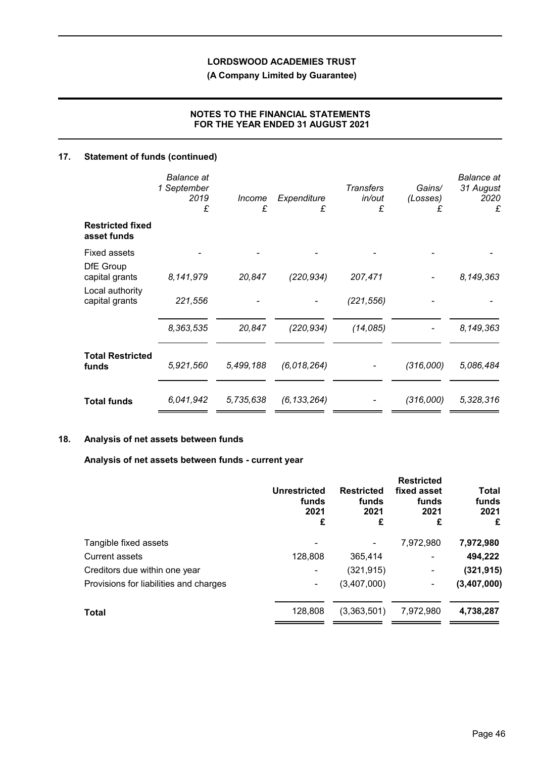## 17. Statement of funds (continued)

| | *Balance at 1 September 2019 £* | *Income £* | *Expenditure £* | *Transfers in/out £* | *Gains/ (Losses) £* | *Balance at 31 August 2020 £* |
|---|---|---|---|---|---|---|
| **Restricted fixed asset funds** | | | | | | |
| Fixed assets | - | - | - | - | - | - |
| DfE Group capital grants | *8,141,979* | *20,847* | *(220,934)* | *207,471* | - | *8,149,363* |
| Local authority capital grants | *221,556* | - | - | *(221,556)* | - | - |
| | *8,363,535* | *20,847* | *(220,934)* | *(14,085)* | - | *8,149,363* |
| **Total Restricted funds** | *5,921,560* | *5,499,188* | *(6,018,264)* | - | *(316,000)* | *5,086,484* |
| **Total funds** | *6,041,942* | *5,735,638* | *(6,133,264)* | - | *(316,000)* | *5,328,316* |

## 18. Analysis of net assets between funds

### Analysis of net assets between funds - current year

| | **Unrestricted funds 2021 £** | **Restricted funds 2021 £** | **Restricted fixed asset funds 2021 £** | **Total funds 2021 £** |
|---|---|---|---|---|
| Tangible fixed assets | - | - | 7,972,980 | **7,972,980** |
| Current assets | 128,808 | 365,414 | - | **494,222** |
| Creditors due within one year | - | (321,915) | - | **(321,915)** |
| Provisions for liabilities and charges | - | (3,407,000) | - | **(3,407,000)** |
| **Total** | 128,808 | (3,363,501) | 7,972,980 | **4,738,287** |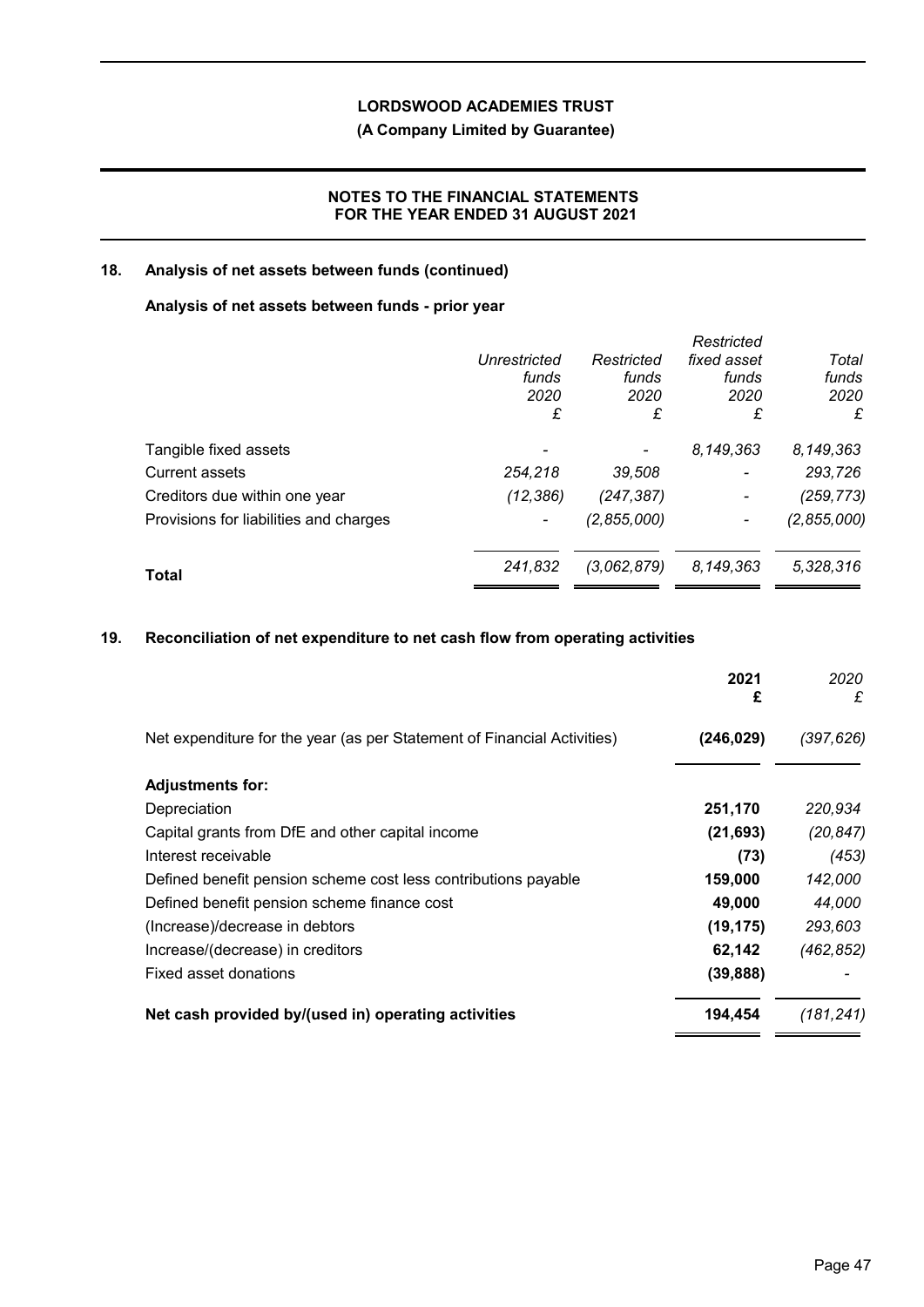## 18. Analysis of net assets between funds (continued)

### Analysis of net assets between funds - prior year

| | *Unrestricted funds 2020 £* | *Restricted funds 2020 £* | *Restricted fixed asset funds 2020 £* | *Total funds 2020 £* |
|---|---|---|---|---|
| Tangible fixed assets | - | - | *8,149,363* | *8,149,363* |
| Current assets | *254,218* | *39,508* | - | *293,726* |
| Creditors due within one year | *(12,386)* | *(247,387)* | - | *(259,773)* |
| Provisions for liabilities and charges | - | *(2,855,000)* | - | *(2,855,000)* |
| **Total** | *241,832* | *(3,062,879)* | *8,149,363* | *5,328,316* |

## 19. Reconciliation of net expenditure to net cash flow from operating activities

| | **2021 £** | *2020 £* |
|---|---|---|
| Net expenditure for the year (as per Statement of Financial Activities) | **(246,029)** | *(397,626)* |
| **Adjustments for:** | | |
| Depreciation | **251,170** | *220,934* |
| Capital grants from DfE and other capital income | **(21,693)** | *(20,847)* |
| Interest receivable | **(73)** | *(453)* |
| Defined benefit pension scheme cost less contributions payable | **159,000** | *142,000* |
| Defined benefit pension scheme finance cost | **49,000** | *44,000* |
| (Increase)/decrease in debtors | **(19,175)** | *293,603* |
| Increase/(decrease) in creditors | **62,142** | *(462,852)* |
| Fixed asset donations | **(39,888)** | - |
| **Net cash provided by/(used in) operating activities** | **194,454** | *(181,241)* |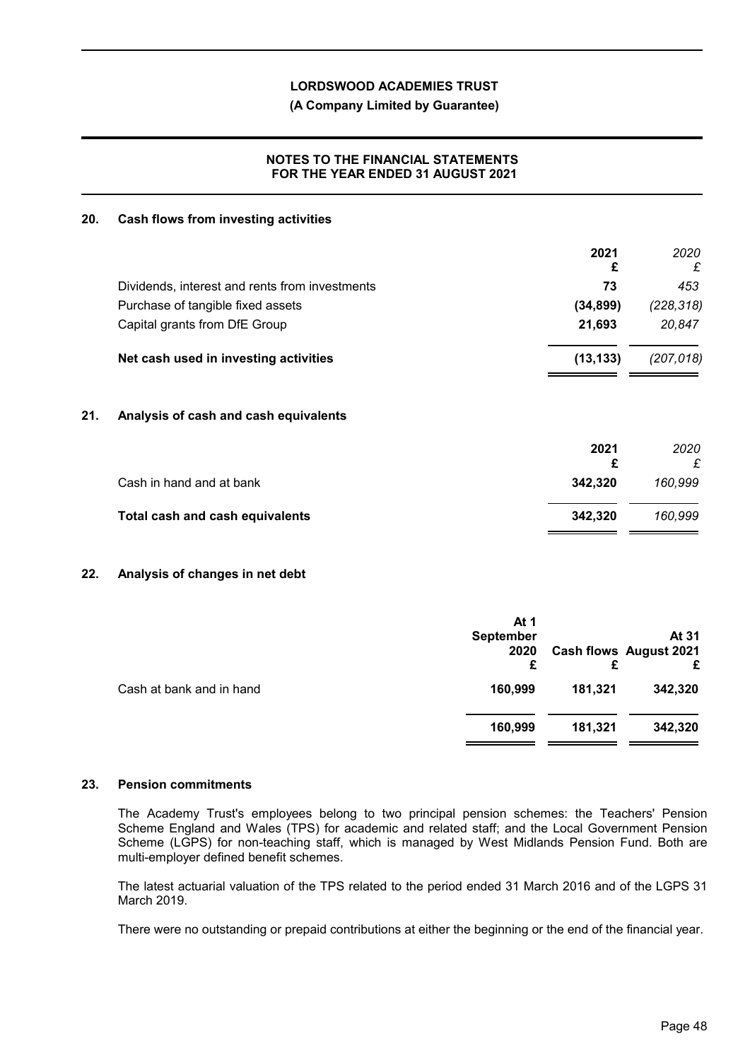**LORDSWOOD ACADEMIES TRUST**

**(A Company Limited by Guarantee)**

**NOTES TO THE FINANCIAL STATEMENTS FOR THE YEAR ENDED 31 AUGUST 2021**

## 20. Cash flows from investing activities

| | 2021 £ | *2020 £* |
|---|---|---|
| Dividends, interest and rents from investments | **73** | *453* |
| Purchase of tangible fixed assets | **(34,899)** | *(228,318)* |
| Capital grants from DfE Group | **21,693** | *20,847* |
| **Net cash used in investing activities** | **(13,133)** | *(207,018)* |

## 21. Analysis of cash and cash equivalents

| | 2021 £ | *2020 £* |
|---|---|---|
| Cash in hand and at bank | **342,320** | *160,999* |
| **Total cash and cash equivalents** | **342,320** | *160,999* |

## 22. Analysis of changes in net debt

| | At 1 September 2020 £ | Cash flows £ | At 31 August 2021 £ |
|---|---|---|---|
| Cash at bank and in hand | **160,999** | **181,321** | **342,320** |
| | **160,999** | **181,321** | **342,320** |

## 23. Pension commitments

The Academy Trust's employees belong to two principal pension schemes: the Teachers' Pension Scheme England and Wales (TPS) for academic and related staff; and the Local Government Pension Scheme (LGPS) for non-teaching staff, which is managed by West Midlands Pension Fund. Both are multi-employer defined benefit schemes.

The latest actuarial valuation of the TPS related to the period ended 31 March 2016 and of the LGPS 31 March 2019.

There were no outstanding or prepaid contributions at either the beginning or the end of the financial year.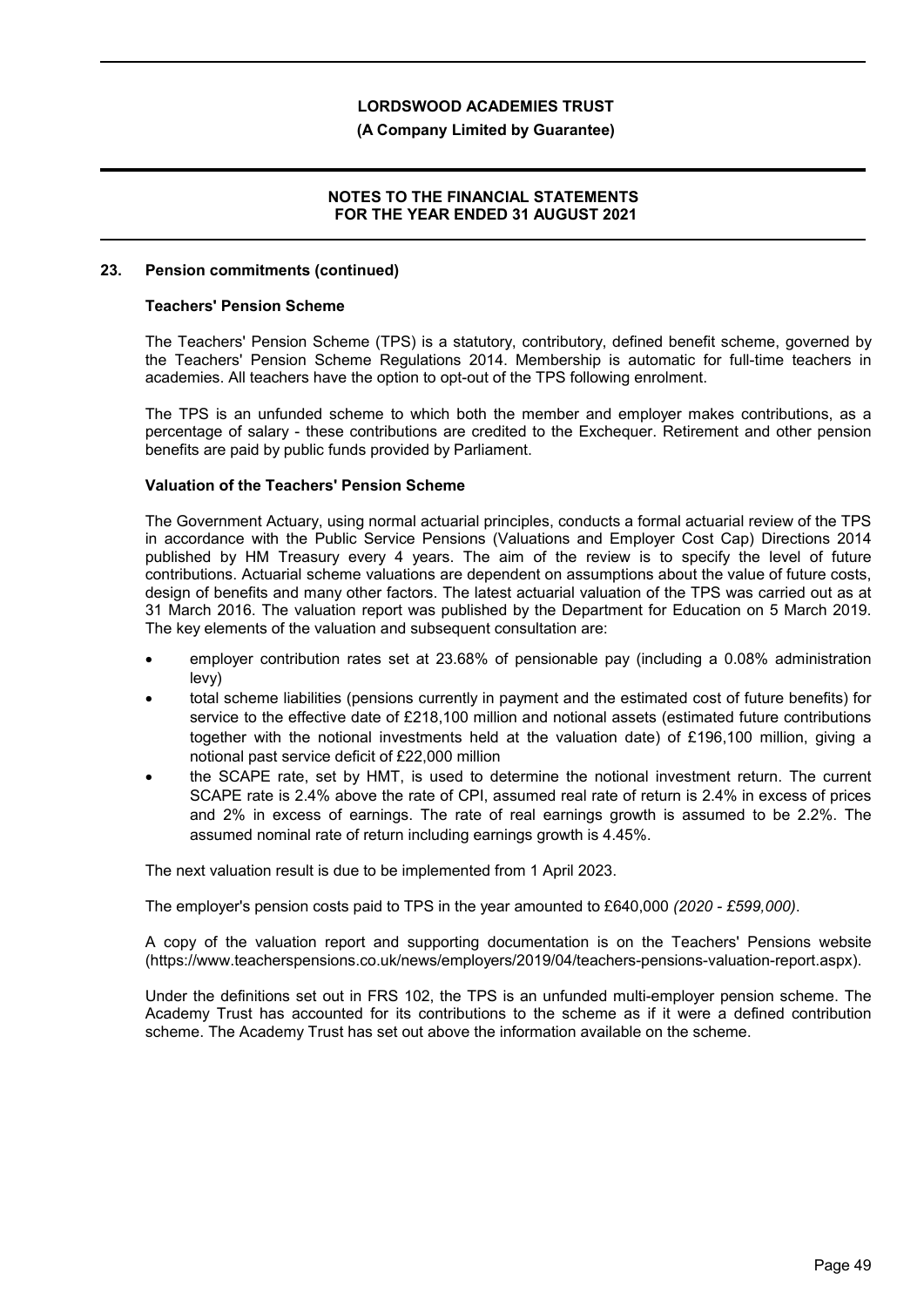## 23. Pension commitments (continued)

### Teachers' Pension Scheme

The Teachers' Pension Scheme (TPS) is a statutory, contributory, defined benefit scheme, governed by the Teachers' Pension Scheme Regulations 2014. Membership is automatic for full-time teachers in academies. All teachers have the option to opt-out of the TPS following enrolment.

The TPS is an unfunded scheme to which both the member and employer makes contributions, as a percentage of salary - these contributions are credited to the Exchequer. Retirement and other pension benefits are paid by public funds provided by Parliament.

### Valuation of the Teachers' Pension Scheme

The Government Actuary, using normal actuarial principles, conducts a formal actuarial review of the TPS in accordance with the Public Service Pensions (Valuations and Employer Cost Cap) Directions 2014 published by HM Treasury every 4 years. The aim of the review is to specify the level of future contributions. Actuarial scheme valuations are dependent on assumptions about the value of future costs, design of benefits and many other factors. The latest actuarial valuation of the TPS was carried out as at 31 March 2016. The valuation report was published by the Department for Education on 5 March 2019. The key elements of the valuation and subsequent consultation are:

- employer contribution rates set at 23.68% of pensionable pay (including a 0.08% administration levy)
- total scheme liabilities (pensions currently in payment and the estimated cost of future benefits) for service to the effective date of £218,100 million and notional assets (estimated future contributions together with the notional investments held at the valuation date) of £196,100 million, giving a notional past service deficit of £22,000 million
- the SCAPE rate, set by HMT, is used to determine the notional investment return. The current SCAPE rate is 2.4% above the rate of CPI, assumed real rate of return is 2.4% in excess of prices and 2% in excess of earnings. The rate of real earnings growth is assumed to be 2.2%. The assumed nominal rate of return including earnings growth is 4.45%.

The next valuation result is due to be implemented from 1 April 2023.

The employer's pension costs paid to TPS in the year amounted to £640,000 *(2020 - £599,000)*.

A copy of the valuation report and supporting documentation is on the Teachers' Pensions website (https://www.teacherspensions.co.uk/news/employers/2019/04/teachers-pensions-valuation-report.aspx).

Under the definitions set out in FRS 102, the TPS is an unfunded multi-employer pension scheme. The Academy Trust has accounted for its contributions to the scheme as if it were a defined contribution scheme. The Academy Trust has set out above the information available on the scheme.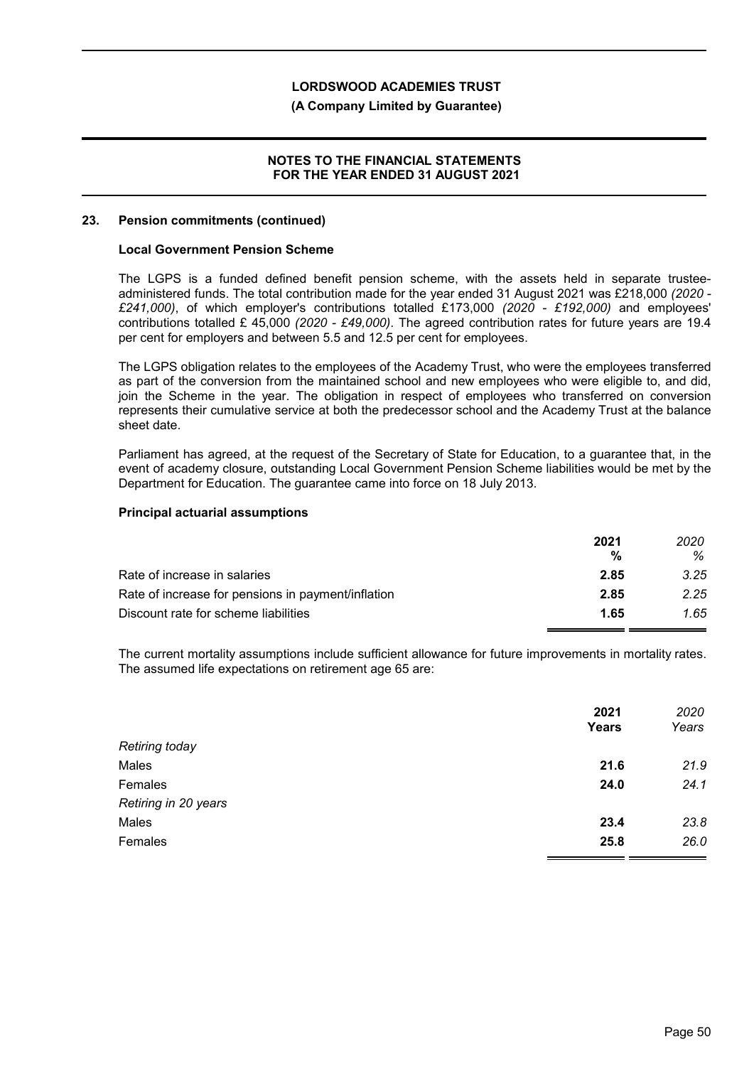## 23. Pension commitments (continued)

### Local Government Pension Scheme

The LGPS is a funded defined benefit pension scheme, with the assets held in separate trustee-administered funds. The total contribution made for the year ended 31 August 2021 was £218,000 *(2020 - £241,000)*, of which employer's contributions totalled £173,000 *(2020 - £192,000)* and employees' contributions totalled £ 45,000 *(2020 - £49,000)*. The agreed contribution rates for future years are 19.4 per cent for employers and between 5.5 and 12.5 per cent for employees.

The LGPS obligation relates to the employees of the Academy Trust, who were the employees transferred as part of the conversion from the maintained school and new employees who were eligible to, and did, join the Scheme in the year. The obligation in respect of employees who transferred on conversion represents their cumulative service at both the predecessor school and the Academy Trust at the balance sheet date.

Parliament has agreed, at the request of the Secretary of State for Education, to a guarantee that, in the event of academy closure, outstanding Local Government Pension Scheme liabilities would be met by the Department for Education. The guarantee came into force on 18 July 2013.

### Principal actuarial assumptions

| | **2021** | *2020* |
|---|---|---|
| | **%** | *%* |
| Rate of increase in salaries | **2.85** | *3.25* |
| Rate of increase for pensions in payment/inflation | **2.85** | *2.25* |
| Discount rate for scheme liabilities | **1.65** | *1.65* |

The current mortality assumptions include sufficient allowance for future improvements in mortality rates. The assumed life expectations on retirement age 65 are:

| | **2021** | *2020* |
|---|---|---|
| | **Years** | *Years* |
| *Retiring today* | | |
| Males | **21.6** | *21.9* |
| Females | **24.0** | *24.1* |
| *Retiring in 20 years* | | |
| Males | **23.4** | *23.8* |
| Females | **25.8** | *26.0* |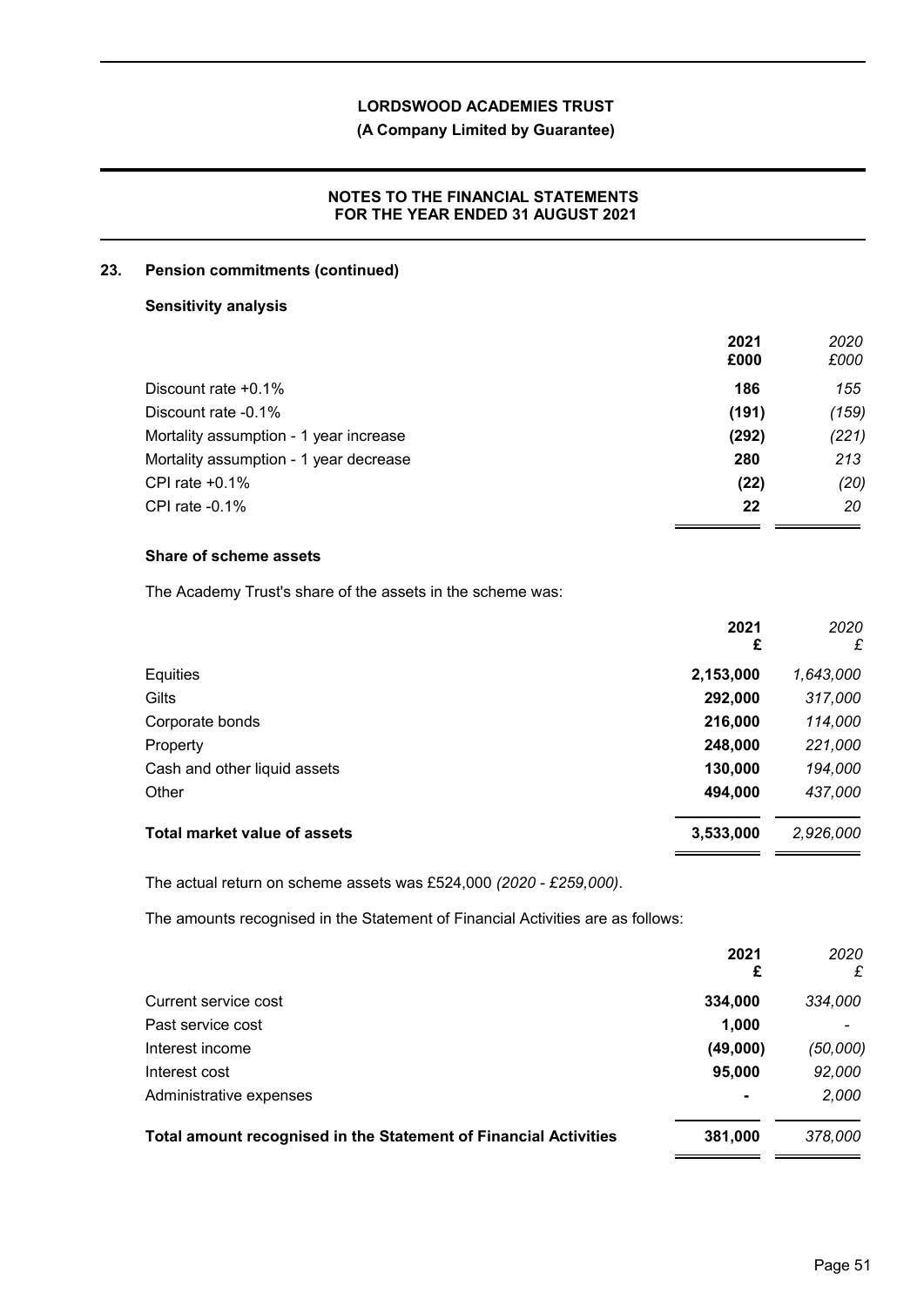## 23. Pension commitments (continued)

### Sensitivity analysis

| | 2021 £000 | *2020 £000* |
|---|---|---|
| Discount rate +0.1% | **186** | *155* |
| Discount rate -0.1% | **(191)** | *(159)* |
| Mortality assumption - 1 year increase | **(292)** | *(221)* |
| Mortality assumption - 1 year decrease | **280** | *213* |
| CPI rate +0.1% | **(22)** | *(20)* |
| CPI rate -0.1% | **22** | *20* |

### Share of scheme assets

The Academy Trust's share of the assets in the scheme was:

| | 2021 £ | *2020 £* |
|---|---|---|
| Equities | **2,153,000** | *1,643,000* |
| Gilts | **292,000** | *317,000* |
| Corporate bonds | **216,000** | *114,000* |
| Property | **248,000** | *221,000* |
| Cash and other liquid assets | **130,000** | *194,000* |
| Other | **494,000** | *437,000* |
| **Total market value of assets** | **3,533,000** | *2,926,000* |

The actual return on scheme assets was £524,000 *(2020 - £259,000)*.

The amounts recognised in the Statement of Financial Activities are as follows:

| | 2021 £ | *2020 £* |
|---|---|---|
| Current service cost | **334,000** | *334,000* |
| Past service cost | **1,000** | *-* |
| Interest income | **(49,000)** | *(50,000)* |
| Interest cost | **95,000** | *92,000* |
| Administrative expenses | **-** | *2,000* |
| **Total amount recognised in the Statement of Financial Activities** | **381,000** | *378,000* |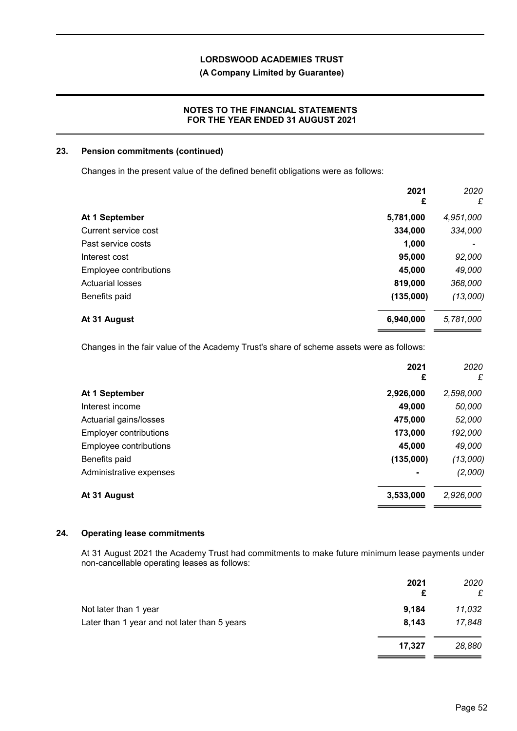## 23. Pension commitments (continued)

Changes in the present value of the defined benefit obligations were as follows:

| | 2021 £ | *2020 £* |
|---|---|---|
| **At 1 September** | **5,781,000** | *4,951,000* |
| Current service cost | **334,000** | *334,000* |
| Past service costs | **1,000** | *-* |
| Interest cost | **95,000** | *92,000* |
| Employee contributions | **45,000** | *49,000* |
| Actuarial losses | **819,000** | *368,000* |
| Benefits paid | **(135,000)** | *(13,000)* |
| **At 31 August** | **6,940,000** | *5,781,000* |

Changes in the fair value of the Academy Trust's share of scheme assets were as follows:

| | 2021 £ | *2020 £* |
|---|---|---|
| **At 1 September** | **2,926,000** | *2,598,000* |
| Interest income | **49,000** | *50,000* |
| Actuarial gains/losses | **475,000** | *52,000* |
| Employer contributions | **173,000** | *192,000* |
| Employee contributions | **45,000** | *49,000* |
| Benefits paid | **(135,000)** | *(13,000)* |
| Administrative expenses | **-** | *(2,000)* |
| **At 31 August** | **3,533,000** | *2,926,000* |

## 24. Operating lease commitments

At 31 August 2021 the Academy Trust had commitments to make future minimum lease payments under non-cancellable operating leases as follows:

| | 2021 £ | *2020 £* |
|---|---|---|
| Not later than 1 year | **9,184** | *11,032* |
| Later than 1 year and not later than 5 years | **8,143** | *17,848* |
| | **17,327** | *28,880* |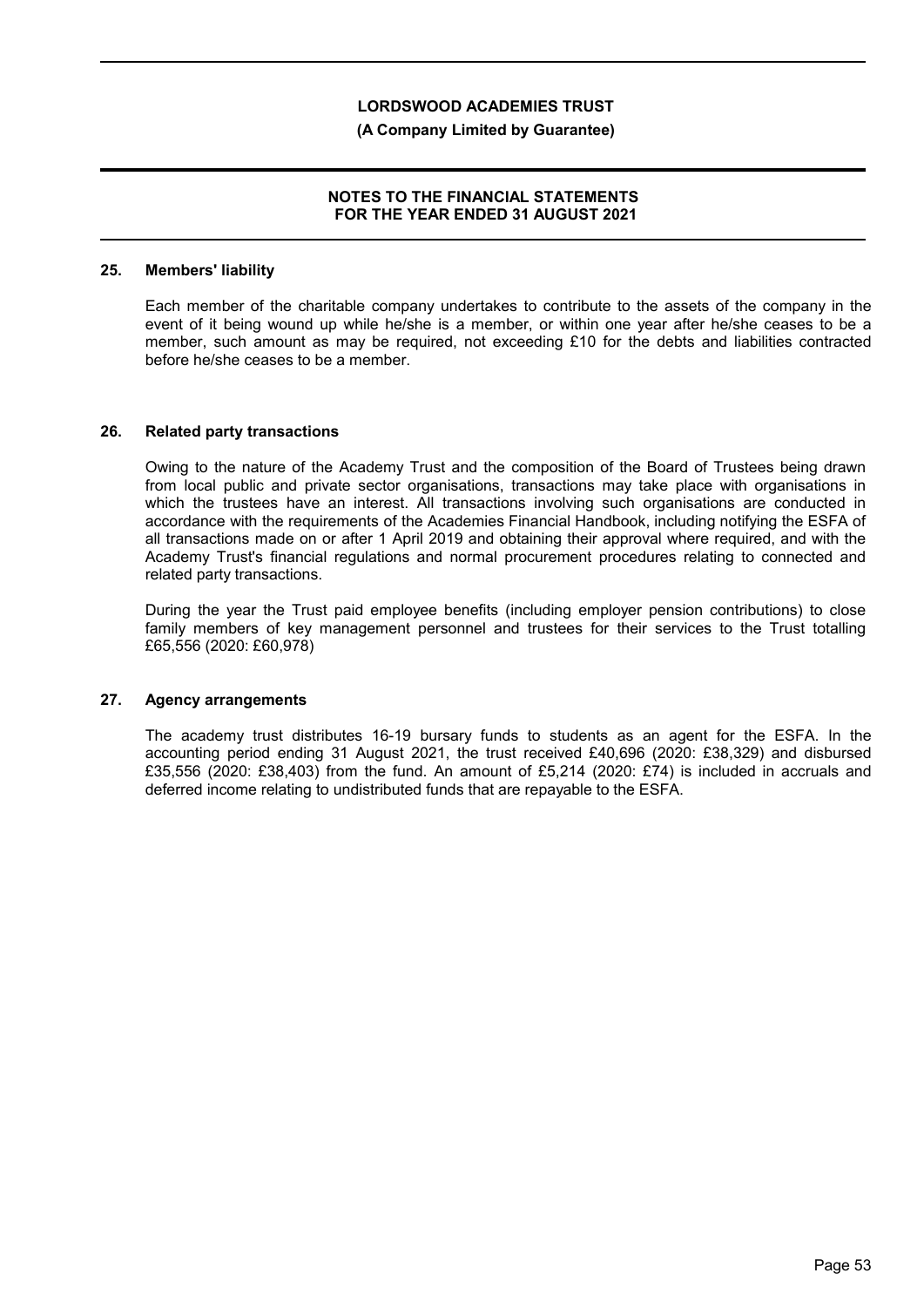## 25. Members' liability

Each member of the charitable company undertakes to contribute to the assets of the company in the event of it being wound up while he/she is a member, or within one year after he/she ceases to be a member, such amount as may be required, not exceeding £10 for the debts and liabilities contracted before he/she ceases to be a member.

## 26. Related party transactions

Owing to the nature of the Academy Trust and the composition of the Board of Trustees being drawn from local public and private sector organisations, transactions may take place with organisations in which the trustees have an interest. All transactions involving such organisations are conducted in accordance with the requirements of the Academies Financial Handbook, including notifying the ESFA of all transactions made on or after 1 April 2019 and obtaining their approval where required, and with the Academy Trust's financial regulations and normal procurement procedures relating to connected and related party transactions.

During the year the Trust paid employee benefits (including employer pension contributions) to close family members of key management personnel and trustees for their services to the Trust totalling £65,556 (2020: £60,978)

## 27. Agency arrangements

The academy trust distributes 16-19 bursary funds to students as an agent for the ESFA. In the accounting period ending 31 August 2021, the trust received £40,696 (2020: £38,329) and disbursed £35,556 (2020: £38,403) from the fund. An amount of £5,214 (2020: £74) is included in accruals and deferred income relating to undistributed funds that are repayable to the ESFA.